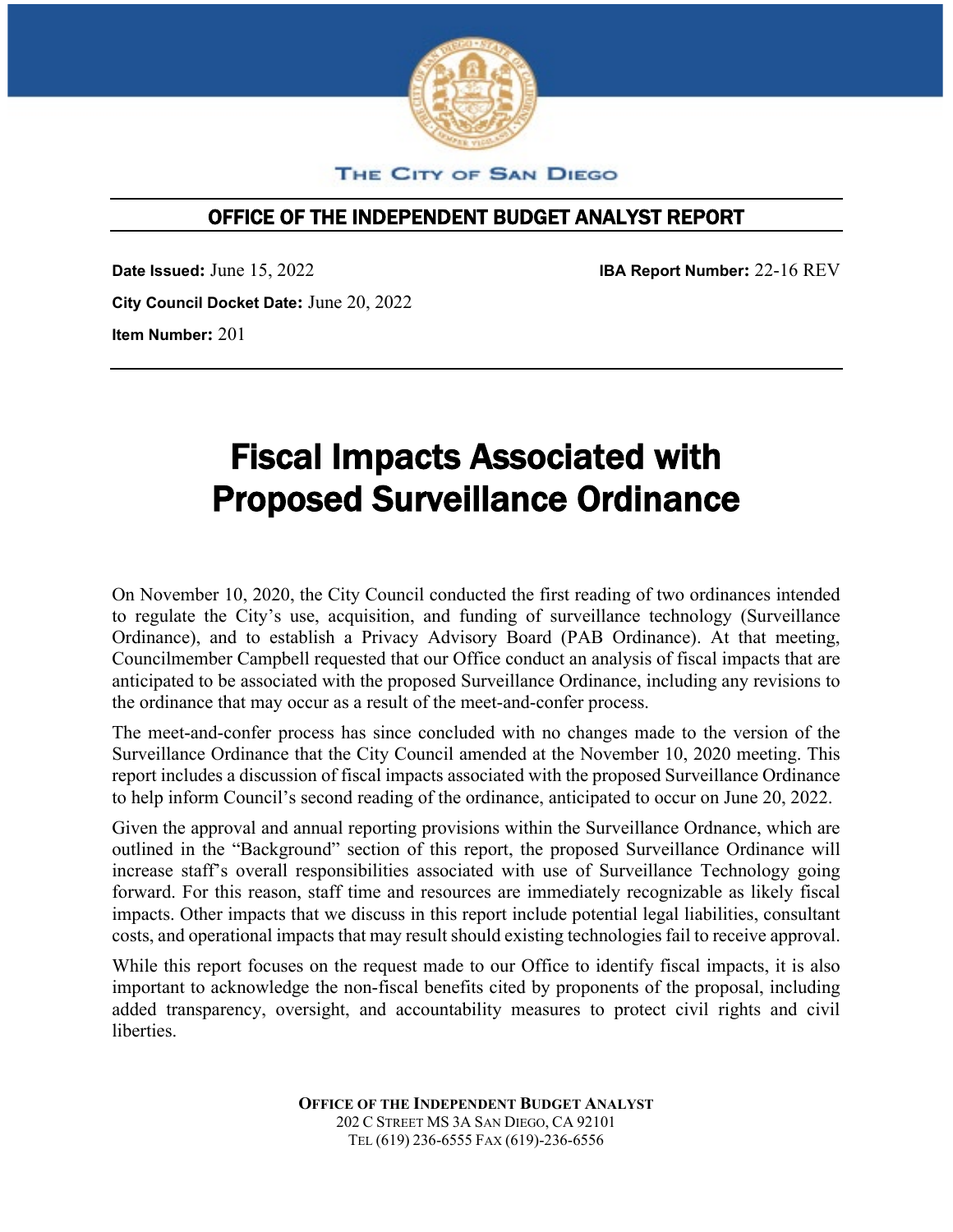THE CITY OF SAN DIEGO

## OFFICE OF THE INDEPENDENT BUDGET ANALYST REPORT

**Date Issued:** June 15, 2022 **IBA Report Number:** 22-16 REV

**City Council Docket Date:** June 20, 2022

**Item Number:** 201

# Fiscal Impacts Associated with Proposed Surveillance Ordinance

On November 10, 2020, the City Council conducted the first reading of two ordinances intended to regulate the City's use, acquisition, and funding of surveillance technology (Surveillance Ordinance), and to establish a Privacy Advisory Board (PAB Ordinance). At that meeting, Councilmember Campbell requested that our Office conduct an analysis of fiscal impacts that are anticipated to be associated with the proposed Surveillance Ordinance, including any revisions to the ordinance that may occur as a result of the meet-and-confer process.

The meet-and-confer process has since concluded with no changes made to the version of the Surveillance Ordinance that the City Council amended at the November 10, 2020 meeting. This report includes a discussion of fiscal impacts associated with the proposed Surveillance Ordinance to help inform Council's second reading of the ordinance, anticipated to occur on June 20, 2022.

Given the approval and annual reporting provisions within the Surveillance Ordnance, which are outlined in the "Background" section of this report, the proposed Surveillance Ordinance will increase staff's overall responsibilities associated with use of Surveillance Technology going forward. For this reason, staff time and resources are immediately recognizable as likely fiscal impacts. Other impacts that we discuss in this report include potential legal liabilities, consultant costs, and operational impacts that may result should existing technologies fail to receive approval.

While this report focuses on the request made to our Office to identify fiscal impacts, it is also important to acknowledge the non-fiscal benefits cited by proponents of the proposal, including added transparency, oversight, and accountability measures to protect civil rights and civil liberties.

**OFFICE OF THE INDEPENDENT BUDGET ANALYST**
202 C STREET MS 3A SAN DIEGO, CA 92101
TEL (619) 236-6555 FAX (619)-236-6556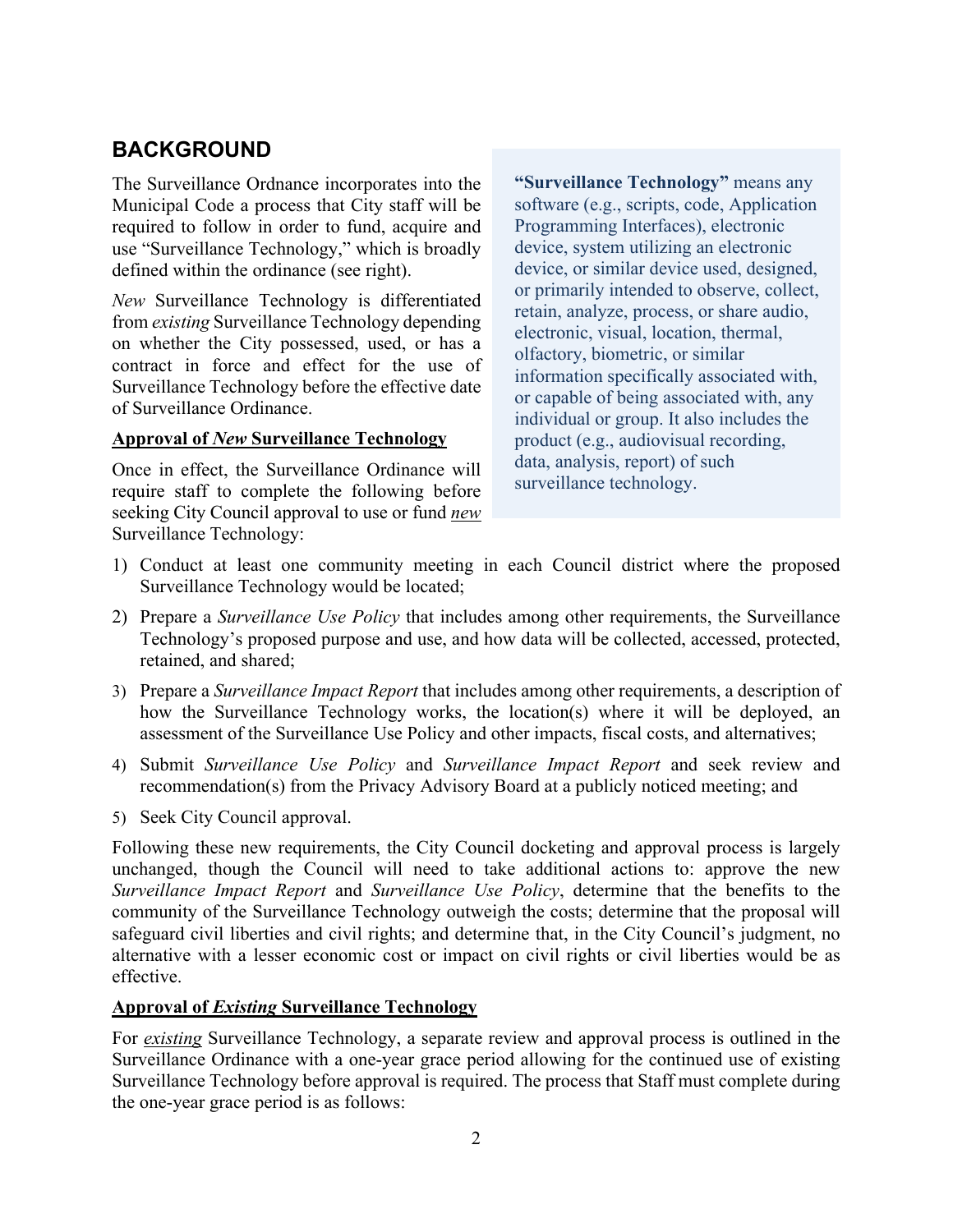## BACKGROUND

The Surveillance Ordnance incorporates into the Municipal Code a process that City staff will be required to follow in order to fund, acquire and use "Surveillance Technology," which is broadly defined within the ordinance (see right).

> **"Surveillance Technology"** means any software (e.g., scripts, code, Application Programming Interfaces), electronic device, system utilizing an electronic device, or similar device used, designed, or primarily intended to observe, collect, retain, analyze, process, or share audio, electronic, visual, location, thermal, olfactory, biometric, or similar information specifically associated with, or capable of being associated with, any individual or group. It also includes the product (e.g., audiovisual recording, data, analysis, report) of such surveillance technology.

*New* Surveillance Technology is differentiated from *existing* Surveillance Technology depending on whether the City possessed, used, or has a contract in force and effect for the use of Surveillance Technology before the effective date of Surveillance Ordinance.

**Approval of *New* Surveillance Technology**

Once in effect, the Surveillance Ordinance will require staff to complete the following before seeking City Council approval to use or fund ***new*** Surveillance Technology:

1) Conduct at least one community meeting in each Council district where the proposed Surveillance Technology would be located;
2) Prepare a *Surveillance Use Policy* that includes among other requirements, the Surveillance Technology's proposed purpose and use, and how data will be collected, accessed, protected, retained, and shared;
3) Prepare a *Surveillance Impact Report* that includes among other requirements, a description of how the Surveillance Technology works, the location(s) where it will be deployed, an assessment of the Surveillance Use Policy and other impacts, fiscal costs, and alternatives;
4) Submit *Surveillance Use Policy* and *Surveillance Impact Report* and seek review and recommendation(s) from the Privacy Advisory Board at a publicly noticed meeting; and
5) Seek City Council approval.

Following these new requirements, the City Council docketing and approval process is largely unchanged, though the Council will need to take additional actions to: approve the new *Surveillance Impact Report* and *Surveillance Use Policy*, determine that the benefits to the community of the Surveillance Technology outweigh the costs; determine that the proposal will safeguard civil liberties and civil rights; and determine that, in the City Council's judgment, no alternative with a lesser economic cost or impact on civil rights or civil liberties would be as effective.

**Approval of *Existing* Surveillance Technology**

For *existing* Surveillance Technology, a separate review and approval process is outlined in the Surveillance Ordinance with a one-year grace period allowing for the continued use of existing Surveillance Technology before approval is required. The process that Staff must complete during the one-year grace period is as follows: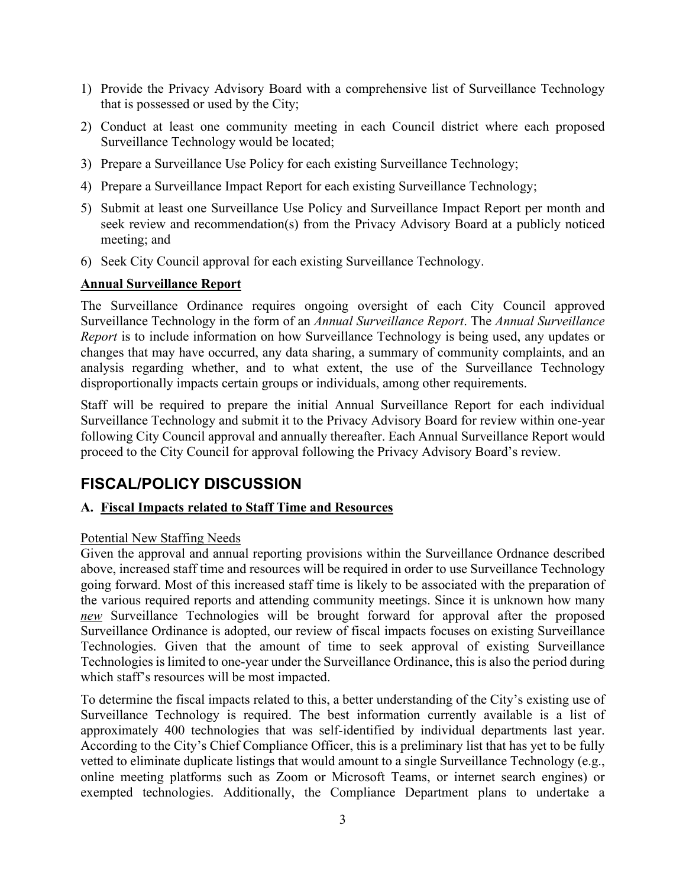1) Provide the Privacy Advisory Board with a comprehensive list of Surveillance Technology that is possessed or used by the City;
2) Conduct at least one community meeting in each Council district where each proposed Surveillance Technology would be located;
3) Prepare a Surveillance Use Policy for each existing Surveillance Technology;
4) Prepare a Surveillance Impact Report for each existing Surveillance Technology;
5) Submit at least one Surveillance Use Policy and Surveillance Impact Report per month and seek review and recommendation(s) from the Privacy Advisory Board at a publicly noticed meeting; and
6) Seek City Council approval for each existing Surveillance Technology.

**Annual Surveillance Report**

The Surveillance Ordinance requires ongoing oversight of each City Council approved Surveillance Technology in the form of an *Annual Surveillance Report*. The *Annual Surveillance Report* is to include information on how Surveillance Technology is being used, any updates or changes that may have occurred, any data sharing, a summary of community complaints, and an analysis regarding whether, and to what extent, the use of the Surveillance Technology disproportionally impacts certain groups or individuals, among other requirements.

Staff will be required to prepare the initial Annual Surveillance Report for each individual Surveillance Technology and submit it to the Privacy Advisory Board for review within one-year following City Council approval and annually thereafter. Each Annual Surveillance Report would proceed to the City Council for approval following the Privacy Advisory Board's review.

## FISCAL/POLICY DISCUSSION

### A. Fiscal Impacts related to Staff Time and Resources

Potential New Staffing Needs

Given the approval and annual reporting provisions within the Surveillance Ordnance described above, increased staff time and resources will be required in order to use Surveillance Technology going forward. Most of this increased staff time is likely to be associated with the preparation of the various required reports and attending community meetings. Since it is unknown how many *new* Surveillance Technologies will be brought forward for approval after the proposed Surveillance Ordinance is adopted, our review of fiscal impacts focuses on existing Surveillance Technologies. Given that the amount of time to seek approval of existing Surveillance Technologies is limited to one-year under the Surveillance Ordinance, this is also the period during which staff's resources will be most impacted.

To determine the fiscal impacts related to this, a better understanding of the City's existing use of Surveillance Technology is required. The best information currently available is a list of approximately 400 technologies that was self-identified by individual departments last year. According to the City's Chief Compliance Officer, this is a preliminary list that has yet to be fully vetted to eliminate duplicate listings that would amount to a single Surveillance Technology (e.g., online meeting platforms such as Zoom or Microsoft Teams, or internet search engines) or exempted technologies. Additionally, the Compliance Department plans to undertake a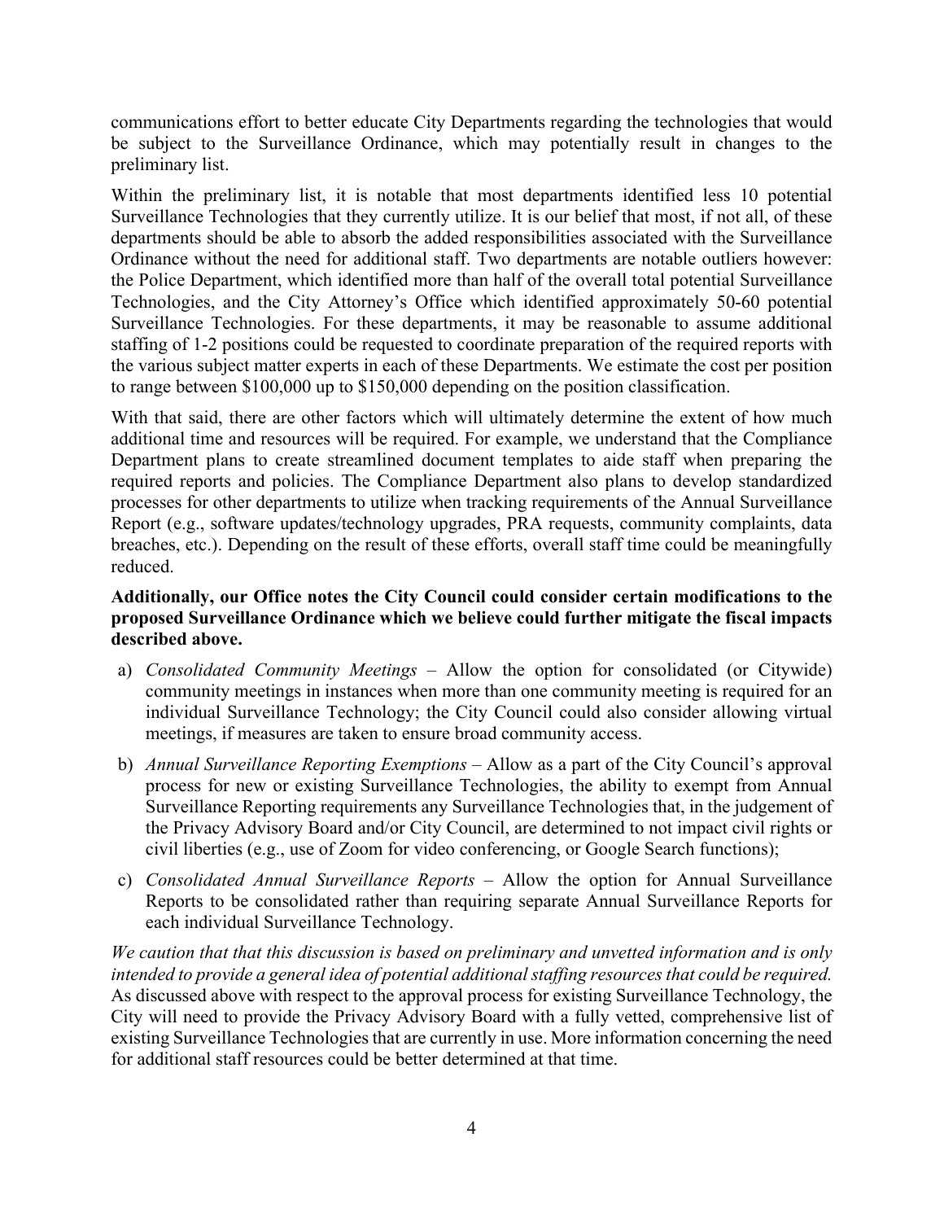communications effort to better educate City Departments regarding the technologies that would be subject to the Surveillance Ordinance, which may potentially result in changes to the preliminary list.

Within the preliminary list, it is notable that most departments identified less 10 potential Surveillance Technologies that they currently utilize. It is our belief that most, if not all, of these departments should be able to absorb the added responsibilities associated with the Surveillance Ordinance without the need for additional staff. Two departments are notable outliers however: the Police Department, which identified more than half of the overall total potential Surveillance Technologies, and the City Attorney's Office which identified approximately 50-60 potential Surveillance Technologies. For these departments, it may be reasonable to assume additional staffing of 1-2 positions could be requested to coordinate preparation of the required reports with the various subject matter experts in each of these Departments. We estimate the cost per position to range between $100,000 up to $150,000 depending on the position classification.

With that said, there are other factors which will ultimately determine the extent of how much additional time and resources will be required. For example, we understand that the Compliance Department plans to create streamlined document templates to aide staff when preparing the required reports and policies. The Compliance Department also plans to develop standardized processes for other departments to utilize when tracking requirements of the Annual Surveillance Report (e.g., software updates/technology upgrades, PRA requests, community complaints, data breaches, etc.). Depending on the result of these efforts, overall staff time could be meaningfully reduced.

**Additionally, our Office notes the City Council could consider certain modifications to the proposed Surveillance Ordinance which we believe could further mitigate the fiscal impacts described above.**

a) *Consolidated Community Meetings* – Allow the option for consolidated (or Citywide) community meetings in instances when more than one community meeting is required for an individual Surveillance Technology; the City Council could also consider allowing virtual meetings, if measures are taken to ensure broad community access.

b) *Annual Surveillance Reporting Exemptions* – Allow as a part of the City Council's approval process for new or existing Surveillance Technologies, the ability to exempt from Annual Surveillance Reporting requirements any Surveillance Technologies that, in the judgement of the Privacy Advisory Board and/or City Council, are determined to not impact civil rights or civil liberties (e.g., use of Zoom for video conferencing, or Google Search functions);

c) *Consolidated Annual Surveillance Reports* – Allow the option for Annual Surveillance Reports to be consolidated rather than requiring separate Annual Surveillance Reports for each individual Surveillance Technology.

*We caution that that this discussion is based on preliminary and unvetted information and is only intended to provide a general idea of potential additional staffing resources that could be required.* As discussed above with respect to the approval process for existing Surveillance Technology, the City will need to provide the Privacy Advisory Board with a fully vetted, comprehensive list of existing Surveillance Technologies that are currently in use. More information concerning the need for additional staff resources could be better determined at that time.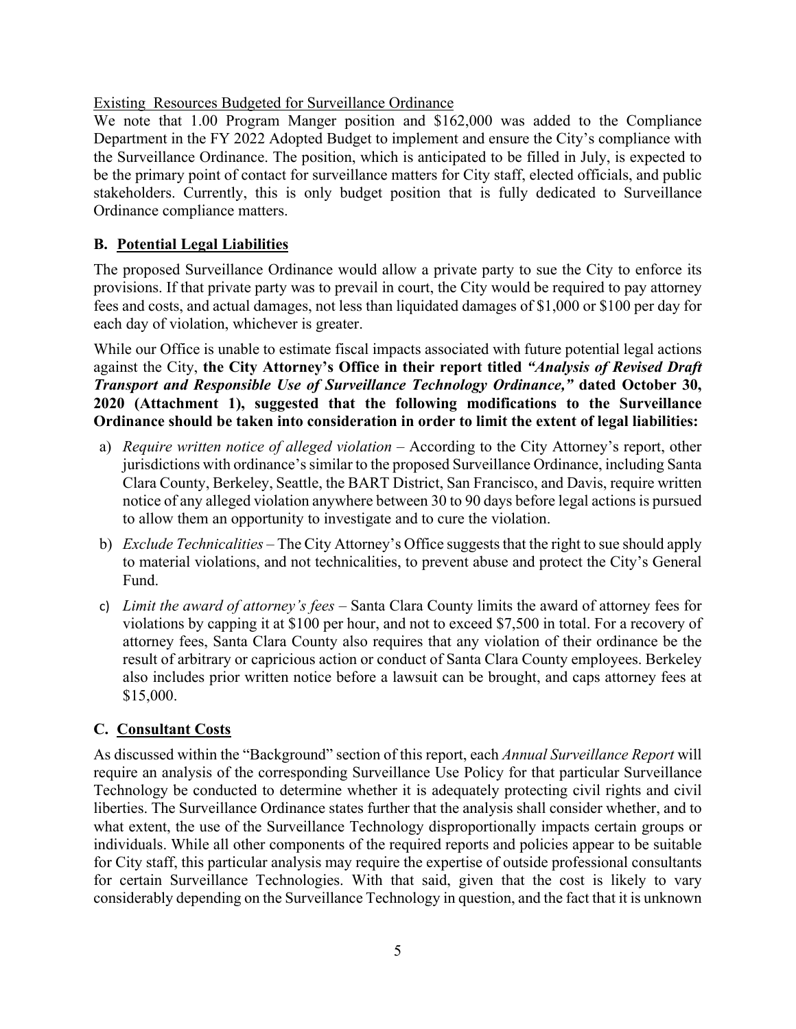Existing Resources Budgeted for Surveillance Ordinance

We note that 1.00 Program Manger position and $162,000 was added to the Compliance Department in the FY 2022 Adopted Budget to implement and ensure the City's compliance with the Surveillance Ordinance. The position, which is anticipated to be filled in July, is expected to be the primary point of contact for surveillance matters for City staff, elected officials, and public stakeholders. Currently, this is only budget position that is fully dedicated to Surveillance Ordinance compliance matters.

## B. Potential Legal Liabilities

The proposed Surveillance Ordinance would allow a private party to sue the City to enforce its provisions. If that private party was to prevail in court, the City would be required to pay attorney fees and costs, and actual damages, not less than liquidated damages of $1,000 or $100 per day for each day of violation, whichever is greater.

While our Office is unable to estimate fiscal impacts associated with future potential legal actions against the City, **the City Attorney's Office in their report titled *"Analysis of Revised Draft Transport and Responsible Use of Surveillance Technology Ordinance,"* dated October 30, 2020 (Attachment 1), suggested that the following modifications to the Surveillance Ordinance should be taken into consideration in order to limit the extent of legal liabilities:**

a) *Require written notice of alleged violation* – According to the City Attorney's report, other jurisdictions with ordinance's similar to the proposed Surveillance Ordinance, including Santa Clara County, Berkeley, Seattle, the BART District, San Francisco, and Davis, require written notice of any alleged violation anywhere between 30 to 90 days before legal actions is pursued to allow them an opportunity to investigate and to cure the violation.

b) *Exclude Technicalities* – The City Attorney's Office suggests that the right to sue should apply to material violations, and not technicalities, to prevent abuse and protect the City's General Fund.

c) *Limit the award of attorney's fees* – Santa Clara County limits the award of attorney fees for violations by capping it at $100 per hour, and not to exceed $7,500 in total. For a recovery of attorney fees, Santa Clara County also requires that any violation of their ordinance be the result of arbitrary or capricious action or conduct of Santa Clara County employees. Berkeley also includes prior written notice before a lawsuit can be brought, and caps attorney fees at $15,000.

## C. Consultant Costs

As discussed within the "Background" section of this report, each *Annual Surveillance Report* will require an analysis of the corresponding Surveillance Use Policy for that particular Surveillance Technology be conducted to determine whether it is adequately protecting civil rights and civil liberties. The Surveillance Ordinance states further that the analysis shall consider whether, and to what extent, the use of the Surveillance Technology disproportionally impacts certain groups or individuals. While all other components of the required reports and policies appear to be suitable for City staff, this particular analysis may require the expertise of outside professional consultants for certain Surveillance Technologies. With that said, given that the cost is likely to vary considerably depending on the Surveillance Technology in question, and the fact that it is unknown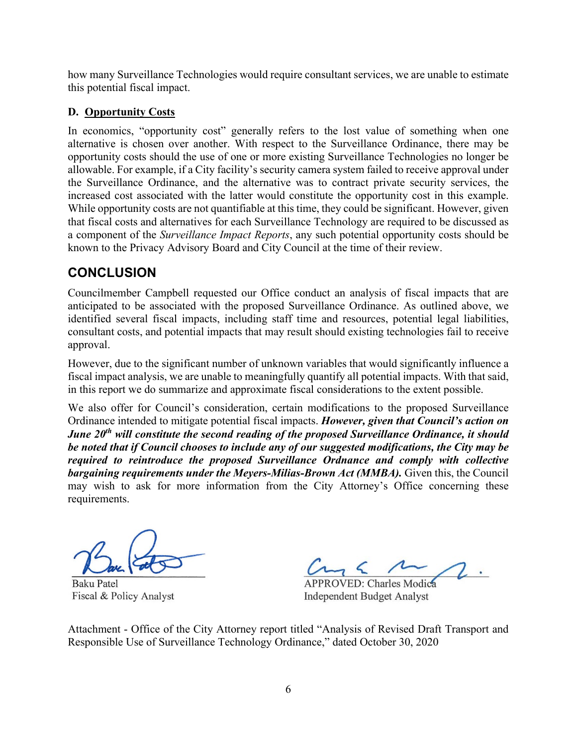how many Surveillance Technologies would require consultant services, we are unable to estimate this potential fiscal impact.

### D. Opportunity Costs

In economics, "opportunity cost" generally refers to the lost value of something when one alternative is chosen over another. With respect to the Surveillance Ordinance, there may be opportunity costs should the use of one or more existing Surveillance Technologies no longer be allowable. For example, if a City facility's security camera system failed to receive approval under the Surveillance Ordinance, and the alternative was to contract private security services, the increased cost associated with the latter would constitute the opportunity cost in this example. While opportunity costs are not quantifiable at this time, they could be significant. However, given that fiscal costs and alternatives for each Surveillance Technology are required to be discussed as a component of the *Surveillance Impact Reports*, any such potential opportunity costs should be known to the Privacy Advisory Board and City Council at the time of their review.

## CONCLUSION

Councilmember Campbell requested our Office conduct an analysis of fiscal impacts that are anticipated to be associated with the proposed Surveillance Ordinance. As outlined above, we identified several fiscal impacts, including staff time and resources, potential legal liabilities, consultant costs, and potential impacts that may result should existing technologies fail to receive approval.

However, due to the significant number of unknown variables that would significantly influence a fiscal impact analysis, we are unable to meaningfully quantify all potential impacts. With that said, in this report we do summarize and approximate fiscal considerations to the extent possible.

We also offer for Council's consideration, certain modifications to the proposed Surveillance Ordinance intended to mitigate potential fiscal impacts. ***However, given that Council's action on June 20th will constitute the second reading of the proposed Surveillance Ordinance, it should be noted that if Council chooses to include any of our suggested modifications, the City may be required to reintroduce the proposed Surveillance Ordnance and comply with collective bargaining requirements under the Meyers-Milias-Brown Act (MMBA).*** Given this, the Council may wish to ask for more information from the City Attorney's Office concerning these requirements.

Baku Patel
Fiscal & Policy Analyst

APPROVED: Charles Modica
Independent Budget Analyst

Attachment - Office of the City Attorney report titled "Analysis of Revised Draft Transport and Responsible Use of Surveillance Technology Ordinance," dated October 30, 2020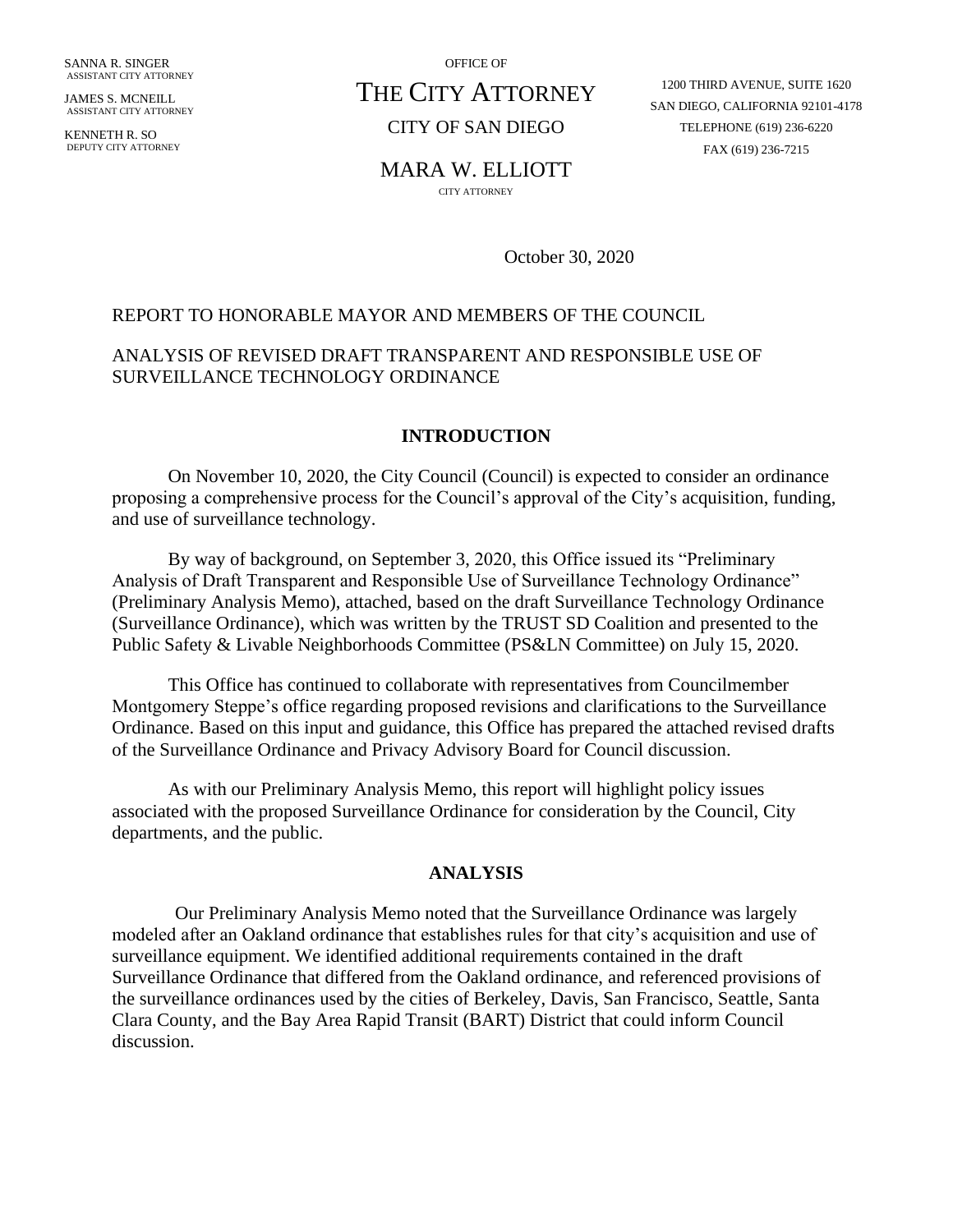SANNA R. SINGER
ASSISTANT CITY ATTORNEY

JAMES S. MCNEILL
ASSISTANT CITY ATTORNEY

KENNETH R. SO
DEPUTY CITY ATTORNEY

OFFICE OF

# THE CITY ATTORNEY

CITY OF SAN DIEGO

MARA W. ELLIOTT
CITY ATTORNEY

1200 THIRD AVENUE, SUITE 1620
SAN DIEGO, CALIFORNIA 92101-4178
TELEPHONE (619) 236-6220
FAX (619) 236-7215

October 30, 2020

REPORT TO HONORABLE MAYOR AND MEMBERS OF THE COUNCIL

ANALYSIS OF REVISED DRAFT TRANSPARENT AND RESPONSIBLE USE OF SURVEILLANCE TECHNOLOGY ORDINANCE

## INTRODUCTION

On November 10, 2020, the City Council (Council) is expected to consider an ordinance proposing a comprehensive process for the Council's approval of the City's acquisition, funding, and use of surveillance technology.

By way of background, on September 3, 2020, this Office issued its "Preliminary Analysis of Draft Transparent and Responsible Use of Surveillance Technology Ordinance" (Preliminary Analysis Memo), attached, based on the draft Surveillance Technology Ordinance (Surveillance Ordinance), which was written by the TRUST SD Coalition and presented to the Public Safety & Livable Neighborhoods Committee (PS&LN Committee) on July 15, 2020.

This Office has continued to collaborate with representatives from Councilmember Montgomery Steppe's office regarding proposed revisions and clarifications to the Surveillance Ordinance. Based on this input and guidance, this Office has prepared the attached revised drafts of the Surveillance Ordinance and Privacy Advisory Board for Council discussion.

As with our Preliminary Analysis Memo, this report will highlight policy issues associated with the proposed Surveillance Ordinance for consideration by the Council, City departments, and the public.

## ANALYSIS

Our Preliminary Analysis Memo noted that the Surveillance Ordinance was largely modeled after an Oakland ordinance that establishes rules for that city's acquisition and use of surveillance equipment. We identified additional requirements contained in the draft Surveillance Ordinance that differed from the Oakland ordinance, and referenced provisions of the surveillance ordinances used by the cities of Berkeley, Davis, San Francisco, Seattle, Santa Clara County, and the Bay Area Rapid Transit (BART) District that could inform Council discussion.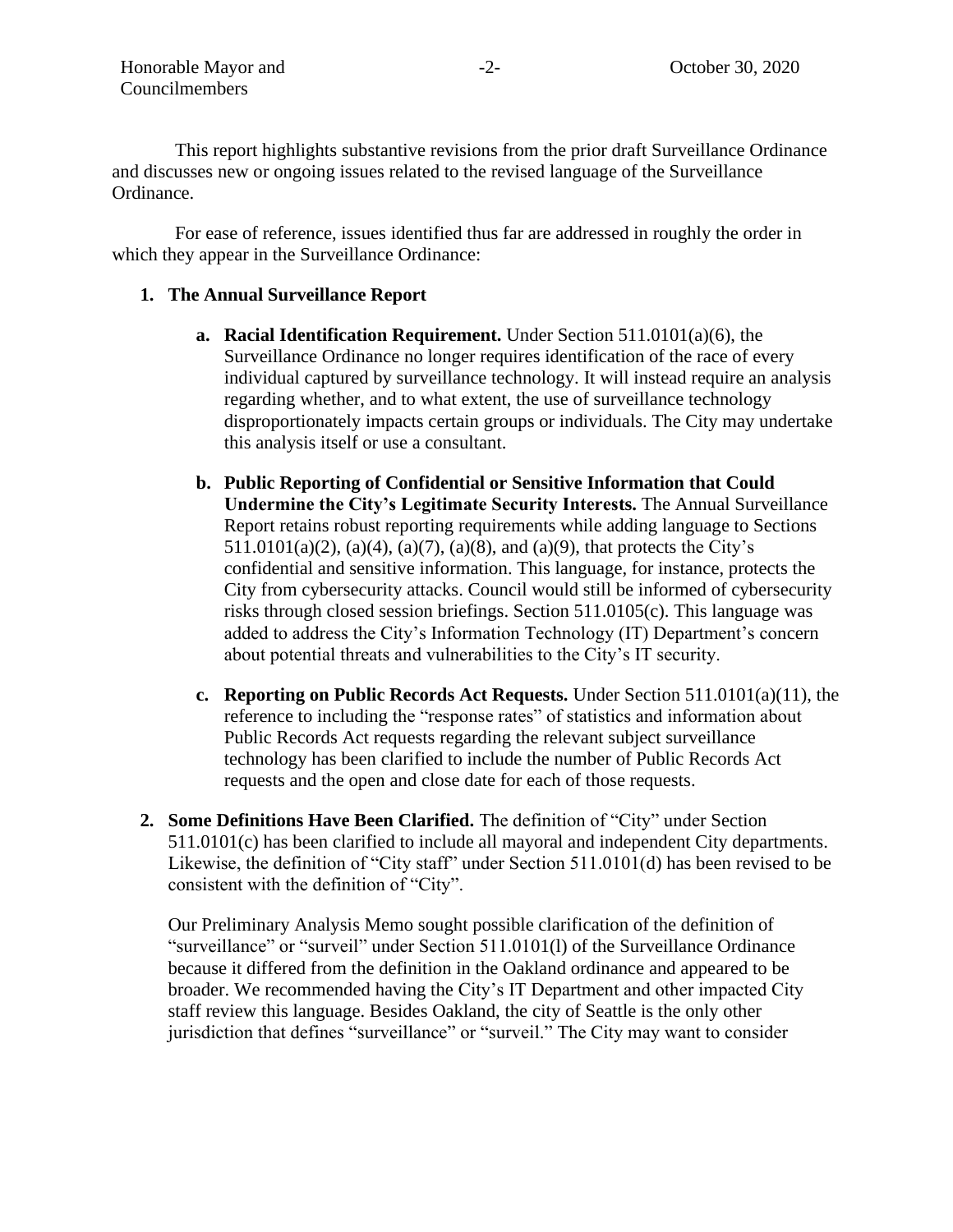This report highlights substantive revisions from the prior draft Surveillance Ordinance and discusses new or ongoing issues related to the revised language of the Surveillance Ordinance.

For ease of reference, issues identified thus far are addressed in roughly the order in which they appear in the Surveillance Ordinance:

1. **The Annual Surveillance Report**

   a. **Racial Identification Requirement.** Under Section 511.0101(a)(6), the Surveillance Ordinance no longer requires identification of the race of every individual captured by surveillance technology. It will instead require an analysis regarding whether, and to what extent, the use of surveillance technology disproportionately impacts certain groups or individuals. The City may undertake this analysis itself or use a consultant.

   b. **Public Reporting of Confidential or Sensitive Information that Could Undermine the City's Legitimate Security Interests.** The Annual Surveillance Report retains robust reporting requirements while adding language to Sections 511.0101(a)(2), (a)(4), (a)(7), (a)(8), and (a)(9), that protects the City's confidential and sensitive information. This language, for instance, protects the City from cybersecurity attacks. Council would still be informed of cybersecurity risks through closed session briefings. Section 511.0105(c). This language was added to address the City's Information Technology (IT) Department's concern about potential threats and vulnerabilities to the City's IT security.

   c. **Reporting on Public Records Act Requests.** Under Section 511.0101(a)(11), the reference to including the "response rates" of statistics and information about Public Records Act requests regarding the relevant subject surveillance technology has been clarified to include the number of Public Records Act requests and the open and close date for each of those requests.

2. **Some Definitions Have Been Clarified.** The definition of "City" under Section 511.0101(c) has been clarified to include all mayoral and independent City departments. Likewise, the definition of "City staff" under Section 511.0101(d) has been revised to be consistent with the definition of "City".

   Our Preliminary Analysis Memo sought possible clarification of the definition of "surveillance" or "surveil" under Section 511.0101(l) of the Surveillance Ordinance because it differed from the definition in the Oakland ordinance and appeared to be broader. We recommended having the City's IT Department and other impacted City staff review this language. Besides Oakland, the city of Seattle is the only other jurisdiction that defines "surveillance" or "surveil." The City may want to consider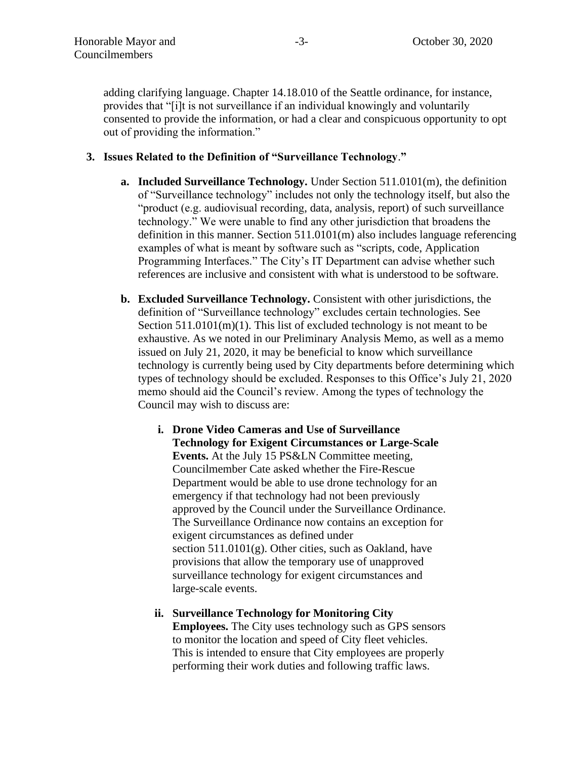adding clarifying language. Chapter 14.18.010 of the Seattle ordinance, for instance, provides that "[i]t is not surveillance if an individual knowingly and voluntarily consented to provide the information, or had a clear and conspicuous opportunity to opt out of providing the information."

**3. Issues Related to the Definition of "Surveillance Technology."**

**a. Included Surveillance Technology.** Under Section 511.0101(m), the definition of "Surveillance technology" includes not only the technology itself, but also the "product (e.g. audiovisual recording, data, analysis, report) of such surveillance technology." We were unable to find any other jurisdiction that broadens the definition in this manner. Section 511.0101(m) also includes language referencing examples of what is meant by software such as "scripts, code, Application Programming Interfaces." The City's IT Department can advise whether such references are inclusive and consistent with what is understood to be software.

**b. Excluded Surveillance Technology.** Consistent with other jurisdictions, the definition of "Surveillance technology" excludes certain technologies. See Section 511.0101(m)(1). This list of excluded technology is not meant to be exhaustive. As we noted in our Preliminary Analysis Memo, as well as a memo issued on July 21, 2020, it may be beneficial to know which surveillance technology is currently being used by City departments before determining which types of technology should be excluded. Responses to this Office's July 21, 2020 memo should aid the Council's review. Among the types of technology the Council may wish to discuss are:

**i. Drone Video Cameras and Use of Surveillance Technology for Exigent Circumstances or Large-Scale Events.** At the July 15 PS&LN Committee meeting, Councilmember Cate asked whether the Fire-Rescue Department would be able to use drone technology for an emergency if that technology had not been previously approved by the Council under the Surveillance Ordinance. The Surveillance Ordinance now contains an exception for exigent circumstances as defined under section 511.0101(g). Other cities, such as Oakland, have provisions that allow the temporary use of unapproved surveillance technology for exigent circumstances and large-scale events.

**ii. Surveillance Technology for Monitoring City Employees.** The City uses technology such as GPS sensors to monitor the location and speed of City fleet vehicles. This is intended to ensure that City employees are properly performing their work duties and following traffic laws.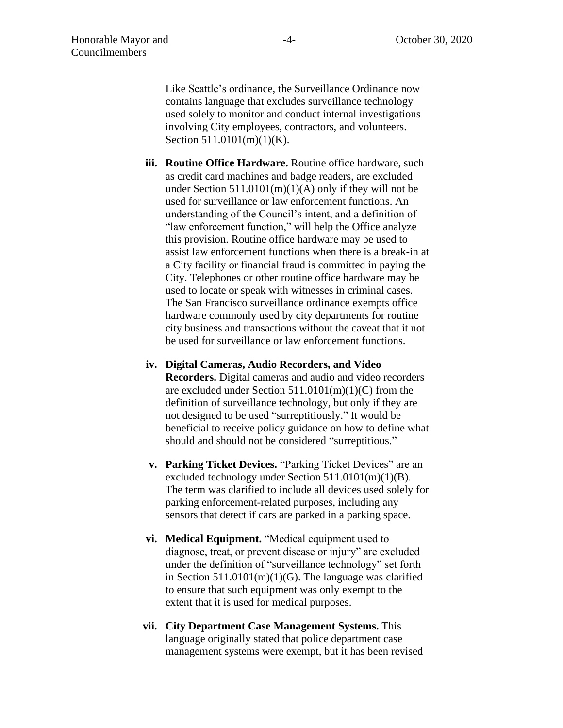Like Seattle's ordinance, the Surveillance Ordinance now contains language that excludes surveillance technology used solely to monitor and conduct internal investigations involving City employees, contractors, and volunteers. Section 511.0101(m)(1)(K).

iii. **Routine Office Hardware.** Routine office hardware, such as credit card machines and badge readers, are excluded under Section 511.0101(m)(1)(A) only if they will not be used for surveillance or law enforcement functions. An understanding of the Council's intent, and a definition of "law enforcement function," will help the Office analyze this provision. Routine office hardware may be used to assist law enforcement functions when there is a break-in at a City facility or financial fraud is committed in paying the City. Telephones or other routine office hardware may be used to locate or speak with witnesses in criminal cases. The San Francisco surveillance ordinance exempts office hardware commonly used by city departments for routine city business and transactions without the caveat that it not be used for surveillance or law enforcement functions.

iv. **Digital Cameras, Audio Recorders, and Video Recorders.** Digital cameras and audio and video recorders are excluded under Section 511.0101(m)(1)(C) from the definition of surveillance technology, but only if they are not designed to be used "surreptitiously." It would be beneficial to receive policy guidance on how to define what should and should not be considered "surreptitious."

v. **Parking Ticket Devices.** "Parking Ticket Devices" are an excluded technology under Section 511.0101(m)(1)(B). The term was clarified to include all devices used solely for parking enforcement-related purposes, including any sensors that detect if cars are parked in a parking space.

vi. **Medical Equipment.** "Medical equipment used to diagnose, treat, or prevent disease or injury" are excluded under the definition of "surveillance technology" set forth in Section 511.0101(m)(1)(G). The language was clarified to ensure that such equipment was only exempt to the extent that it is used for medical purposes.

vii. **City Department Case Management Systems.** This language originally stated that police department case management systems were exempt, but it has been revised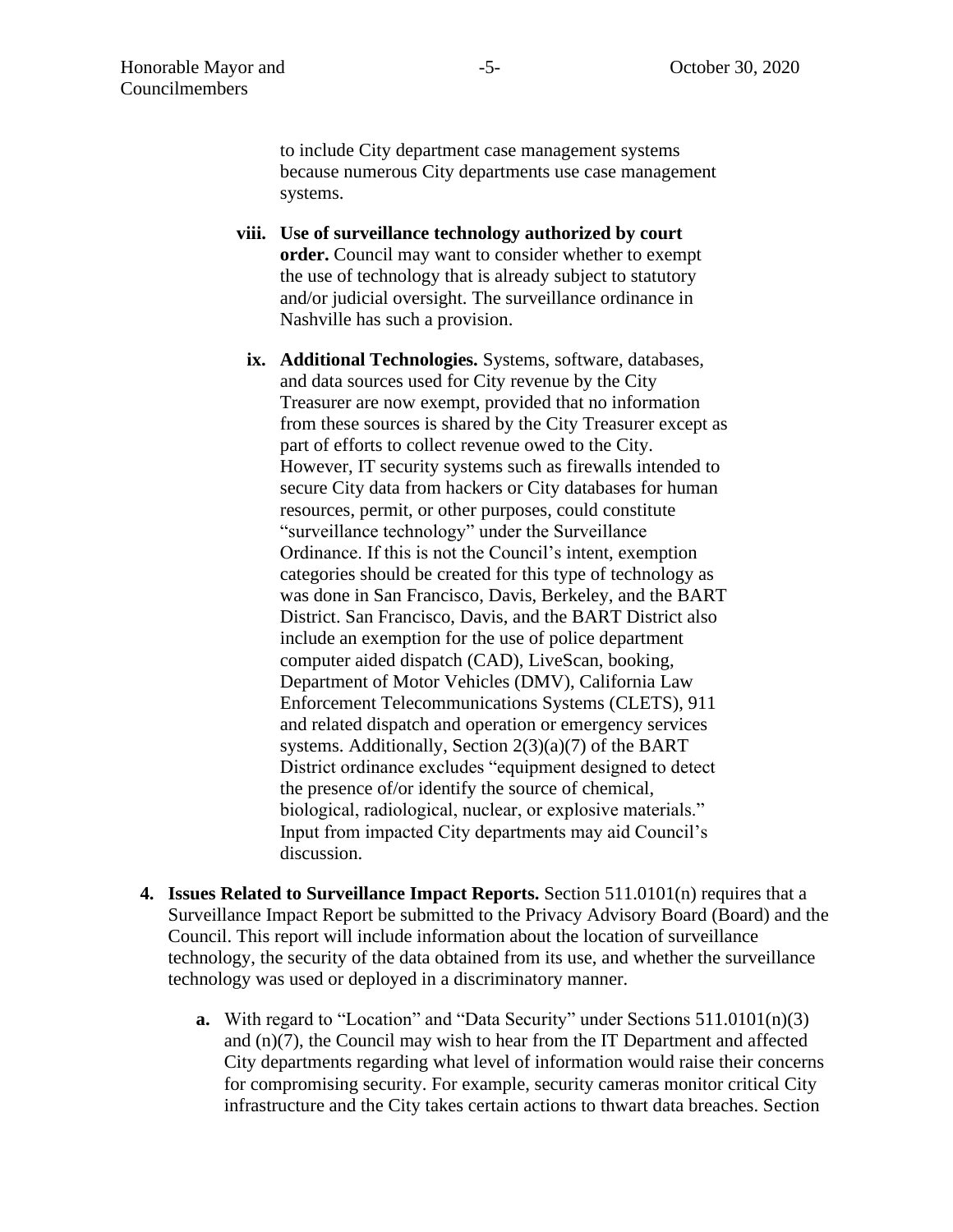to include City department case management systems because numerous City departments use case management systems.

viii. **Use of surveillance technology authorized by court order.** Council may want to consider whether to exempt the use of technology that is already subject to statutory and/or judicial oversight. The surveillance ordinance in Nashville has such a provision.

ix. **Additional Technologies.** Systems, software, databases, and data sources used for City revenue by the City Treasurer are now exempt, provided that no information from these sources is shared by the City Treasurer except as part of efforts to collect revenue owed to the City. However, IT security systems such as firewalls intended to secure City data from hackers or City databases for human resources, permit, or other purposes, could constitute "surveillance technology" under the Surveillance Ordinance. If this is not the Council's intent, exemption categories should be created for this type of technology as was done in San Francisco, Davis, Berkeley, and the BART District. San Francisco, Davis, and the BART District also include an exemption for the use of police department computer aided dispatch (CAD), LiveScan, booking, Department of Motor Vehicles (DMV), California Law Enforcement Telecommunications Systems (CLETS), 911 and related dispatch and operation or emergency services systems. Additionally, Section 2(3)(a)(7) of the BART District ordinance excludes "equipment designed to detect the presence of/or identify the source of chemical, biological, radiological, nuclear, or explosive materials." Input from impacted City departments may aid Council's discussion.

4. **Issues Related to Surveillance Impact Reports.** Section 511.0101(n) requires that a Surveillance Impact Report be submitted to the Privacy Advisory Board (Board) and the Council. This report will include information about the location of surveillance technology, the security of the data obtained from its use, and whether the surveillance technology was used or deployed in a discriminatory manner.

   a. With regard to "Location" and "Data Security" under Sections 511.0101(n)(3) and (n)(7), the Council may wish to hear from the IT Department and affected City departments regarding what level of information would raise their concerns for compromising security. For example, security cameras monitor critical City infrastructure and the City takes certain actions to thwart data breaches. Section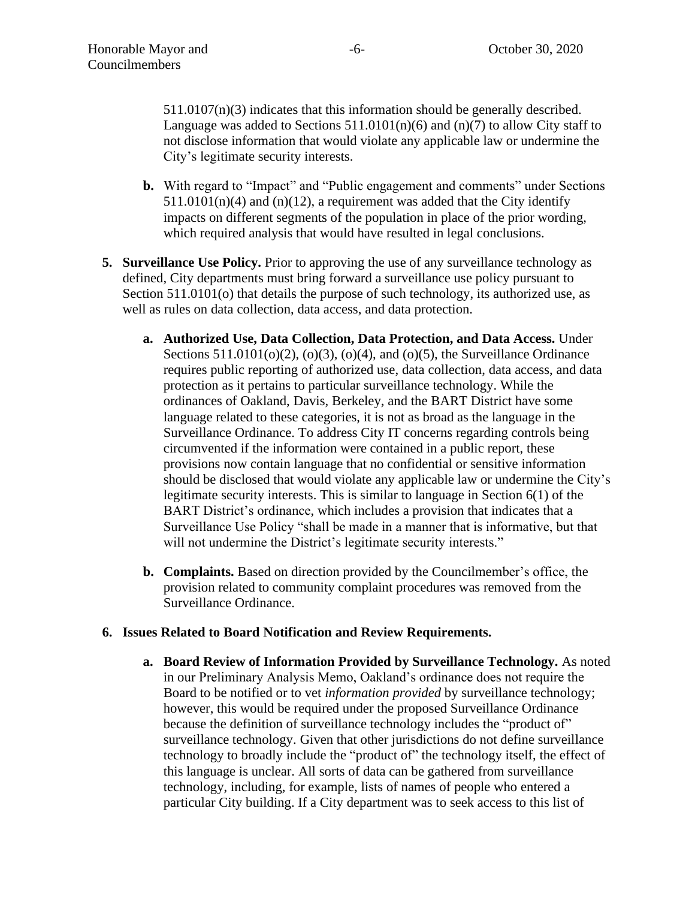511.0107(n)(3) indicates that this information should be generally described. Language was added to Sections 511.0101(n)(6) and (n)(7) to allow City staff to not disclose information that would violate any applicable law or undermine the City's legitimate security interests.

   **b.** With regard to "Impact" and "Public engagement and comments" under Sections 511.0101(n)(4) and (n)(12), a requirement was added that the City identify impacts on different segments of the population in place of the prior wording, which required analysis that would have resulted in legal conclusions.

**5. Surveillance Use Policy.** Prior to approving the use of any surveillance technology as defined, City departments must bring forward a surveillance use policy pursuant to Section 511.0101(o) that details the purpose of such technology, its authorized use, as well as rules on data collection, data access, and data protection.

   **a. Authorized Use, Data Collection, Data Protection, and Data Access.** Under Sections 511.0101(o)(2), (o)(3), (o)(4), and (o)(5), the Surveillance Ordinance requires public reporting of authorized use, data collection, data access, and data protection as it pertains to particular surveillance technology. While the ordinances of Oakland, Davis, Berkeley, and the BART District have some language related to these categories, it is not as broad as the language in the Surveillance Ordinance. To address City IT concerns regarding controls being circumvented if the information were contained in a public report, these provisions now contain language that no confidential or sensitive information should be disclosed that would violate any applicable law or undermine the City's legitimate security interests. This is similar to language in Section 6(1) of the BART District's ordinance, which includes a provision that indicates that a Surveillance Use Policy "shall be made in a manner that is informative, but that will not undermine the District's legitimate security interests."

   **b. Complaints.** Based on direction provided by the Councilmember's office, the provision related to community complaint procedures was removed from the Surveillance Ordinance.

**6. Issues Related to Board Notification and Review Requirements.**

   **a. Board Review of Information Provided by Surveillance Technology.** As noted in our Preliminary Analysis Memo, Oakland's ordinance does not require the Board to be notified or to vet *information provided* by surveillance technology; however, this would be required under the proposed Surveillance Ordinance because the definition of surveillance technology includes the "product of" surveillance technology. Given that other jurisdictions do not define surveillance technology to broadly include the "product of" the technology itself, the effect of this language is unclear. All sorts of data can be gathered from surveillance technology, including, for example, lists of names of people who entered a particular City building. If a City department was to seek access to this list of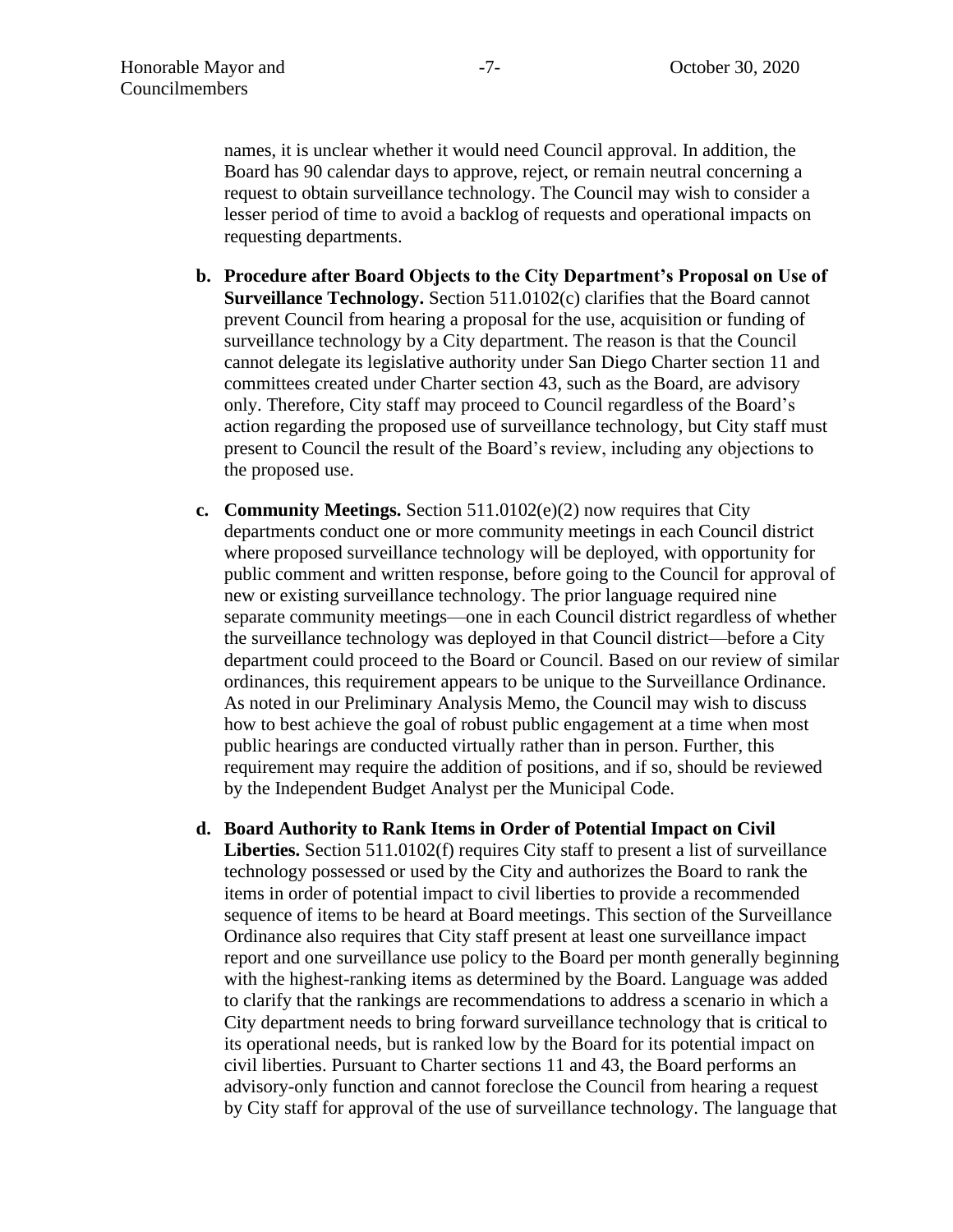names, it is unclear whether it would need Council approval. In addition, the Board has 90 calendar days to approve, reject, or remain neutral concerning a request to obtain surveillance technology. The Council may wish to consider a lesser period of time to avoid a backlog of requests and operational impacts on requesting departments.

b. **Procedure after Board Objects to the City Department's Proposal on Use of Surveillance Technology.** Section 511.0102(c) clarifies that the Board cannot prevent Council from hearing a proposal for the use, acquisition or funding of surveillance technology by a City department. The reason is that the Council cannot delegate its legislative authority under San Diego Charter section 11 and committees created under Charter section 43, such as the Board, are advisory only. Therefore, City staff may proceed to Council regardless of the Board's action regarding the proposed use of surveillance technology, but City staff must present to Council the result of the Board's review, including any objections to the proposed use.

c. **Community Meetings.** Section 511.0102(e)(2) now requires that City departments conduct one or more community meetings in each Council district where proposed surveillance technology will be deployed, with opportunity for public comment and written response, before going to the Council for approval of new or existing surveillance technology. The prior language required nine separate community meetings—one in each Council district regardless of whether the surveillance technology was deployed in that Council district—before a City department could proceed to the Board or Council. Based on our review of similar ordinances, this requirement appears to be unique to the Surveillance Ordinance. As noted in our Preliminary Analysis Memo, the Council may wish to discuss how to best achieve the goal of robust public engagement at a time when most public hearings are conducted virtually rather than in person. Further, this requirement may require the addition of positions, and if so, should be reviewed by the Independent Budget Analyst per the Municipal Code.

d. **Board Authority to Rank Items in Order of Potential Impact on Civil Liberties.** Section 511.0102(f) requires City staff to present a list of surveillance technology possessed or used by the City and authorizes the Board to rank the items in order of potential impact to civil liberties to provide a recommended sequence of items to be heard at Board meetings. This section of the Surveillance Ordinance also requires that City staff present at least one surveillance impact report and one surveillance use policy to the Board per month generally beginning with the highest-ranking items as determined by the Board. Language was added to clarify that the rankings are recommendations to address a scenario in which a City department needs to bring forward surveillance technology that is critical to its operational needs, but is ranked low by the Board for its potential impact on civil liberties. Pursuant to Charter sections 11 and 43, the Board performs an advisory-only function and cannot foreclose the Council from hearing a request by City staff for approval of the use of surveillance technology. The language that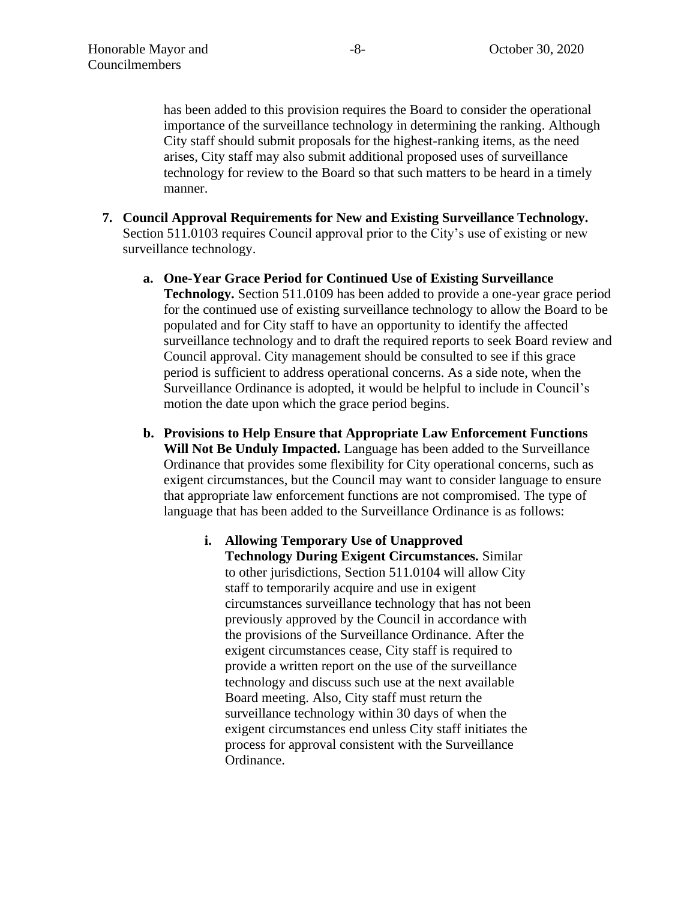has been added to this provision requires the Board to consider the operational importance of the surveillance technology in determining the ranking. Although City staff should submit proposals for the highest-ranking items, as the need arises, City staff may also submit additional proposed uses of surveillance technology for review to the Board so that such matters to be heard in a timely manner.

7. **Council Approval Requirements for New and Existing Surveillance Technology.** Section 511.0103 requires Council approval prior to the City's use of existing or new surveillance technology.

   a. **One-Year Grace Period for Continued Use of Existing Surveillance Technology.** Section 511.0109 has been added to provide a one-year grace period for the continued use of existing surveillance technology to allow the Board to be populated and for City staff to have an opportunity to identify the affected surveillance technology and to draft the required reports to seek Board review and Council approval. City management should be consulted to see if this grace period is sufficient to address operational concerns. As a side note, when the Surveillance Ordinance is adopted, it would be helpful to include in Council's motion the date upon which the grace period begins.

   b. **Provisions to Help Ensure that Appropriate Law Enforcement Functions Will Not Be Unduly Impacted.** Language has been added to the Surveillance Ordinance that provides some flexibility for City operational concerns, such as exigent circumstances, but the Council may want to consider language to ensure that appropriate law enforcement functions are not compromised. The type of language that has been added to the Surveillance Ordinance is as follows:

      i. **Allowing Temporary Use of Unapproved Technology During Exigent Circumstances.** Similar to other jurisdictions, Section 511.0104 will allow City staff to temporarily acquire and use in exigent circumstances surveillance technology that has not been previously approved by the Council in accordance with the provisions of the Surveillance Ordinance. After the exigent circumstances cease, City staff is required to provide a written report on the use of the surveillance technology and discuss such use at the next available Board meeting. Also, City staff must return the surveillance technology within 30 days of when the exigent circumstances end unless City staff initiates the process for approval consistent with the Surveillance Ordinance.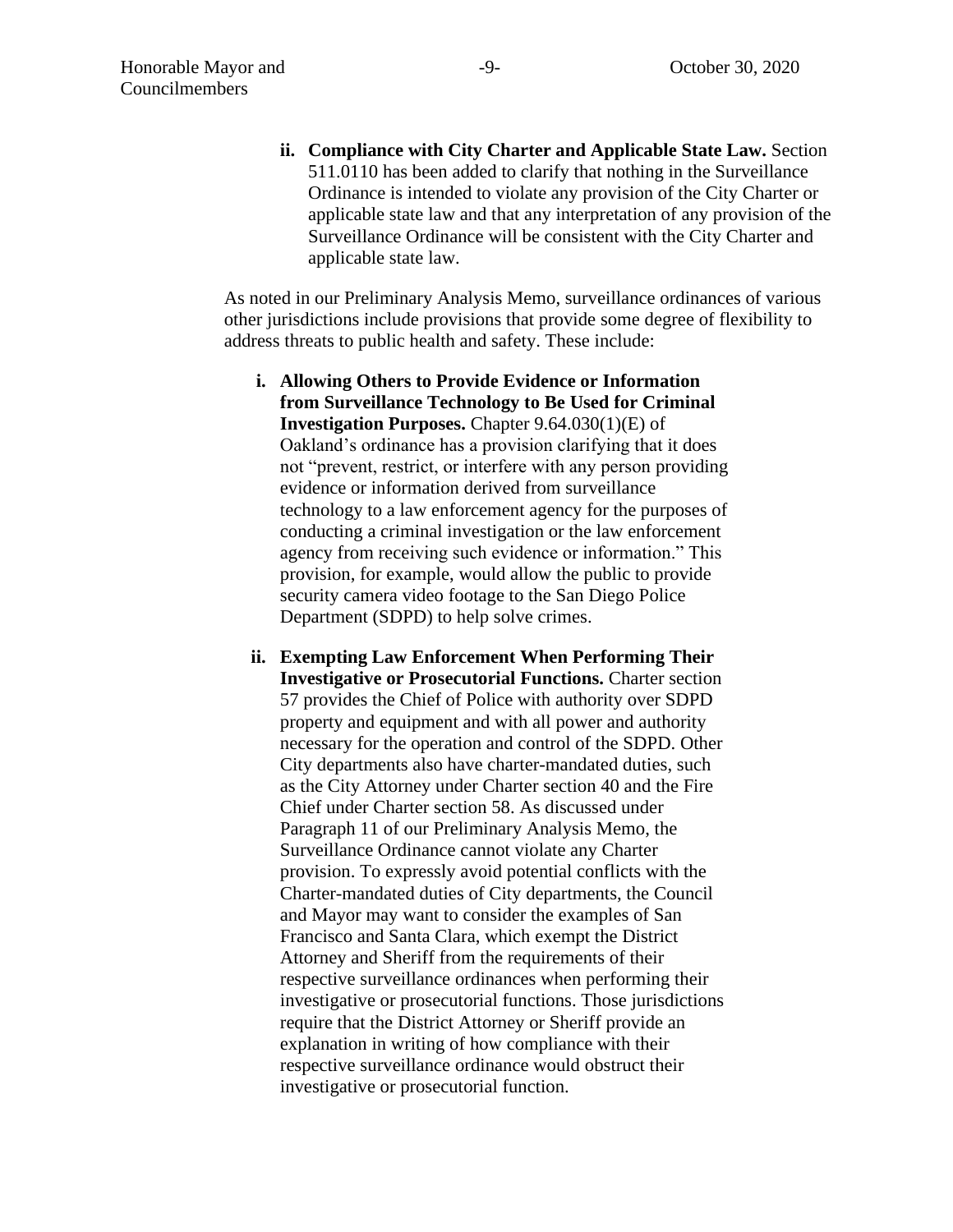ii. **Compliance with City Charter and Applicable State Law.** Section 511.0110 has been added to clarify that nothing in the Surveillance Ordinance is intended to violate any provision of the City Charter or applicable state law and that any interpretation of any provision of the Surveillance Ordinance will be consistent with the City Charter and applicable state law.

As noted in our Preliminary Analysis Memo, surveillance ordinances of various other jurisdictions include provisions that provide some degree of flexibility to address threats to public health and safety. These include:

i. **Allowing Others to Provide Evidence or Information from Surveillance Technology to Be Used for Criminal Investigation Purposes.** Chapter 9.64.030(1)(E) of Oakland's ordinance has a provision clarifying that it does not "prevent, restrict, or interfere with any person providing evidence or information derived from surveillance technology to a law enforcement agency for the purposes of conducting a criminal investigation or the law enforcement agency from receiving such evidence or information." This provision, for example, would allow the public to provide security camera video footage to the San Diego Police Department (SDPD) to help solve crimes.

ii. **Exempting Law Enforcement When Performing Their Investigative or Prosecutorial Functions.** Charter section 57 provides the Chief of Police with authority over SDPD property and equipment and with all power and authority necessary for the operation and control of the SDPD. Other City departments also have charter-mandated duties, such as the City Attorney under Charter section 40 and the Fire Chief under Charter section 58. As discussed under Paragraph 11 of our Preliminary Analysis Memo, the Surveillance Ordinance cannot violate any Charter provision. To expressly avoid potential conflicts with the Charter-mandated duties of City departments, the Council and Mayor may want to consider the examples of San Francisco and Santa Clara, which exempt the District Attorney and Sheriff from the requirements of their respective surveillance ordinances when performing their investigative or prosecutorial functions. Those jurisdictions require that the District Attorney or Sheriff provide an explanation in writing of how compliance with their respective surveillance ordinance would obstruct their investigative or prosecutorial function.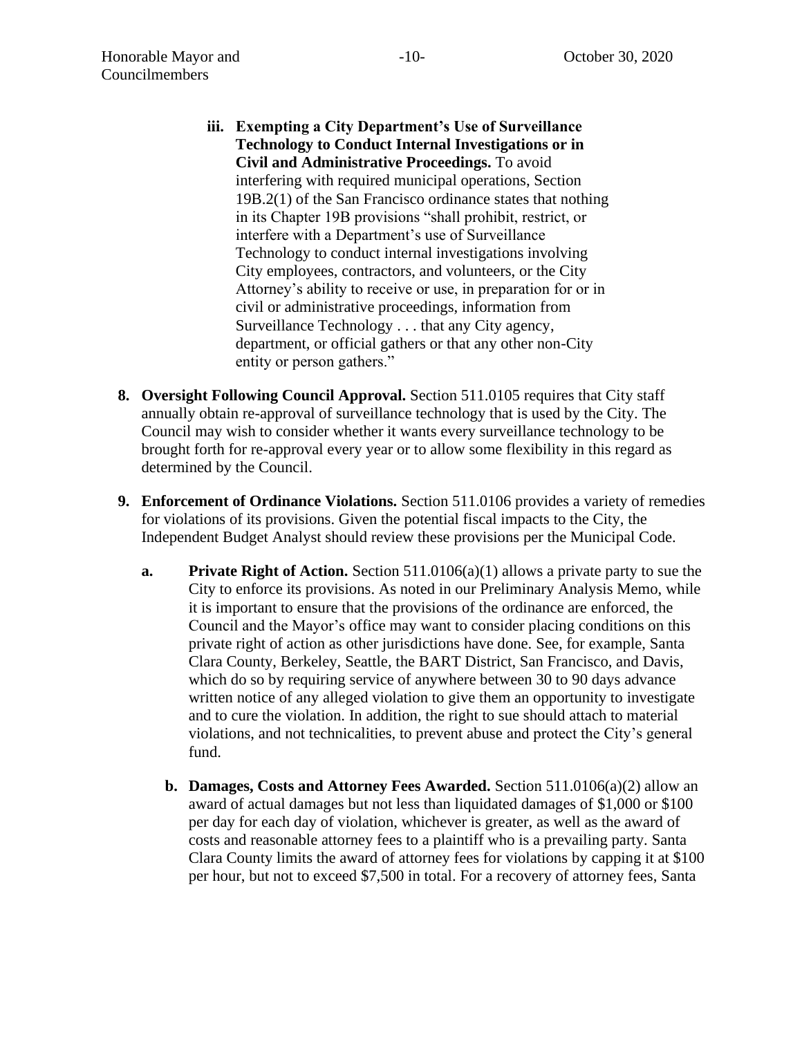iii. **Exempting a City Department's Use of Surveillance Technology to Conduct Internal Investigations or in Civil and Administrative Proceedings.** To avoid interfering with required municipal operations, Section 19B.2(1) of the San Francisco ordinance states that nothing in its Chapter 19B provisions "shall prohibit, restrict, or interfere with a Department's use of Surveillance Technology to conduct internal investigations involving City employees, contractors, and volunteers, or the City Attorney's ability to receive or use, in preparation for or in civil or administrative proceedings, information from Surveillance Technology . . . that any City agency, department, or official gathers or that any other non-City entity or person gathers."

8. **Oversight Following Council Approval.** Section 511.0105 requires that City staff annually obtain re-approval of surveillance technology that is used by the City. The Council may wish to consider whether it wants every surveillance technology to be brought forth for re-approval every year or to allow some flexibility in this regard as determined by the Council.

9. **Enforcement of Ordinance Violations.** Section 511.0106 provides a variety of remedies for violations of its provisions. Given the potential fiscal impacts to the City, the Independent Budget Analyst should review these provisions per the Municipal Code.

   a. **Private Right of Action.** Section 511.0106(a)(1) allows a private party to sue the City to enforce its provisions. As noted in our Preliminary Analysis Memo, while it is important to ensure that the provisions of the ordinance are enforced, the Council and the Mayor's office may want to consider placing conditions on this private right of action as other jurisdictions have done. See, for example, Santa Clara County, Berkeley, Seattle, the BART District, San Francisco, and Davis, which do so by requiring service of anywhere between 30 to 90 days advance written notice of any alleged violation to give them an opportunity to investigate and to cure the violation. In addition, the right to sue should attach to material violations, and not technicalities, to prevent abuse and protect the City's general fund.

   b. **Damages, Costs and Attorney Fees Awarded.** Section 511.0106(a)(2) allow an award of actual damages but not less than liquidated damages of $1,000 or $100 per day for each day of violation, whichever is greater, as well as the award of costs and reasonable attorney fees to a plaintiff who is a prevailing party. Santa Clara County limits the award of attorney fees for violations by capping it at $100 per hour, but not to exceed $7,500 in total. For a recovery of attorney fees, Santa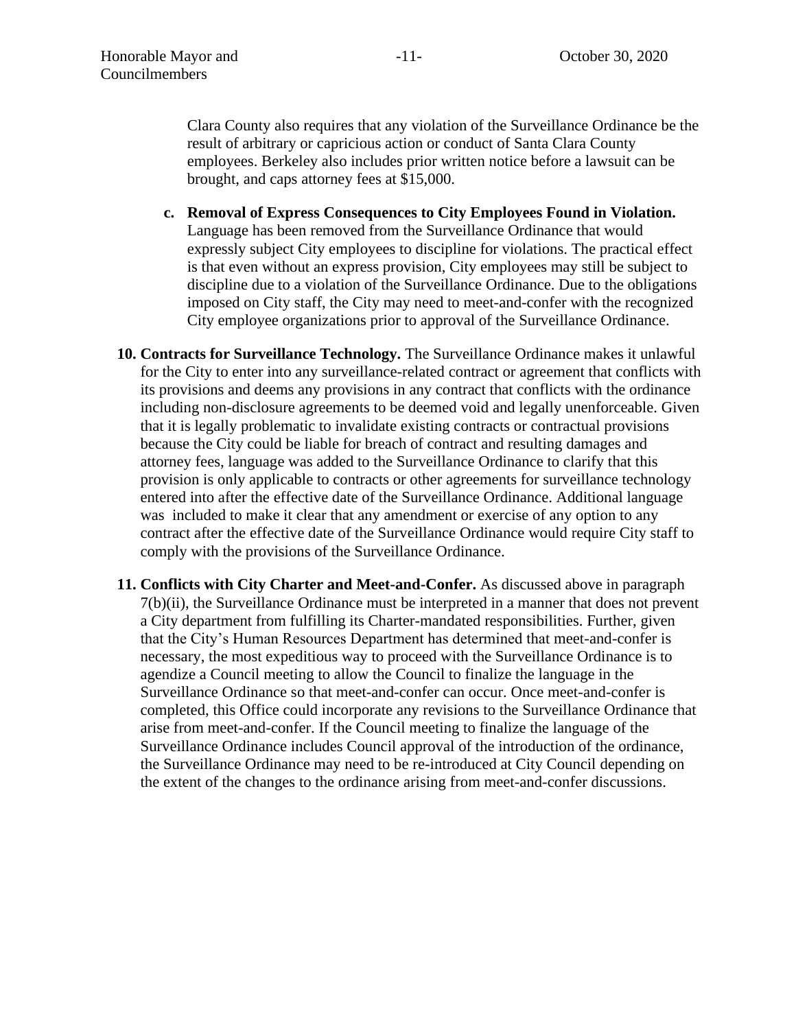Clara County also requires that any violation of the Surveillance Ordinance be the result of arbitrary or capricious action or conduct of Santa Clara County employees. Berkeley also includes prior written notice before a lawsuit can be brought, and caps attorney fees at $15,000.

c. **Removal of Express Consequences to City Employees Found in Violation.** Language has been removed from the Surveillance Ordinance that would expressly subject City employees to discipline for violations. The practical effect is that even without an express provision, City employees may still be subject to discipline due to a violation of the Surveillance Ordinance. Due to the obligations imposed on City staff, the City may need to meet-and-confer with the recognized City employee organizations prior to approval of the Surveillance Ordinance.

10. **Contracts for Surveillance Technology.** The Surveillance Ordinance makes it unlawful for the City to enter into any surveillance-related contract or agreement that conflicts with its provisions and deems any provisions in any contract that conflicts with the ordinance including non-disclosure agreements to be deemed void and legally unenforceable. Given that it is legally problematic to invalidate existing contracts or contractual provisions because the City could be liable for breach of contract and resulting damages and attorney fees, language was added to the Surveillance Ordinance to clarify that this provision is only applicable to contracts or other agreements for surveillance technology entered into after the effective date of the Surveillance Ordinance. Additional language was included to make it clear that any amendment or exercise of any option to any contract after the effective date of the Surveillance Ordinance would require City staff to comply with the provisions of the Surveillance Ordinance.

11. **Conflicts with City Charter and Meet-and-Confer.** As discussed above in paragraph 7(b)(ii), the Surveillance Ordinance must be interpreted in a manner that does not prevent a City department from fulfilling its Charter-mandated responsibilities. Further, given that the City's Human Resources Department has determined that meet-and-confer is necessary, the most expeditious way to proceed with the Surveillance Ordinance is to agendize a Council meeting to allow the Council to finalize the language in the Surveillance Ordinance so that meet-and-confer can occur. Once meet-and-confer is completed, this Office could incorporate any revisions to the Surveillance Ordinance that arise from meet-and-confer. If the Council meeting to finalize the language of the Surveillance Ordinance includes Council approval of the introduction of the ordinance, the Surveillance Ordinance may need to be re-introduced at City Council depending on the extent of the changes to the ordinance arising from meet-and-confer discussions.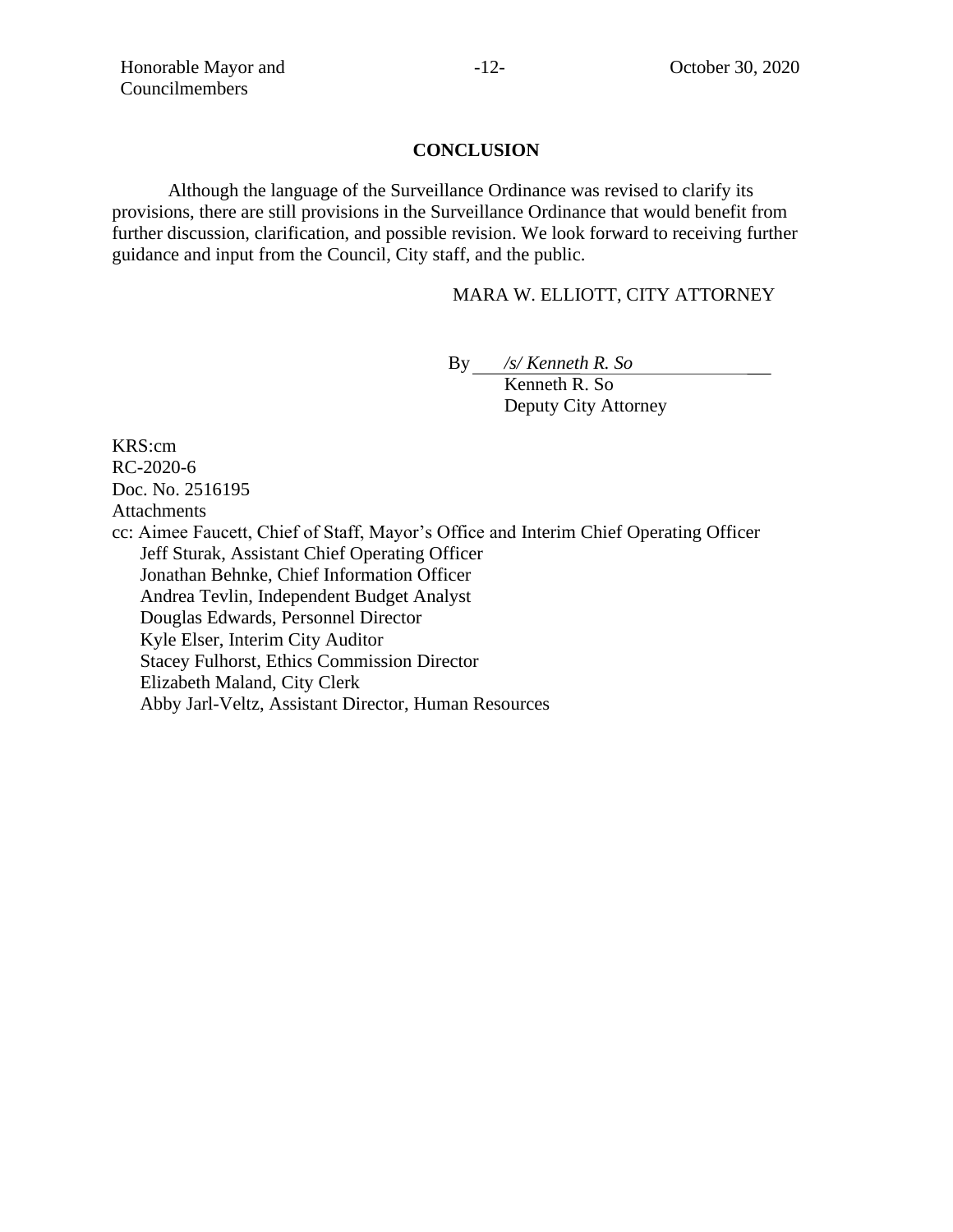## CONCLUSION

Although the language of the Surveillance Ordinance was revised to clarify its provisions, there are still provisions in the Surveillance Ordinance that would benefit from further discussion, clarification, and possible revision. We look forward to receiving further guidance and input from the Council, City staff, and the public.

MARA W. ELLIOTT, CITY ATTORNEY

By *_/s/ Kenneth R. So_*
Kenneth R. So
Deputy City Attorney

KRS:cm
RC-2020-6
Doc. No. 2516195
Attachments
cc: Aimee Faucett, Chief of Staff, Mayor's Office and Interim Chief Operating Officer
Jeff Sturak, Assistant Chief Operating Officer
Jonathan Behnke, Chief Information Officer
Andrea Tevlin, Independent Budget Analyst
Douglas Edwards, Personnel Director
Kyle Elser, Interim City Auditor
Stacey Fulhorst, Ethics Commission Director
Elizabeth Maland, City Clerk
Abby Jarl-Veltz, Assistant Director, Human Resources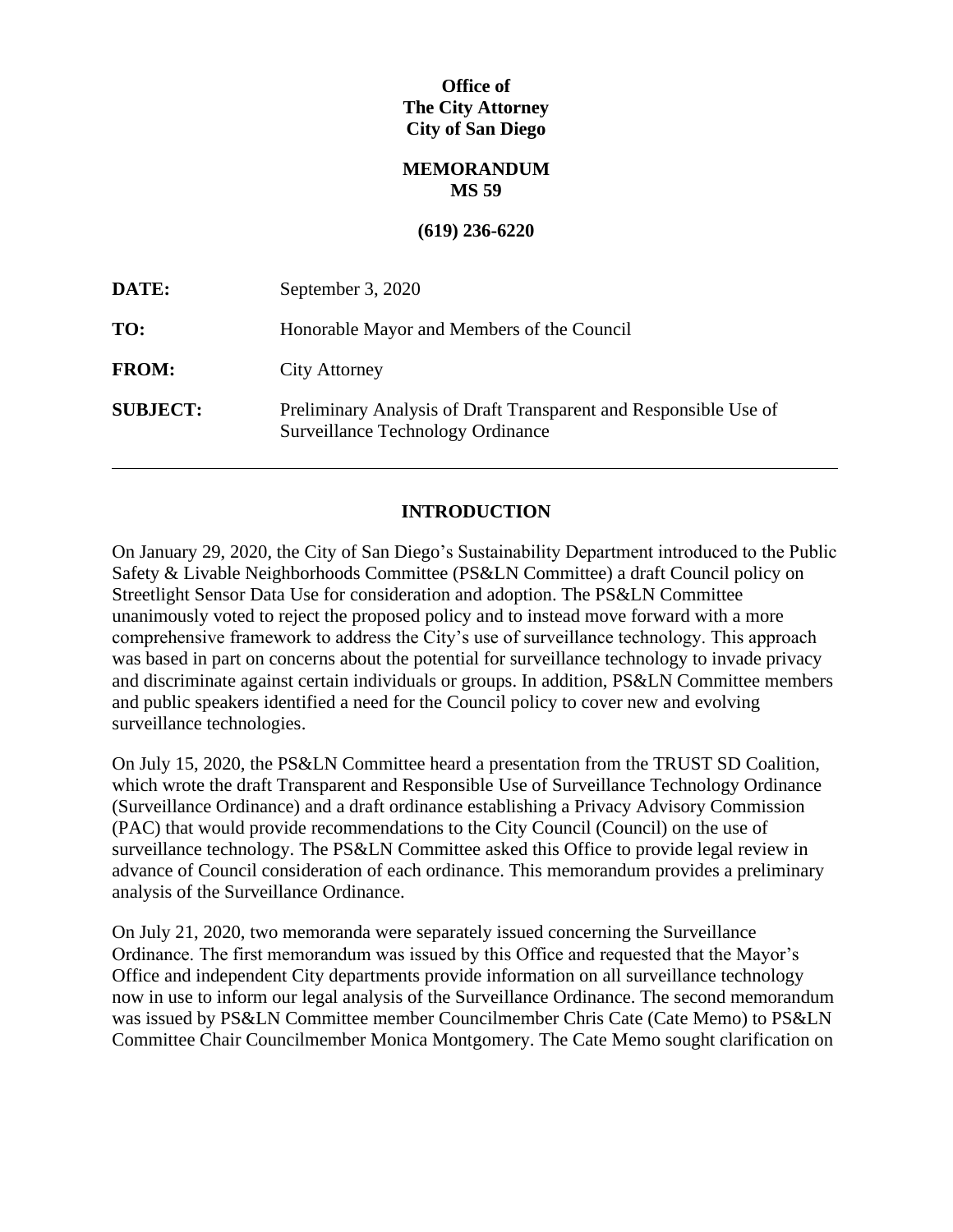**Office of**
**The City Attorney**
**City of San Diego**

**MEMORANDUM**
**MS 59**

**(619) 236-6220**

| | |
|---|---|
| **DATE:** | September 3, 2020 |
| **TO:** | Honorable Mayor and Members of the Council |
| **FROM:** | City Attorney |
| **SUBJECT:** | Preliminary Analysis of Draft Transparent and Responsible Use of Surveillance Technology Ordinance |

---

## INTRODUCTION

On January 29, 2020, the City of San Diego's Sustainability Department introduced to the Public Safety & Livable Neighborhoods Committee (PS&LN Committee) a draft Council policy on Streetlight Sensor Data Use for consideration and adoption. The PS&LN Committee unanimously voted to reject the proposed policy and to instead move forward with a more comprehensive framework to address the City's use of surveillance technology. This approach was based in part on concerns about the potential for surveillance technology to invade privacy and discriminate against certain individuals or groups. In addition, PS&LN Committee members and public speakers identified a need for the Council policy to cover new and evolving surveillance technologies.

On July 15, 2020, the PS&LN Committee heard a presentation from the TRUST SD Coalition, which wrote the draft Transparent and Responsible Use of Surveillance Technology Ordinance (Surveillance Ordinance) and a draft ordinance establishing a Privacy Advisory Commission (PAC) that would provide recommendations to the City Council (Council) on the use of surveillance technology. The PS&LN Committee asked this Office to provide legal review in advance of Council consideration of each ordinance. This memorandum provides a preliminary analysis of the Surveillance Ordinance.

On July 21, 2020, two memoranda were separately issued concerning the Surveillance Ordinance. The first memorandum was issued by this Office and requested that the Mayor's Office and independent City departments provide information on all surveillance technology now in use to inform our legal analysis of the Surveillance Ordinance. The second memorandum was issued by PS&LN Committee member Councilmember Chris Cate (Cate Memo) to PS&LN Committee Chair Councilmember Monica Montgomery. The Cate Memo sought clarification on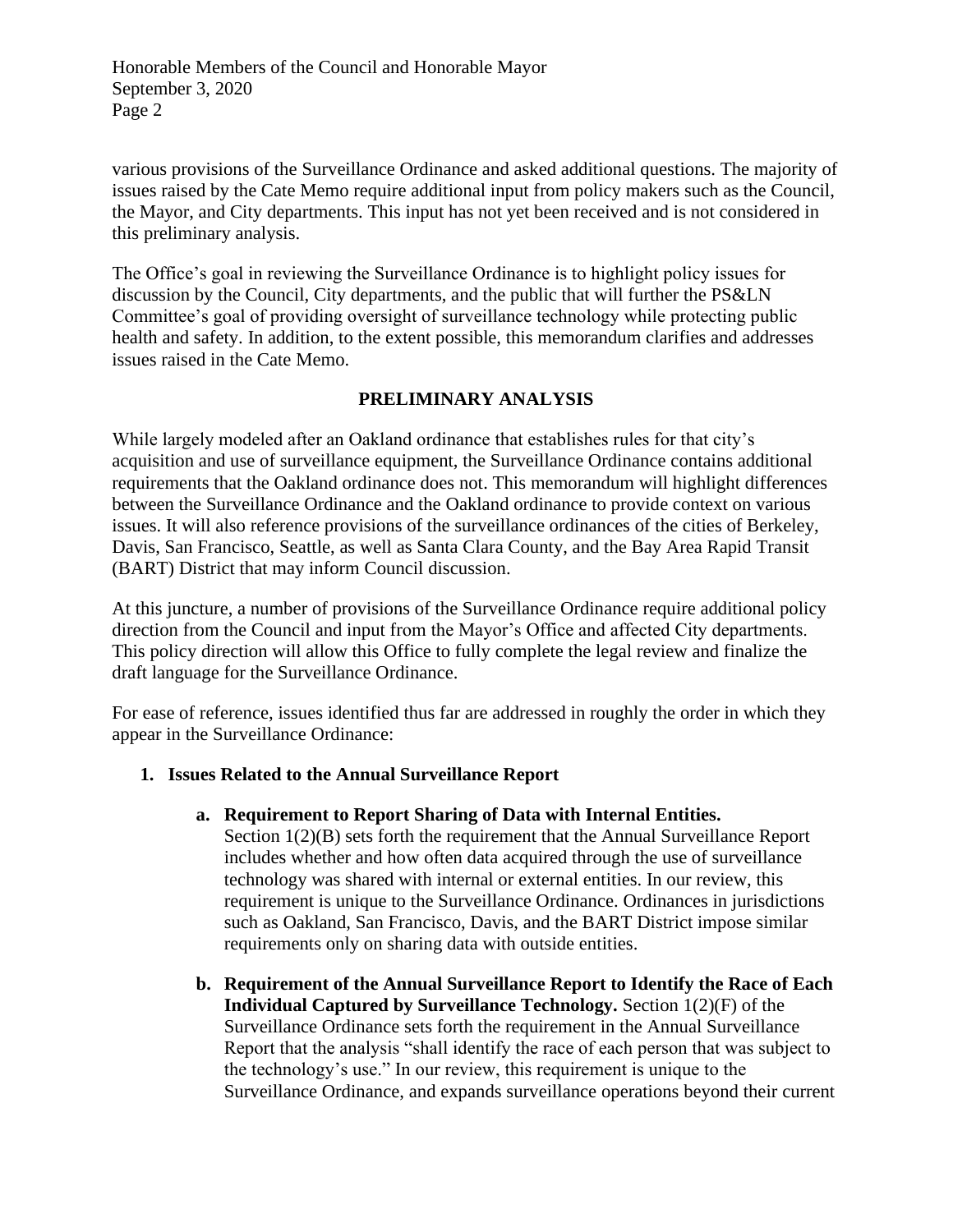various provisions of the Surveillance Ordinance and asked additional questions. The majority of issues raised by the Cate Memo require additional input from policy makers such as the Council, the Mayor, and City departments. This input has not yet been received and is not considered in this preliminary analysis.

The Office's goal in reviewing the Surveillance Ordinance is to highlight policy issues for discussion by the Council, City departments, and the public that will further the PS&LN Committee's goal of providing oversight of surveillance technology while protecting public health and safety. In addition, to the extent possible, this memorandum clarifies and addresses issues raised in the Cate Memo.

## PRELIMINARY ANALYSIS

While largely modeled after an Oakland ordinance that establishes rules for that city's acquisition and use of surveillance equipment, the Surveillance Ordinance contains additional requirements that the Oakland ordinance does not. This memorandum will highlight differences between the Surveillance Ordinance and the Oakland ordinance to provide context on various issues. It will also reference provisions of the surveillance ordinances of the cities of Berkeley, Davis, San Francisco, Seattle, as well as Santa Clara County, and the Bay Area Rapid Transit (BART) District that may inform Council discussion.

At this juncture, a number of provisions of the Surveillance Ordinance require additional policy direction from the Council and input from the Mayor's Office and affected City departments. This policy direction will allow this Office to fully complete the legal review and finalize the draft language for the Surveillance Ordinance.

For ease of reference, issues identified thus far are addressed in roughly the order in which they appear in the Surveillance Ordinance:

1. **Issues Related to the Annual Surveillance Report**

   a. **Requirement to Report Sharing of Data with Internal Entities.** Section 1(2)(B) sets forth the requirement that the Annual Surveillance Report includes whether and how often data acquired through the use of surveillance technology was shared with internal or external entities. In our review, this requirement is unique to the Surveillance Ordinance. Ordinances in jurisdictions such as Oakland, San Francisco, Davis, and the BART District impose similar requirements only on sharing data with outside entities.

   b. **Requirement of the Annual Surveillance Report to Identify the Race of Each Individual Captured by Surveillance Technology.** Section 1(2)(F) of the Surveillance Ordinance sets forth the requirement in the Annual Surveillance Report that the analysis "shall identify the race of each person that was subject to the technology's use." In our review, this requirement is unique to the Surveillance Ordinance, and expands surveillance operations beyond their current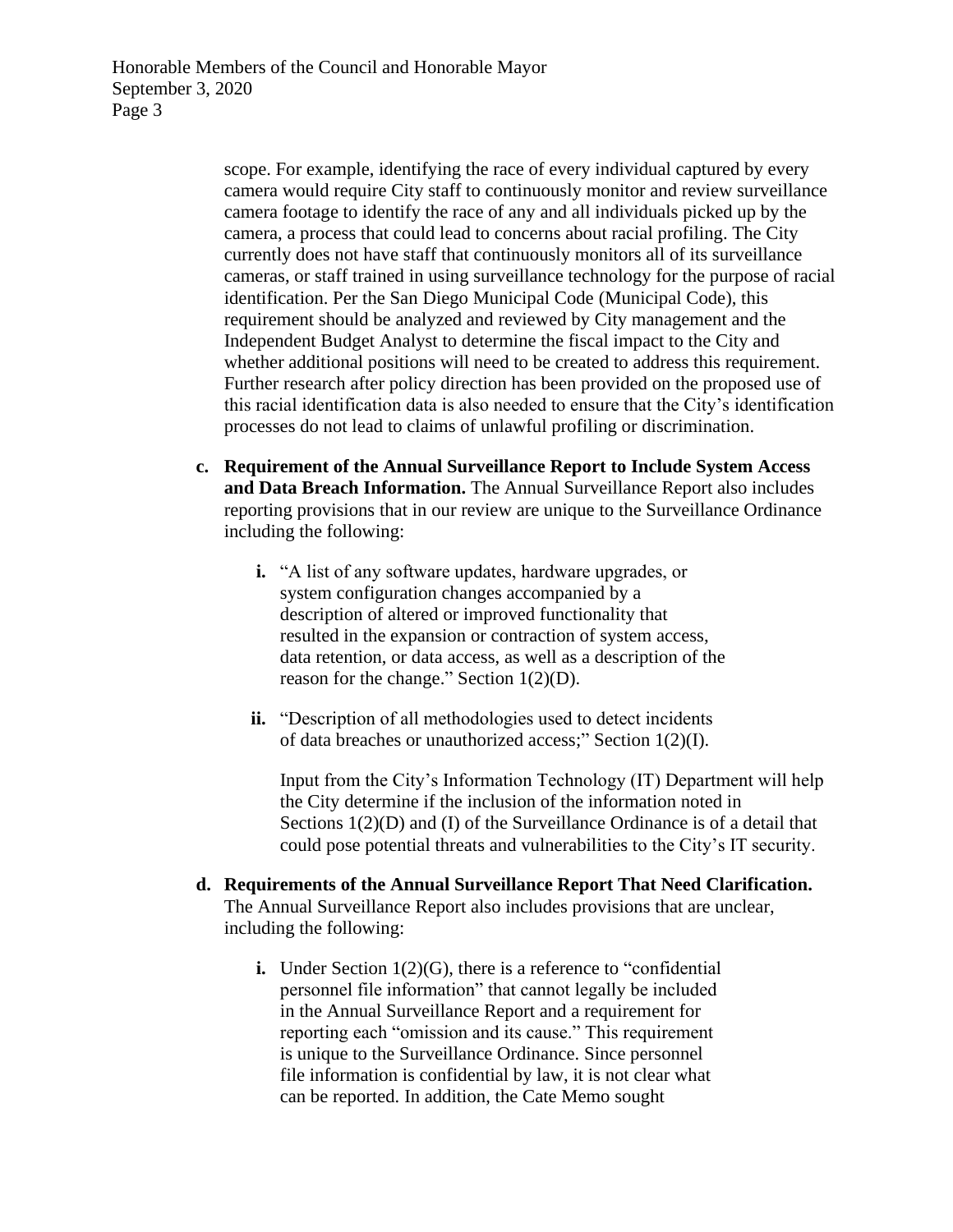scope. For example, identifying the race of every individual captured by every camera would require City staff to continuously monitor and review surveillance camera footage to identify the race of any and all individuals picked up by the camera, a process that could lead to concerns about racial profiling. The City currently does not have staff that continuously monitors all of its surveillance cameras, or staff trained in using surveillance technology for the purpose of racial identification. Per the San Diego Municipal Code (Municipal Code), this requirement should be analyzed and reviewed by City management and the Independent Budget Analyst to determine the fiscal impact to the City and whether additional positions will need to be created to address this requirement. Further research after policy direction has been provided on the proposed use of this racial identification data is also needed to ensure that the City's identification processes do not lead to claims of unlawful profiling or discrimination.

c. **Requirement of the Annual Surveillance Report to Include System Access and Data Breach Information.** The Annual Surveillance Report also includes reporting provisions that in our review are unique to the Surveillance Ordinance including the following:

   i. "A list of any software updates, hardware upgrades, or system configuration changes accompanied by a description of altered or improved functionality that resulted in the expansion or contraction of system access, data retention, or data access, as well as a description of the reason for the change." Section 1(2)(D).

   ii. "Description of all methodologies used to detect incidents of data breaches or unauthorized access;" Section 1(2)(I).

   Input from the City's Information Technology (IT) Department will help the City determine if the inclusion of the information noted in Sections 1(2)(D) and (I) of the Surveillance Ordinance is of a detail that could pose potential threats and vulnerabilities to the City's IT security.

d. **Requirements of the Annual Surveillance Report That Need Clarification.** The Annual Surveillance Report also includes provisions that are unclear, including the following:

   i. Under Section 1(2)(G), there is a reference to "confidential personnel file information" that cannot legally be included in the Annual Surveillance Report and a requirement for reporting each "omission and its cause." This requirement is unique to the Surveillance Ordinance. Since personnel file information is confidential by law, it is not clear what can be reported. In addition, the Cate Memo sought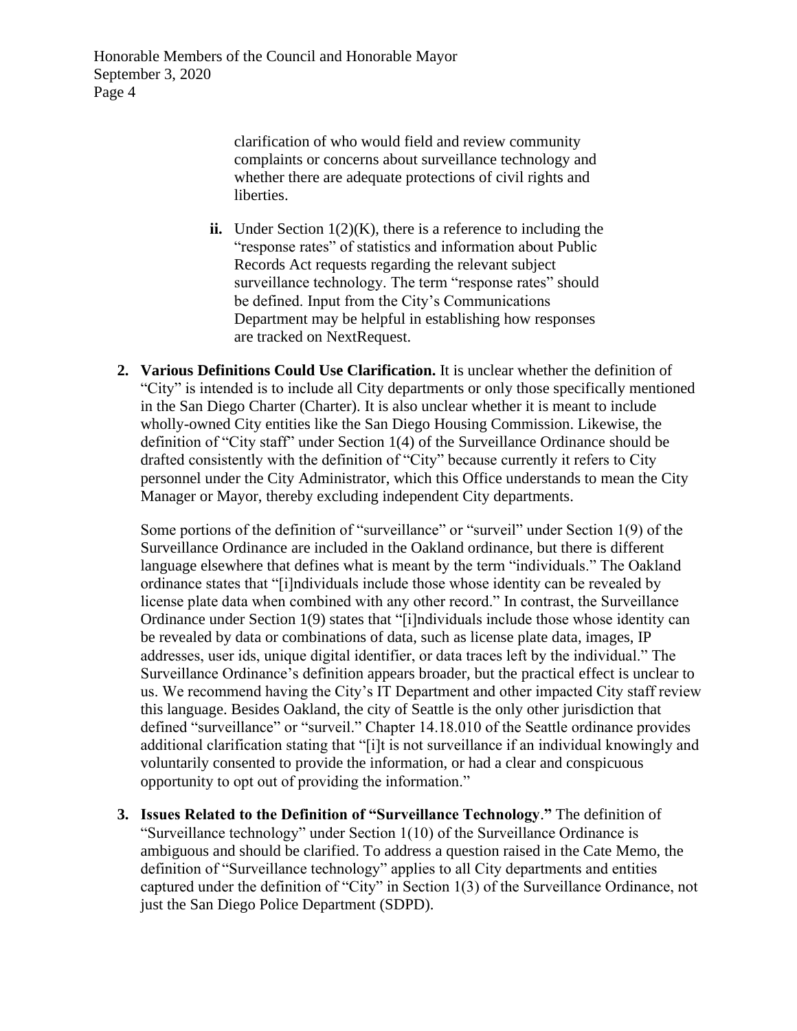clarification of who would field and review community complaints or concerns about surveillance technology and whether there are adequate protections of civil rights and liberties.

**ii.** Under Section 1(2)(K), there is a reference to including the "response rates" of statistics and information about Public Records Act requests regarding the relevant subject surveillance technology. The term "response rates" should be defined. Input from the City's Communications Department may be helpful in establishing how responses are tracked on NextRequest.

2. **Various Definitions Could Use Clarification.** It is unclear whether the definition of "City" is intended is to include all City departments or only those specifically mentioned in the San Diego Charter (Charter). It is also unclear whether it is meant to include wholly-owned City entities like the San Diego Housing Commission. Likewise, the definition of "City staff" under Section 1(4) of the Surveillance Ordinance should be drafted consistently with the definition of "City" because currently it refers to City personnel under the City Administrator, which this Office understands to mean the City Manager or Mayor, thereby excluding independent City departments.

   Some portions of the definition of "surveillance" or "surveil" under Section 1(9) of the Surveillance Ordinance are included in the Oakland ordinance, but there is different language elsewhere that defines what is meant by the term "individuals." The Oakland ordinance states that "[i]ndividuals include those whose identity can be revealed by license plate data when combined with any other record." In contrast, the Surveillance Ordinance under Section 1(9) states that "[i]ndividuals include those whose identity can be revealed by data or combinations of data, such as license plate data, images, IP addresses, user ids, unique digital identifier, or data traces left by the individual." The Surveillance Ordinance's definition appears broader, but the practical effect is unclear to us. We recommend having the City's IT Department and other impacted City staff review this language. Besides Oakland, the city of Seattle is the only other jurisdiction that defined "surveillance" or "surveil." Chapter 14.18.010 of the Seattle ordinance provides additional clarification stating that "[i]t is not surveillance if an individual knowingly and voluntarily consented to provide the information, or had a clear and conspicuous opportunity to opt out of providing the information."

3. **Issues Related to the Definition of "Surveillance Technology."** The definition of "Surveillance technology" under Section 1(10) of the Surveillance Ordinance is ambiguous and should be clarified. To address a question raised in the Cate Memo, the definition of "Surveillance technology" applies to all City departments and entities captured under the definition of "City" in Section 1(3) of the Surveillance Ordinance, not just the San Diego Police Department (SDPD).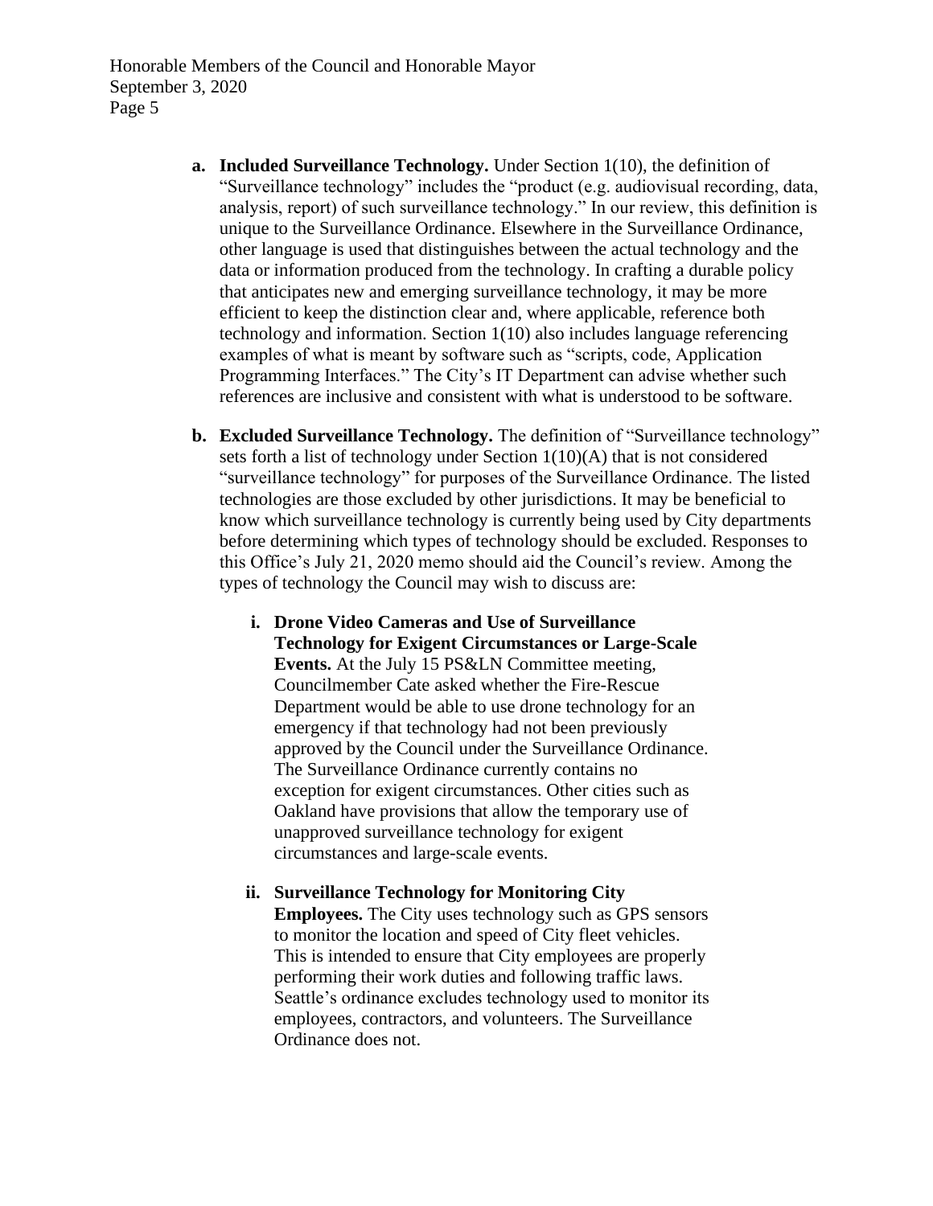a. **Included Surveillance Technology.** Under Section 1(10), the definition of "Surveillance technology" includes the "product (e.g. audiovisual recording, data, analysis, report) of such surveillance technology." In our review, this definition is unique to the Surveillance Ordinance. Elsewhere in the Surveillance Ordinance, other language is used that distinguishes between the actual technology and the data or information produced from the technology. In crafting a durable policy that anticipates new and emerging surveillance technology, it may be more efficient to keep the distinction clear and, where applicable, reference both technology and information. Section 1(10) also includes language referencing examples of what is meant by software such as "scripts, code, Application Programming Interfaces." The City's IT Department can advise whether such references are inclusive and consistent with what is understood to be software.

b. **Excluded Surveillance Technology.** The definition of "Surveillance technology" sets forth a list of technology under Section 1(10)(A) that is not considered "surveillance technology" for purposes of the Surveillance Ordinance. The listed technologies are those excluded by other jurisdictions. It may be beneficial to know which surveillance technology is currently being used by City departments before determining which types of technology should be excluded. Responses to this Office's July 21, 2020 memo should aid the Council's review. Among the types of technology the Council may wish to discuss are:

   i. **Drone Video Cameras and Use of Surveillance Technology for Exigent Circumstances or Large-Scale Events.** At the July 15 PS&LN Committee meeting, Councilmember Cate asked whether the Fire-Rescue Department would be able to use drone technology for an emergency if that technology had not been previously approved by the Council under the Surveillance Ordinance. The Surveillance Ordinance currently contains no exception for exigent circumstances. Other cities such as Oakland have provisions that allow the temporary use of unapproved surveillance technology for exigent circumstances and large-scale events.

   ii. **Surveillance Technology for Monitoring City Employees.** The City uses technology such as GPS sensors to monitor the location and speed of City fleet vehicles. This is intended to ensure that City employees are properly performing their work duties and following traffic laws. Seattle's ordinance excludes technology used to monitor its employees, contractors, and volunteers. The Surveillance Ordinance does not.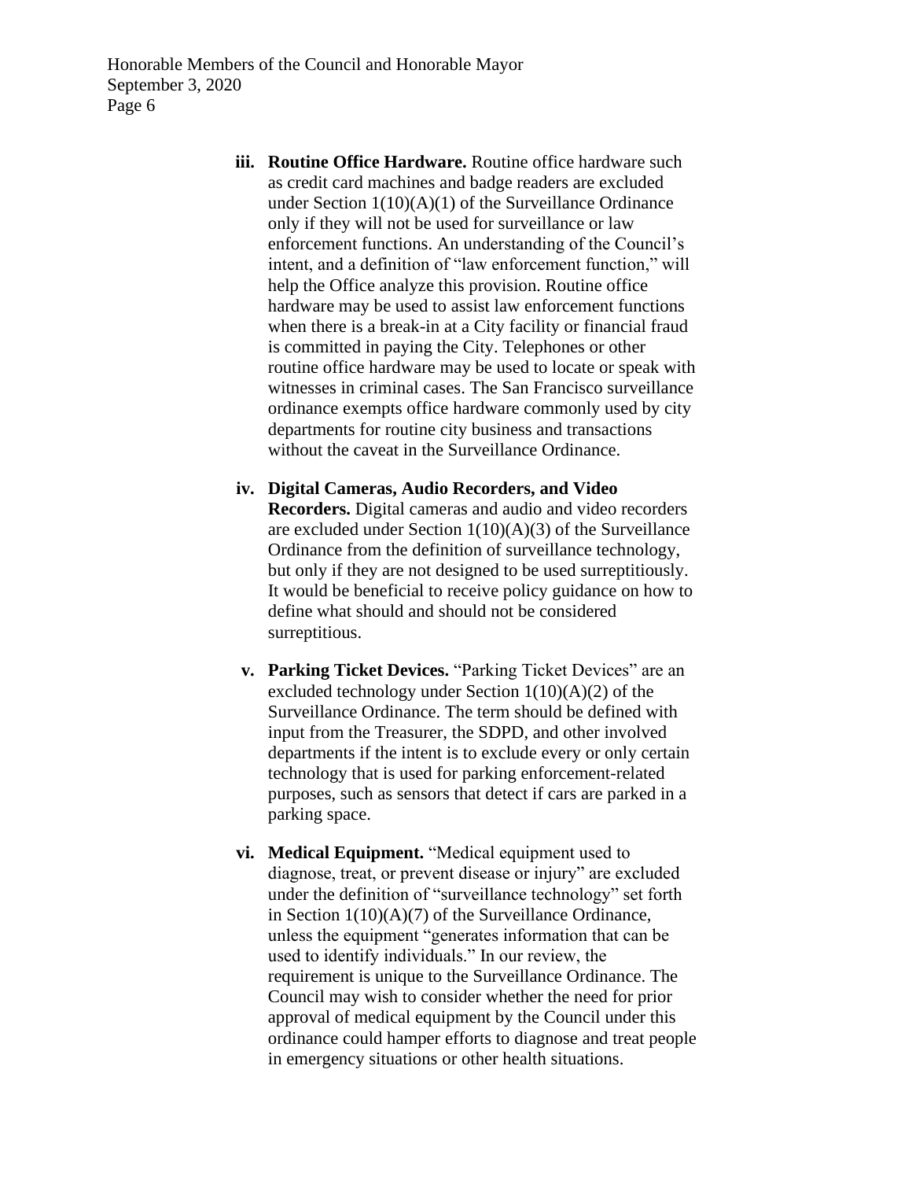iii. **Routine Office Hardware.** Routine office hardware such as credit card machines and badge readers are excluded under Section 1(10)(A)(1) of the Surveillance Ordinance only if they will not be used for surveillance or law enforcement functions. An understanding of the Council's intent, and a definition of "law enforcement function," will help the Office analyze this provision. Routine office hardware may be used to assist law enforcement functions when there is a break-in at a City facility or financial fraud is committed in paying the City. Telephones or other routine office hardware may be used to locate or speak with witnesses in criminal cases. The San Francisco surveillance ordinance exempts office hardware commonly used by city departments for routine city business and transactions without the caveat in the Surveillance Ordinance.

iv. **Digital Cameras, Audio Recorders, and Video Recorders.** Digital cameras and audio and video recorders are excluded under Section 1(10)(A)(3) of the Surveillance Ordinance from the definition of surveillance technology, but only if they are not designed to be used surreptitiously. It would be beneficial to receive policy guidance on how to define what should and should not be considered surreptitious.

v. **Parking Ticket Devices.** "Parking Ticket Devices" are an excluded technology under Section 1(10)(A)(2) of the Surveillance Ordinance. The term should be defined with input from the Treasurer, the SDPD, and other involved departments if the intent is to exclude every or only certain technology that is used for parking enforcement-related purposes, such as sensors that detect if cars are parked in a parking space.

vi. **Medical Equipment.** "Medical equipment used to diagnose, treat, or prevent disease or injury" are excluded under the definition of "surveillance technology" set forth in Section 1(10)(A)(7) of the Surveillance Ordinance, unless the equipment "generates information that can be used to identify individuals." In our review, the requirement is unique to the Surveillance Ordinance. The Council may wish to consider whether the need for prior approval of medical equipment by the Council under this ordinance could hamper efforts to diagnose and treat people in emergency situations or other health situations.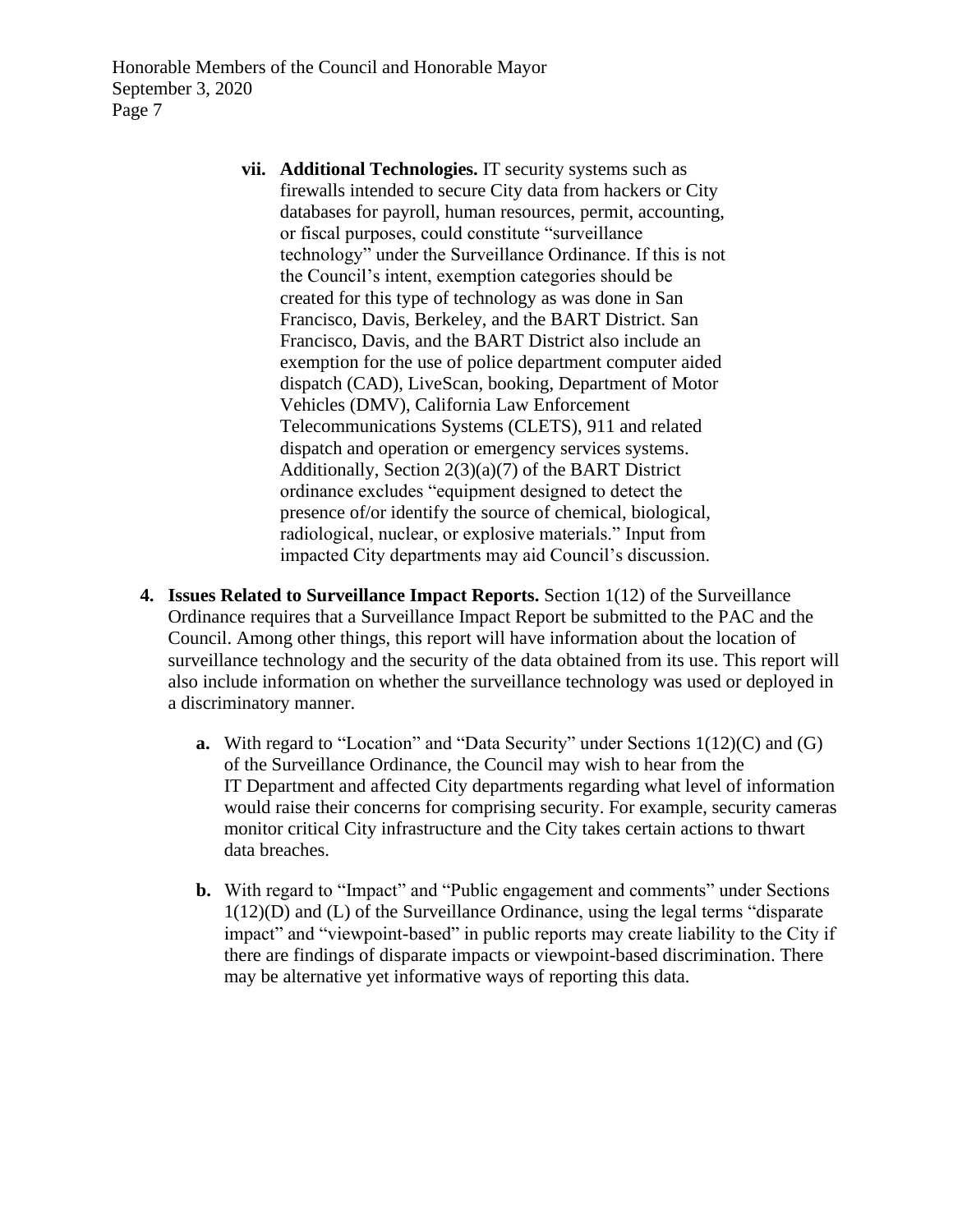vii. **Additional Technologies.** IT security systems such as firewalls intended to secure City data from hackers or City databases for payroll, human resources, permit, accounting, or fiscal purposes, could constitute "surveillance technology" under the Surveillance Ordinance. If this is not the Council's intent, exemption categories should be created for this type of technology as was done in San Francisco, Davis, Berkeley, and the BART District. San Francisco, Davis, and the BART District also include an exemption for the use of police department computer aided dispatch (CAD), LiveScan, booking, Department of Motor Vehicles (DMV), California Law Enforcement Telecommunications Systems (CLETS), 911 and related dispatch and operation or emergency services systems. Additionally, Section 2(3)(a)(7) of the BART District ordinance excludes "equipment designed to detect the presence of/or identify the source of chemical, biological, radiological, nuclear, or explosive materials." Input from impacted City departments may aid Council's discussion.

4. **Issues Related to Surveillance Impact Reports.** Section 1(12) of the Surveillance Ordinance requires that a Surveillance Impact Report be submitted to the PAC and the Council. Among other things, this report will have information about the location of surveillance technology and the security of the data obtained from its use. This report will also include information on whether the surveillance technology was used or deployed in a discriminatory manner.

   a. With regard to "Location" and "Data Security" under Sections 1(12)(C) and (G) of the Surveillance Ordinance, the Council may wish to hear from the IT Department and affected City departments regarding what level of information would raise their concerns for comprising security. For example, security cameras monitor critical City infrastructure and the City takes certain actions to thwart data breaches.

   b. With regard to "Impact" and "Public engagement and comments" under Sections 1(12)(D) and (L) of the Surveillance Ordinance, using the legal terms "disparate impact" and "viewpoint-based" in public reports may create liability to the City if there are findings of disparate impacts or viewpoint-based discrimination. There may be alternative yet informative ways of reporting this data.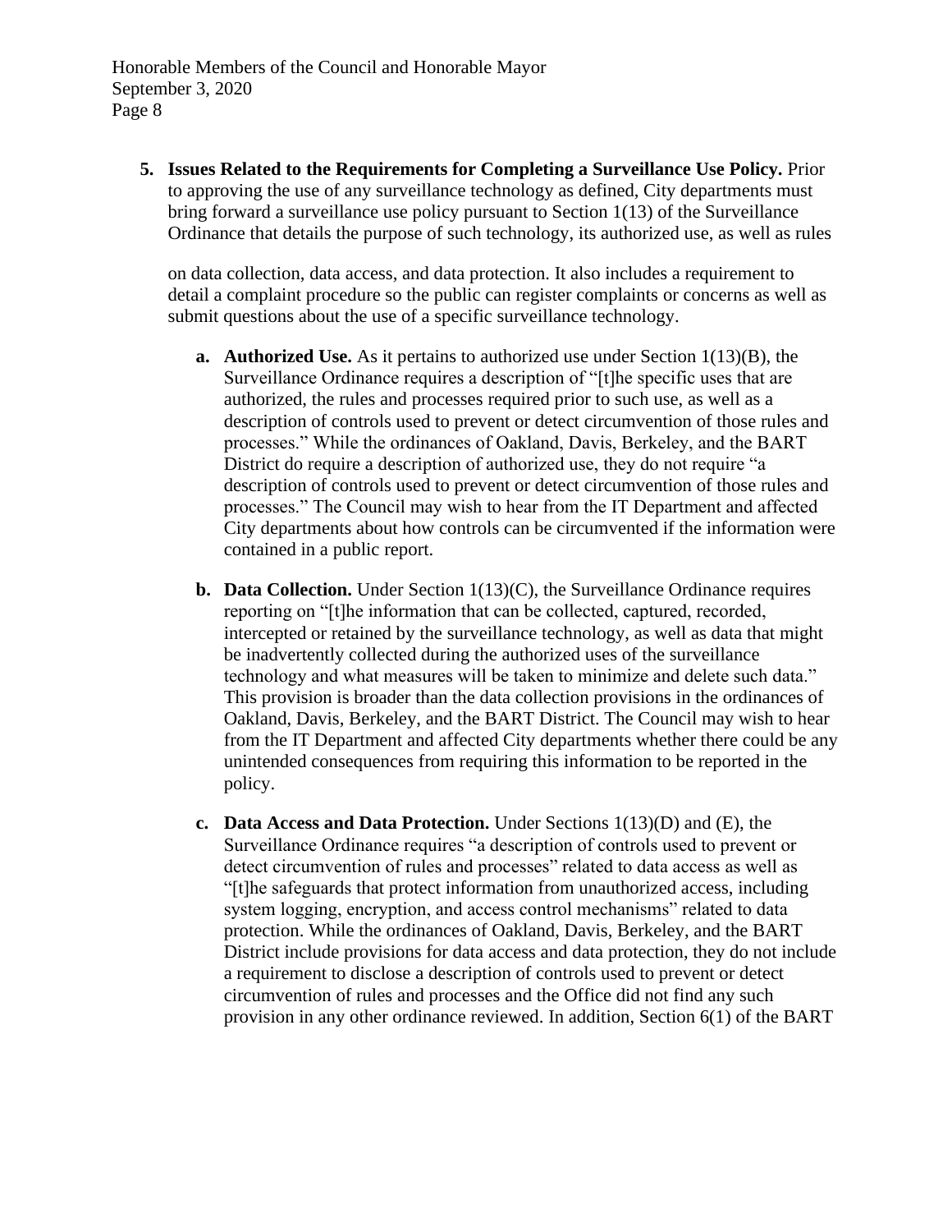5. **Issues Related to the Requirements for Completing a Surveillance Use Policy.** Prior to approving the use of any surveillance technology as defined, City departments must bring forward a surveillance use policy pursuant to Section 1(13) of the Surveillance Ordinance that details the purpose of such technology, its authorized use, as well as rules on data collection, data access, and data protection. It also includes a requirement to detail a complaint procedure so the public can register complaints or concerns as well as submit questions about the use of a specific surveillance technology.

   a. **Authorized Use.** As it pertains to authorized use under Section 1(13)(B), the Surveillance Ordinance requires a description of "[t]he specific uses that are authorized, the rules and processes required prior to such use, as well as a description of controls used to prevent or detect circumvention of those rules and processes." While the ordinances of Oakland, Davis, Berkeley, and the BART District do require a description of authorized use, they do not require "a description of controls used to prevent or detect circumvention of those rules and processes." The Council may wish to hear from the IT Department and affected City departments about how controls can be circumvented if the information were contained in a public report.

   b. **Data Collection.** Under Section 1(13)(C), the Surveillance Ordinance requires reporting on "[t]he information that can be collected, captured, recorded, intercepted or retained by the surveillance technology, as well as data that might be inadvertently collected during the authorized uses of the surveillance technology and what measures will be taken to minimize and delete such data." This provision is broader than the data collection provisions in the ordinances of Oakland, Davis, Berkeley, and the BART District. The Council may wish to hear from the IT Department and affected City departments whether there could be any unintended consequences from requiring this information to be reported in the policy.

   c. **Data Access and Data Protection.** Under Sections 1(13)(D) and (E), the Surveillance Ordinance requires "a description of controls used to prevent or detect circumvention of rules and processes" related to data access as well as "[t]he safeguards that protect information from unauthorized access, including system logging, encryption, and access control mechanisms" related to data protection. While the ordinances of Oakland, Davis, Berkeley, and the BART District include provisions for data access and data protection, they do not include a requirement to disclose a description of controls used to prevent or detect circumvention of rules and processes and the Office did not find any such provision in any other ordinance reviewed. In addition, Section 6(1) of the BART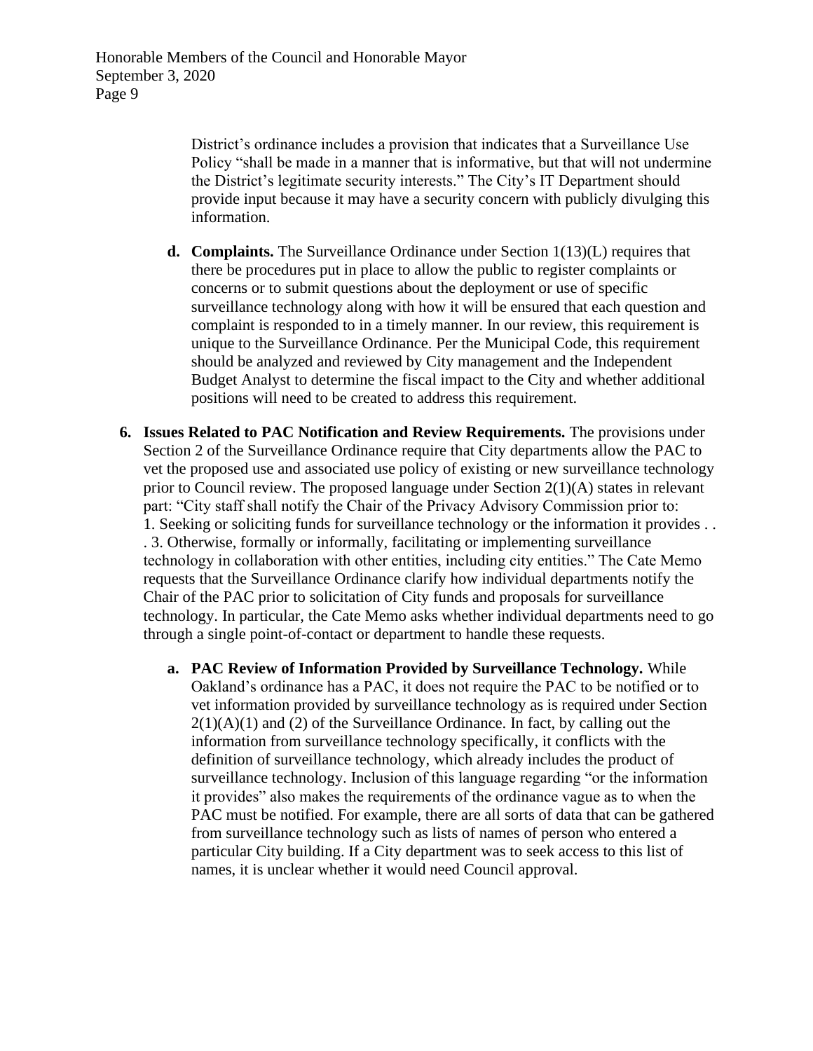District's ordinance includes a provision that indicates that a Surveillance Use Policy "shall be made in a manner that is informative, but that will not undermine the District's legitimate security interests." The City's IT Department should provide input because it may have a security concern with publicly divulging this information.

   d. **Complaints.** The Surveillance Ordinance under Section 1(13)(L) requires that there be procedures put in place to allow the public to register complaints or concerns or to submit questions about the deployment or use of specific surveillance technology along with how it will be ensured that each question and complaint is responded to in a timely manner. In our review, this requirement is unique to the Surveillance Ordinance. Per the Municipal Code, this requirement should be analyzed and reviewed by City management and the Independent Budget Analyst to determine the fiscal impact to the City and whether additional positions will need to be created to address this requirement.

6. **Issues Related to PAC Notification and Review Requirements.** The provisions under Section 2 of the Surveillance Ordinance require that City departments allow the PAC to vet the proposed use and associated use policy of existing or new surveillance technology prior to Council review. The proposed language under Section 2(1)(A) states in relevant part: "City staff shall notify the Chair of the Privacy Advisory Commission prior to: 1. Seeking or soliciting funds for surveillance technology or the information it provides . . . 3. Otherwise, formally or informally, facilitating or implementing surveillance technology in collaboration with other entities, including city entities." The Cate Memo requests that the Surveillance Ordinance clarify how individual departments notify the Chair of the PAC prior to solicitation of City funds and proposals for surveillance technology. In particular, the Cate Memo asks whether individual departments need to go through a single point-of-contact or department to handle these requests.

   a. **PAC Review of Information Provided by Surveillance Technology.** While Oakland's ordinance has a PAC, it does not require the PAC to be notified or to vet information provided by surveillance technology as is required under Section 2(1)(A)(1) and (2) of the Surveillance Ordinance. In fact, by calling out the information from surveillance technology specifically, it conflicts with the definition of surveillance technology, which already includes the product of surveillance technology. Inclusion of this language regarding "or the information it provides" also makes the requirements of the ordinance vague as to when the PAC must be notified. For example, there are all sorts of data that can be gathered from surveillance technology such as lists of names of person who entered a particular City building. If a City department was to seek access to this list of names, it is unclear whether it would need Council approval.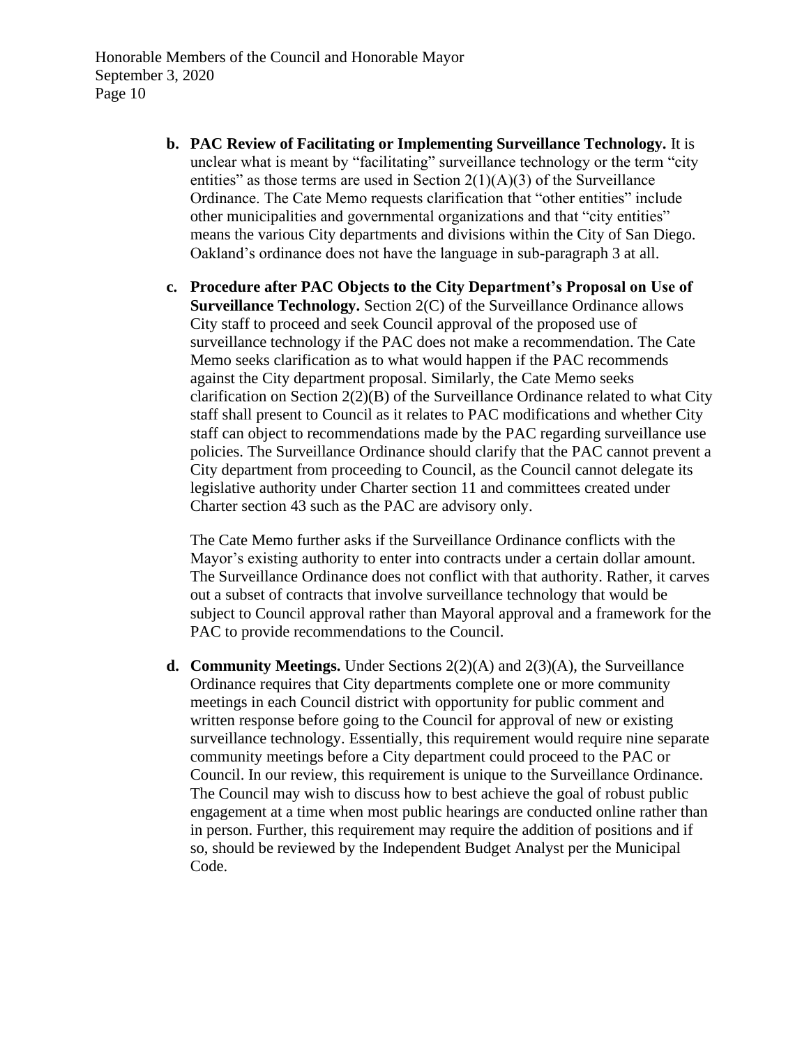**b. PAC Review of Facilitating or Implementing Surveillance Technology.** It is unclear what is meant by "facilitating" surveillance technology or the term "city entities" as those terms are used in Section 2(1)(A)(3) of the Surveillance Ordinance. The Cate Memo requests clarification that "other entities" include other municipalities and governmental organizations and that "city entities" means the various City departments and divisions within the City of San Diego. Oakland's ordinance does not have the language in sub-paragraph 3 at all.

**c. Procedure after PAC Objects to the City Department's Proposal on Use of Surveillance Technology.** Section 2(C) of the Surveillance Ordinance allows City staff to proceed and seek Council approval of the proposed use of surveillance technology if the PAC does not make a recommendation. The Cate Memo seeks clarification as to what would happen if the PAC recommends against the City department proposal. Similarly, the Cate Memo seeks clarification on Section 2(2)(B) of the Surveillance Ordinance related to what City staff shall present to Council as it relates to PAC modifications and whether City staff can object to recommendations made by the PAC regarding surveillance use policies. The Surveillance Ordinance should clarify that the PAC cannot prevent a City department from proceeding to Council, as the Council cannot delegate its legislative authority under Charter section 11 and committees created under Charter section 43 such as the PAC are advisory only.

The Cate Memo further asks if the Surveillance Ordinance conflicts with the Mayor's existing authority to enter into contracts under a certain dollar amount. The Surveillance Ordinance does not conflict with that authority. Rather, it carves out a subset of contracts that involve surveillance technology that would be subject to Council approval rather than Mayoral approval and a framework for the PAC to provide recommendations to the Council.

**d. Community Meetings.** Under Sections 2(2)(A) and 2(3)(A), the Surveillance Ordinance requires that City departments complete one or more community meetings in each Council district with opportunity for public comment and written response before going to the Council for approval of new or existing surveillance technology. Essentially, this requirement would require nine separate community meetings before a City department could proceed to the PAC or Council. In our review, this requirement is unique to the Surveillance Ordinance. The Council may wish to discuss how to best achieve the goal of robust public engagement at a time when most public hearings are conducted online rather than in person. Further, this requirement may require the addition of positions and if so, should be reviewed by the Independent Budget Analyst per the Municipal Code.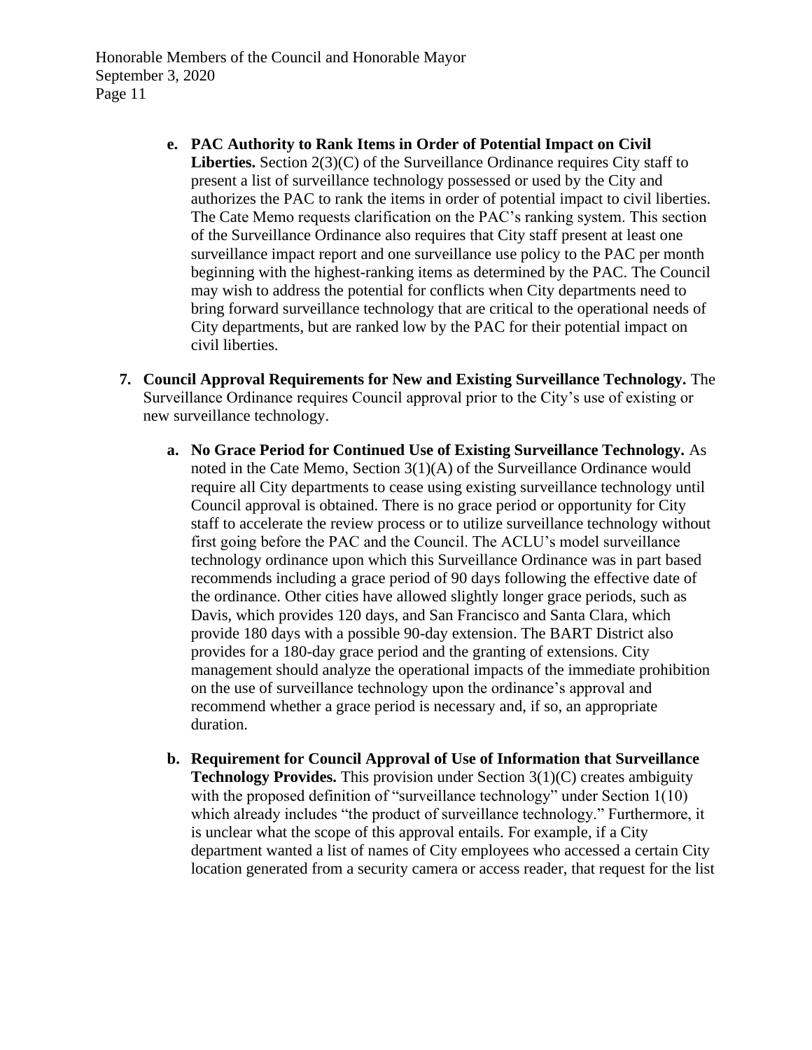e. **PAC Authority to Rank Items in Order of Potential Impact on Civil Liberties.** Section 2(3)(C) of the Surveillance Ordinance requires City staff to present a list of surveillance technology possessed or used by the City and authorizes the PAC to rank the items in order of potential impact to civil liberties. The Cate Memo requests clarification on the PAC's ranking system. This section of the Surveillance Ordinance also requires that City staff present at least one surveillance impact report and one surveillance use policy to the PAC per month beginning with the highest-ranking items as determined by the PAC. The Council may wish to address the potential for conflicts when City departments need to bring forward surveillance technology that are critical to the operational needs of City departments, but are ranked low by the PAC for their potential impact on civil liberties.

7. **Council Approval Requirements for New and Existing Surveillance Technology.** The Surveillance Ordinance requires Council approval prior to the City's use of existing or new surveillance technology.

   a. **No Grace Period for Continued Use of Existing Surveillance Technology.** As noted in the Cate Memo, Section 3(1)(A) of the Surveillance Ordinance would require all City departments to cease using existing surveillance technology until Council approval is obtained. There is no grace period or opportunity for City staff to accelerate the review process or to utilize surveillance technology without first going before the PAC and the Council. The ACLU's model surveillance technology ordinance upon which this Surveillance Ordinance was in part based recommends including a grace period of 90 days following the effective date of the ordinance. Other cities have allowed slightly longer grace periods, such as Davis, which provides 120 days, and San Francisco and Santa Clara, which provide 180 days with a possible 90-day extension. The BART District also provides for a 180-day grace period and the granting of extensions. City management should analyze the operational impacts of the immediate prohibition on the use of surveillance technology upon the ordinance's approval and recommend whether a grace period is necessary and, if so, an appropriate duration.

   b. **Requirement for Council Approval of Use of Information that Surveillance Technology Provides.** This provision under Section 3(1)(C) creates ambiguity with the proposed definition of "surveillance technology" under Section 1(10) which already includes "the product of surveillance technology." Furthermore, it is unclear what the scope of this approval entails. For example, if a City department wanted a list of names of City employees who accessed a certain City location generated from a security camera or access reader, that request for the list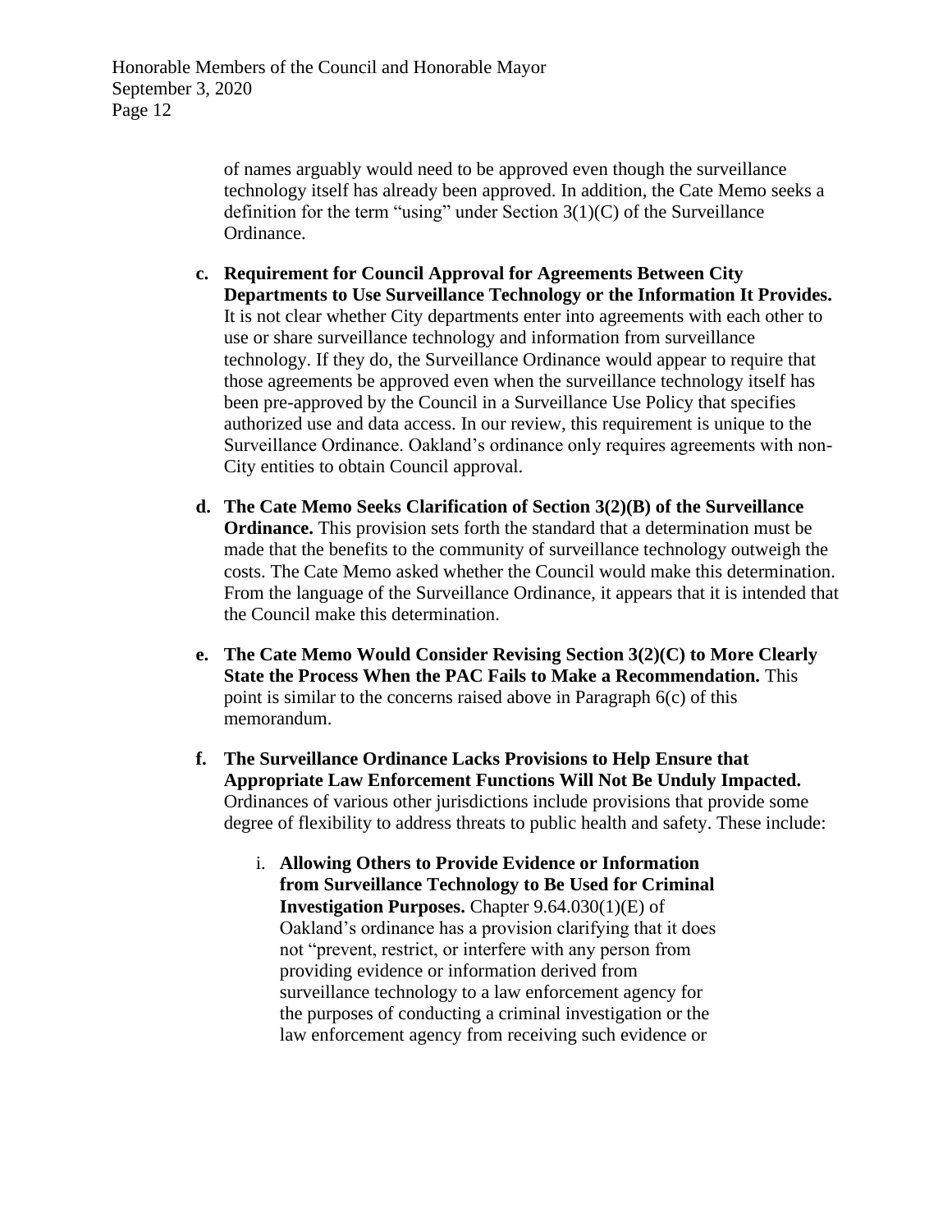of names arguably would need to be approved even though the surveillance technology itself has already been approved. In addition, the Cate Memo seeks a definition for the term "using" under Section 3(1)(C) of the Surveillance Ordinance.

c. **Requirement for Council Approval for Agreements Between City Departments to Use Surveillance Technology or the Information It Provides.** It is not clear whether City departments enter into agreements with each other to use or share surveillance technology and information from surveillance technology. If they do, the Surveillance Ordinance would appear to require that those agreements be approved even when the surveillance technology itself has been pre-approved by the Council in a Surveillance Use Policy that specifies authorized use and data access. In our review, this requirement is unique to the Surveillance Ordinance. Oakland's ordinance only requires agreements with non-City entities to obtain Council approval.

d. **The Cate Memo Seeks Clarification of Section 3(2)(B) of the Surveillance Ordinance.** This provision sets forth the standard that a determination must be made that the benefits to the community of surveillance technology outweigh the costs. The Cate Memo asked whether the Council would make this determination. From the language of the Surveillance Ordinance, it appears that it is intended that the Council make this determination.

e. **The Cate Memo Would Consider Revising Section 3(2)(C) to More Clearly State the Process When the PAC Fails to Make a Recommendation.** This point is similar to the concerns raised above in Paragraph 6(c) of this memorandum.

f. **The Surveillance Ordinance Lacks Provisions to Help Ensure that Appropriate Law Enforcement Functions Will Not Be Unduly Impacted.** Ordinances of various other jurisdictions include provisions that provide some degree of flexibility to address threats to public health and safety. These include:

   i. **Allowing Others to Provide Evidence or Information from Surveillance Technology to Be Used for Criminal Investigation Purposes.** Chapter 9.64.030(1)(E) of Oakland's ordinance has a provision clarifying that it does not "prevent, restrict, or interfere with any person from providing evidence or information derived from surveillance technology to a law enforcement agency for the purposes of conducting a criminal investigation or the law enforcement agency from receiving such evidence or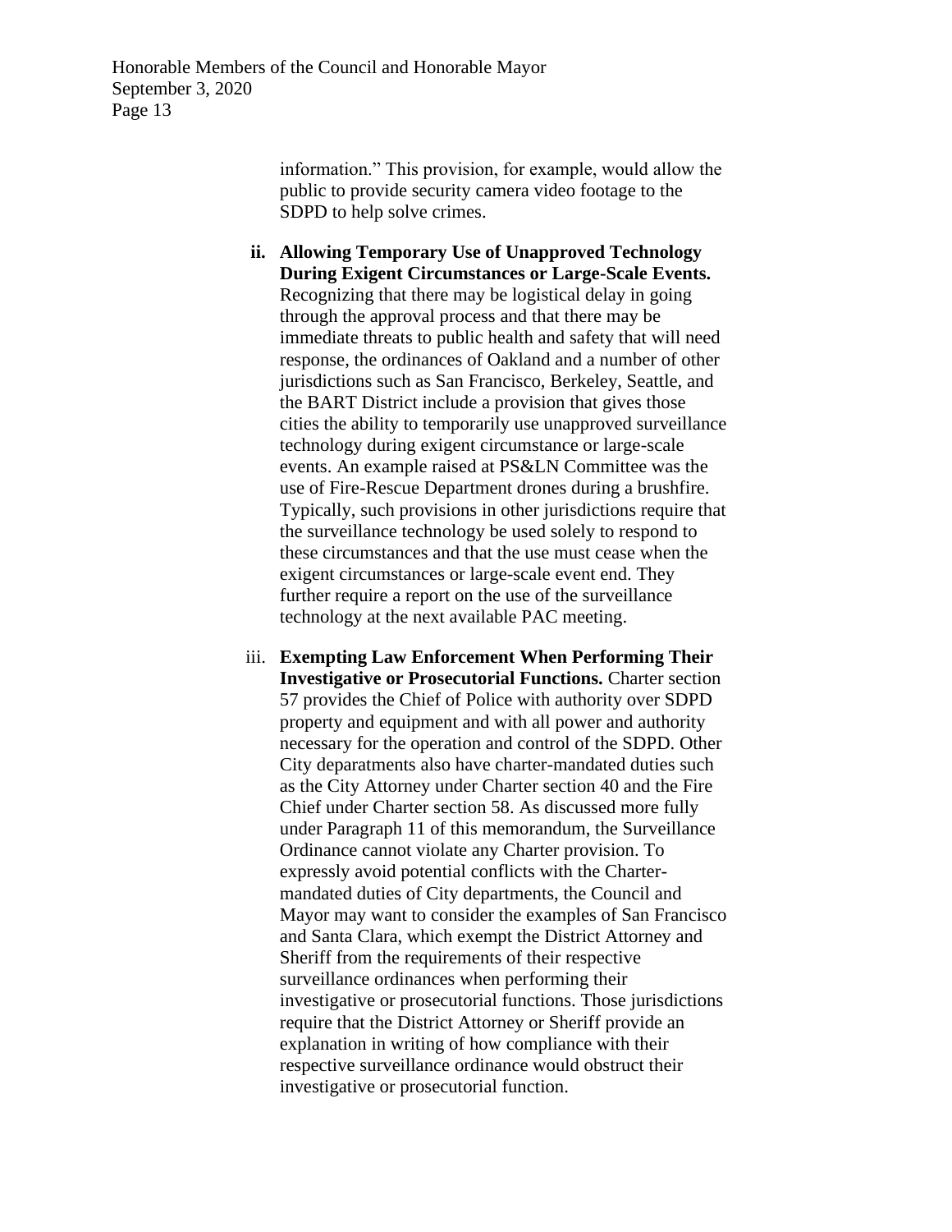information." This provision, for example, would allow the public to provide security camera video footage to the SDPD to help solve crimes.

ii. **Allowing Temporary Use of Unapproved Technology During Exigent Circumstances or Large-Scale Events.** Recognizing that there may be logistical delay in going through the approval process and that there may be immediate threats to public health and safety that will need response, the ordinances of Oakland and a number of other jurisdictions such as San Francisco, Berkeley, Seattle, and the BART District include a provision that gives those cities the ability to temporarily use unapproved surveillance technology during exigent circumstance or large-scale events. An example raised at PS&LN Committee was the use of Fire-Rescue Department drones during a brushfire. Typically, such provisions in other jurisdictions require that the surveillance technology be used solely to respond to these circumstances and that the use must cease when the exigent circumstances or large-scale event end. They further require a report on the use of the surveillance technology at the next available PAC meeting.

iii. **Exempting Law Enforcement When Performing Their Investigative or Prosecutorial Functions.** Charter section 57 provides the Chief of Police with authority over SDPD property and equipment and with all power and authority necessary for the operation and control of the SDPD. Other City deparatments also have charter-mandated duties such as the City Attorney under Charter section 40 and the Fire Chief under Charter section 58. As discussed more fully under Paragraph 11 of this memorandum, the Surveillance Ordinance cannot violate any Charter provision. To expressly avoid potential conflicts with the Charter-mandated duties of City departments, the Council and Mayor may want to consider the examples of San Francisco and Santa Clara, which exempt the District Attorney and Sheriff from the requirements of their respective surveillance ordinances when performing their investigative or prosecutorial functions. Those jurisdictions require that the District Attorney or Sheriff provide an explanation in writing of how compliance with their respective surveillance ordinance would obstruct their investigative or prosecutorial function.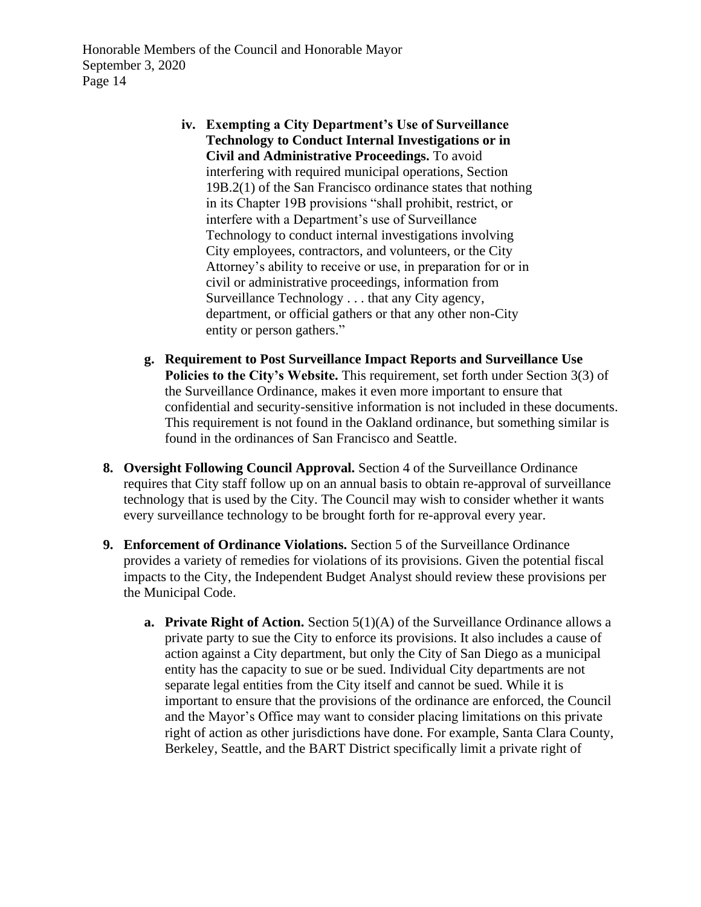iv. **Exempting a City Department's Use of Surveillance Technology to Conduct Internal Investigations or in Civil and Administrative Proceedings.** To avoid interfering with required municipal operations, Section 19B.2(1) of the San Francisco ordinance states that nothing in its Chapter 19B provisions "shall prohibit, restrict, or interfere with a Department's use of Surveillance Technology to conduct internal investigations involving City employees, contractors, and volunteers, or the City Attorney's ability to receive or use, in preparation for or in civil or administrative proceedings, information from Surveillance Technology . . . that any City agency, department, or official gathers or that any other non-City entity or person gathers."

g. **Requirement to Post Surveillance Impact Reports and Surveillance Use Policies to the City's Website.** This requirement, set forth under Section 3(3) of the Surveillance Ordinance, makes it even more important to ensure that confidential and security-sensitive information is not included in these documents. This requirement is not found in the Oakland ordinance, but something similar is found in the ordinances of San Francisco and Seattle.

8. **Oversight Following Council Approval.** Section 4 of the Surveillance Ordinance requires that City staff follow up on an annual basis to obtain re-approval of surveillance technology that is used by the City. The Council may wish to consider whether it wants every surveillance technology to be brought forth for re-approval every year.

9. **Enforcement of Ordinance Violations.** Section 5 of the Surveillance Ordinance provides a variety of remedies for violations of its provisions. Given the potential fiscal impacts to the City, the Independent Budget Analyst should review these provisions per the Municipal Code.

   a. **Private Right of Action.** Section 5(1)(A) of the Surveillance Ordinance allows a private party to sue the City to enforce its provisions. It also includes a cause of action against a City department, but only the City of San Diego as a municipal entity has the capacity to sue or be sued. Individual City departments are not separate legal entities from the City itself and cannot be sued. While it is important to ensure that the provisions of the ordinance are enforced, the Council and the Mayor's Office may want to consider placing limitations on this private right of action as other jurisdictions have done. For example, Santa Clara County, Berkeley, Seattle, and the BART District specifically limit a private right of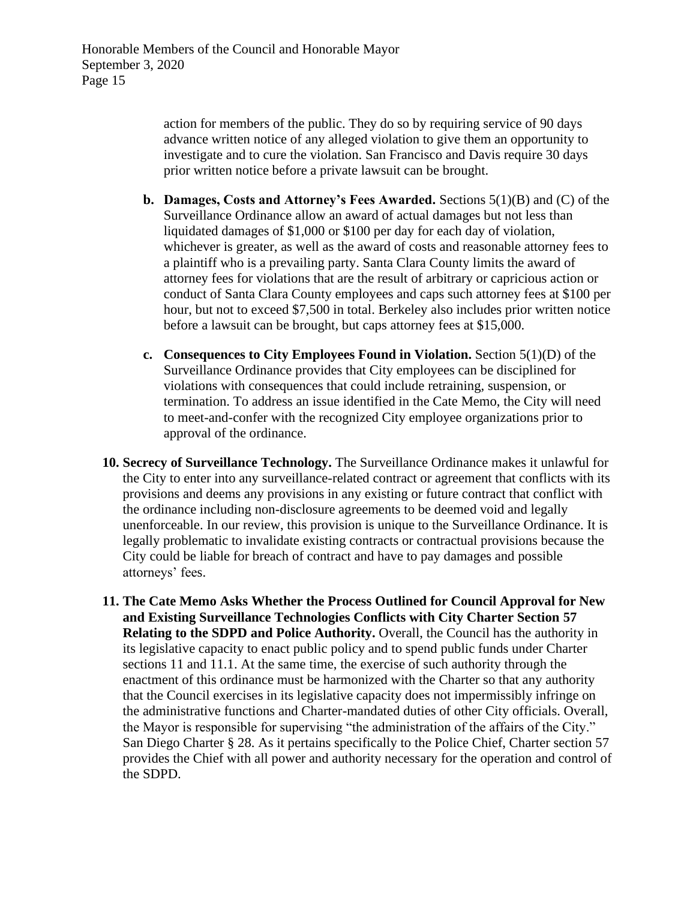action for members of the public. They do so by requiring service of 90 days advance written notice of any alleged violation to give them an opportunity to investigate and to cure the violation. San Francisco and Davis require 30 days prior written notice before a private lawsuit can be brought.

   b. **Damages, Costs and Attorney's Fees Awarded.** Sections 5(1)(B) and (C) of the Surveillance Ordinance allow an award of actual damages but not less than liquidated damages of $1,000 or $100 per day for each day of violation, whichever is greater, as well as the award of costs and reasonable attorney fees to a plaintiff who is a prevailing party. Santa Clara County limits the award of attorney fees for violations that are the result of arbitrary or capricious action or conduct of Santa Clara County employees and caps such attorney fees at $100 per hour, but not to exceed $7,500 in total. Berkeley also includes prior written notice before a lawsuit can be brought, but caps attorney fees at $15,000.

   c. **Consequences to City Employees Found in Violation.** Section 5(1)(D) of the Surveillance Ordinance provides that City employees can be disciplined for violations with consequences that could include retraining, suspension, or termination. To address an issue identified in the Cate Memo, the City will need to meet-and-confer with the recognized City employee organizations prior to approval of the ordinance.

10. **Secrecy of Surveillance Technology.** The Surveillance Ordinance makes it unlawful for the City to enter into any surveillance-related contract or agreement that conflicts with its provisions and deems any provisions in any existing or future contract that conflict with the ordinance including non-disclosure agreements to be deemed void and legally unenforceable. In our review, this provision is unique to the Surveillance Ordinance. It is legally problematic to invalidate existing contracts or contractual provisions because the City could be liable for breach of contract and have to pay damages and possible attorneys' fees.

11. **The Cate Memo Asks Whether the Process Outlined for Council Approval for New and Existing Surveillance Technologies Conflicts with City Charter Section 57 Relating to the SDPD and Police Authority.** Overall, the Council has the authority in its legislative capacity to enact public policy and to spend public funds under Charter sections 11 and 11.1. At the same time, the exercise of such authority through the enactment of this ordinance must be harmonized with the Charter so that any authority that the Council exercises in its legislative capacity does not impermissibly infringe on the administrative functions and Charter-mandated duties of other City officials. Overall, the Mayor is responsible for supervising "the administration of the affairs of the City." San Diego Charter § 28. As it pertains specifically to the Police Chief, Charter section 57 provides the Chief with all power and authority necessary for the operation and control of the SDPD.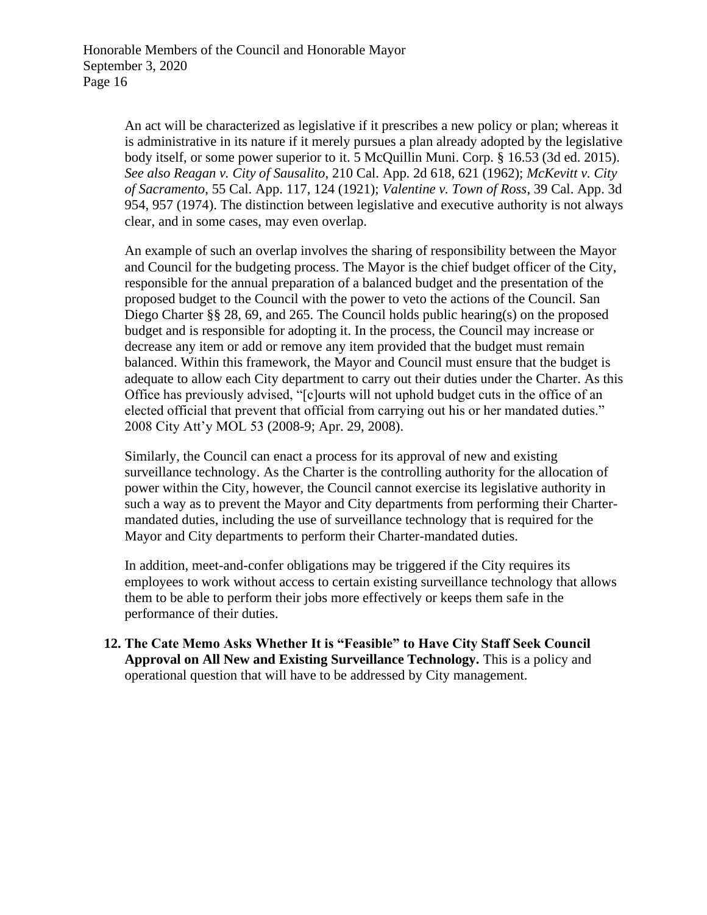An act will be characterized as legislative if it prescribes a new policy or plan; whereas it is administrative in its nature if it merely pursues a plan already adopted by the legislative body itself, or some power superior to it. 5 McQuillin Muni. Corp. § 16.53 (3d ed. 2015). *See also Reagan v. City of Sausalito*, 210 Cal. App. 2d 618, 621 (1962); *McKevitt v. City of Sacramento*, 55 Cal. App. 117, 124 (1921); *Valentine v. Town of Ross*, 39 Cal. App. 3d 954, 957 (1974). The distinction between legislative and executive authority is not always clear, and in some cases, may even overlap.

An example of such an overlap involves the sharing of responsibility between the Mayor and Council for the budgeting process. The Mayor is the chief budget officer of the City, responsible for the annual preparation of a balanced budget and the presentation of the proposed budget to the Council with the power to veto the actions of the Council. San Diego Charter §§ 28, 69, and 265. The Council holds public hearing(s) on the proposed budget and is responsible for adopting it. In the process, the Council may increase or decrease any item or add or remove any item provided that the budget must remain balanced. Within this framework, the Mayor and Council must ensure that the budget is adequate to allow each City department to carry out their duties under the Charter. As this Office has previously advised, "[c]ourts will not uphold budget cuts in the office of an elected official that prevent that official from carrying out his or her mandated duties." 2008 City Att'y MOL 53 (2008-9; Apr. 29, 2008).

Similarly, the Council can enact a process for its approval of new and existing surveillance technology. As the Charter is the controlling authority for the allocation of power within the City, however, the Council cannot exercise its legislative authority in such a way as to prevent the Mayor and City departments from performing their Charter-mandated duties, including the use of surveillance technology that is required for the Mayor and City departments to perform their Charter-mandated duties.

In addition, meet-and-confer obligations may be triggered if the City requires its employees to work without access to certain existing surveillance technology that allows them to be able to perform their jobs more effectively or keeps them safe in the performance of their duties.

12. **The Cate Memo Asks Whether It is "Feasible" to Have City Staff Seek Council Approval on All New and Existing Surveillance Technology.** This is a policy and operational question that will have to be addressed by City management.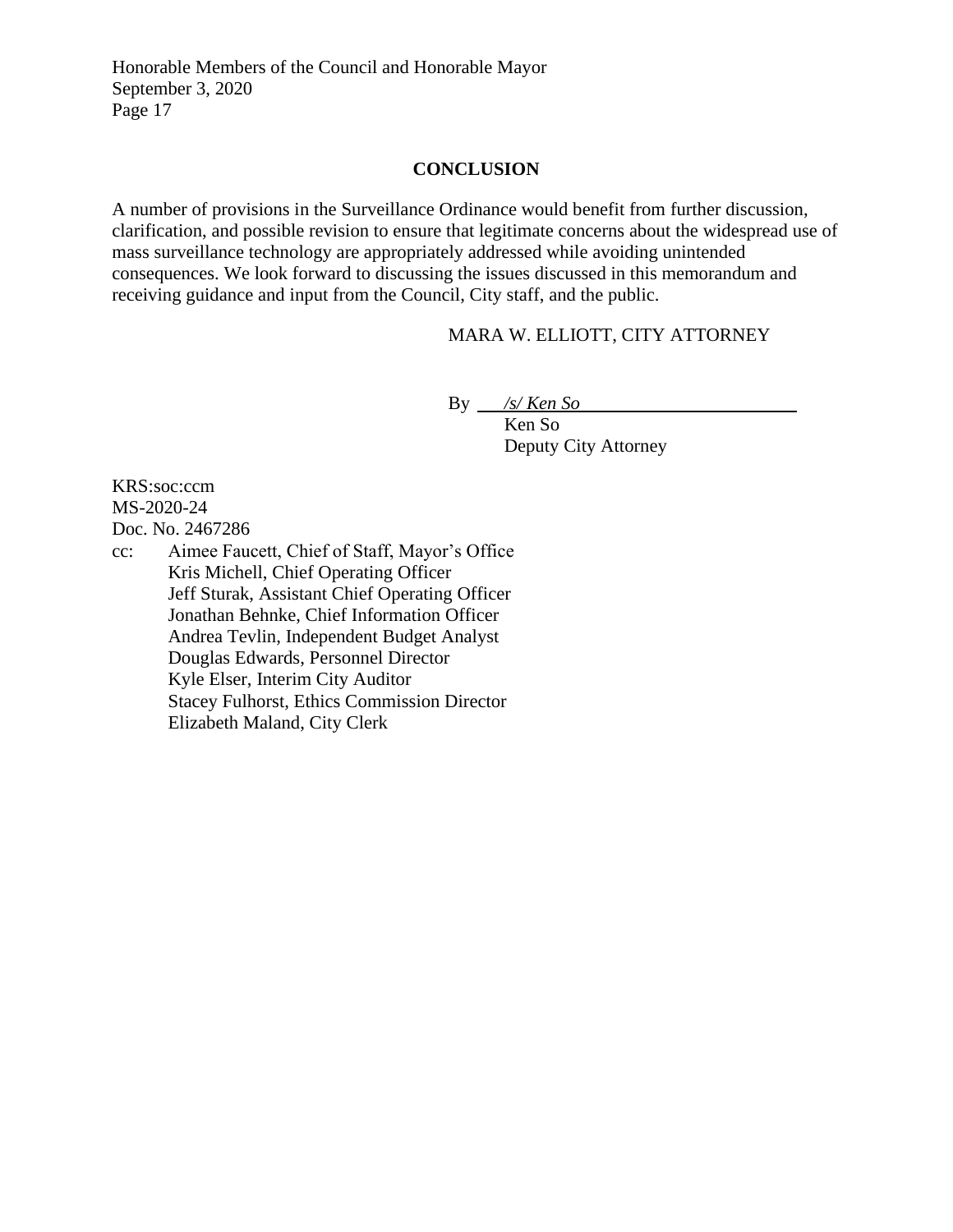## CONCLUSION

A number of provisions in the Surveillance Ordinance would benefit from further discussion, clarification, and possible revision to ensure that legitimate concerns about the widespread use of mass surveillance technology are appropriately addressed while avoiding unintended consequences. We look forward to discussing the issues discussed in this memorandum and receiving guidance and input from the Council, City staff, and the public.

MARA W. ELLIOTT, CITY ATTORNEY

By *__/s/ Ken So__*
Ken So
Deputy City Attorney

KRS:soc:ccm
MS-2020-24
Doc. No. 2467286

cc: Aimee Faucett, Chief of Staff, Mayor's Office
Kris Michell, Chief Operating Officer
Jeff Sturak, Assistant Chief Operating Officer
Jonathan Behnke, Chief Information Officer
Andrea Tevlin, Independent Budget Analyst
Douglas Edwards, Personnel Director
Kyle Elser, Interim City Auditor
Stacey Fulhorst, Ethics Commission Director
Elizabeth Maland, City Clerk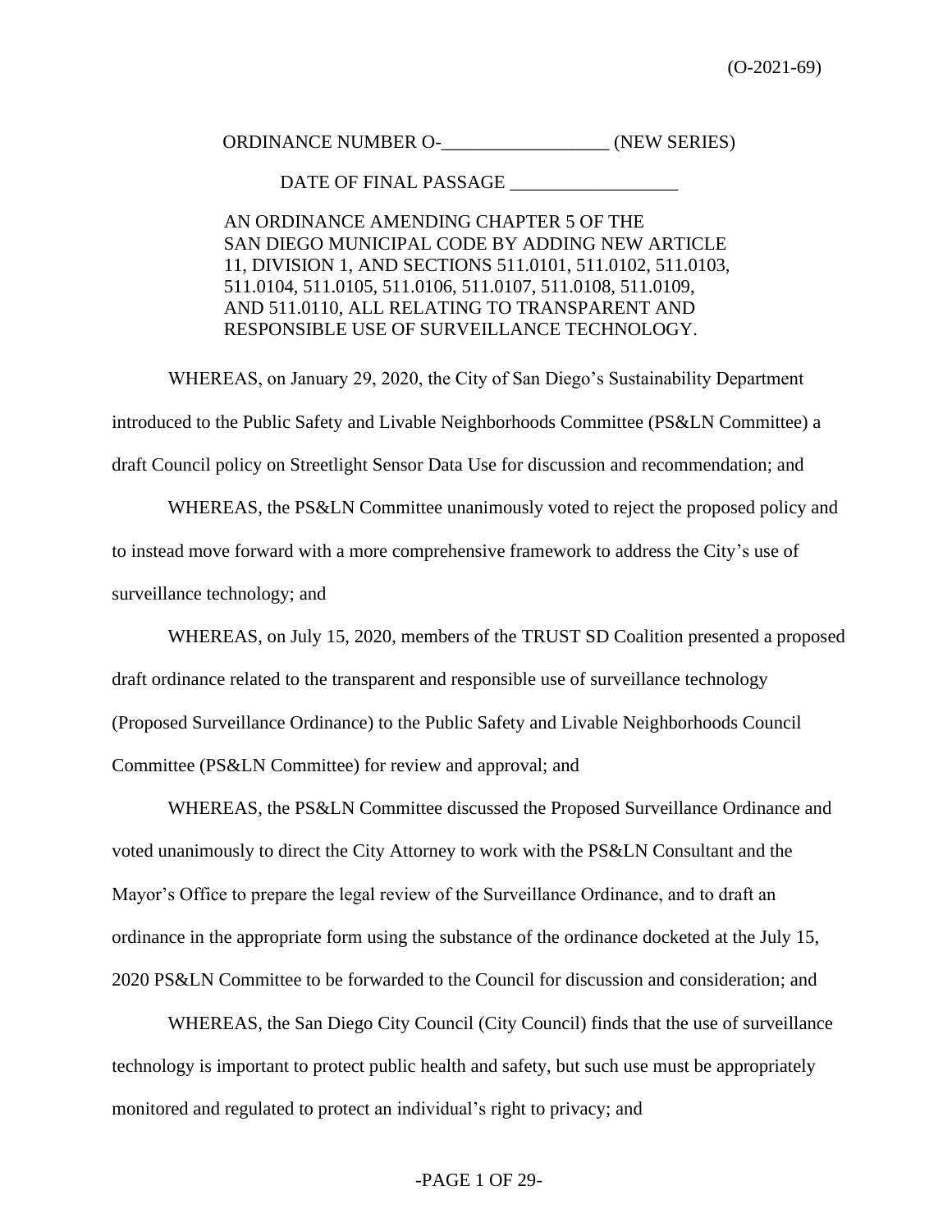(O-2021-69)

ORDINANCE NUMBER O-__________________ (NEW SERIES)

DATE OF FINAL PASSAGE __________________

AN ORDINANCE AMENDING CHAPTER 5 OF THE SAN DIEGO MUNICIPAL CODE BY ADDING NEW ARTICLE 11, DIVISION 1, AND SECTIONS 511.0101, 511.0102, 511.0103, 511.0104, 511.0105, 511.0106, 511.0107, 511.0108, 511.0109, AND 511.0110, ALL RELATING TO TRANSPARENT AND RESPONSIBLE USE OF SURVEILLANCE TECHNOLOGY.

WHEREAS, on January 29, 2020, the City of San Diego's Sustainability Department introduced to the Public Safety and Livable Neighborhoods Committee (PS&LN Committee) a draft Council policy on Streetlight Sensor Data Use for discussion and recommendation; and

WHEREAS, the PS&LN Committee unanimously voted to reject the proposed policy and to instead move forward with a more comprehensive framework to address the City's use of surveillance technology; and

WHEREAS, on July 15, 2020, members of the TRUST SD Coalition presented a proposed draft ordinance related to the transparent and responsible use of surveillance technology (Proposed Surveillance Ordinance) to the Public Safety and Livable Neighborhoods Council Committee (PS&LN Committee) for review and approval; and

WHEREAS, the PS&LN Committee discussed the Proposed Surveillance Ordinance and voted unanimously to direct the City Attorney to work with the PS&LN Consultant and the Mayor's Office to prepare the legal review of the Surveillance Ordinance, and to draft an ordinance in the appropriate form using the substance of the ordinance docketed at the July 15, 2020 PS&LN Committee to be forwarded to the Council for discussion and consideration; and

WHEREAS, the San Diego City Council (City Council) finds that the use of surveillance technology is important to protect public health and safety, but such use must be appropriately monitored and regulated to protect an individual's right to privacy; and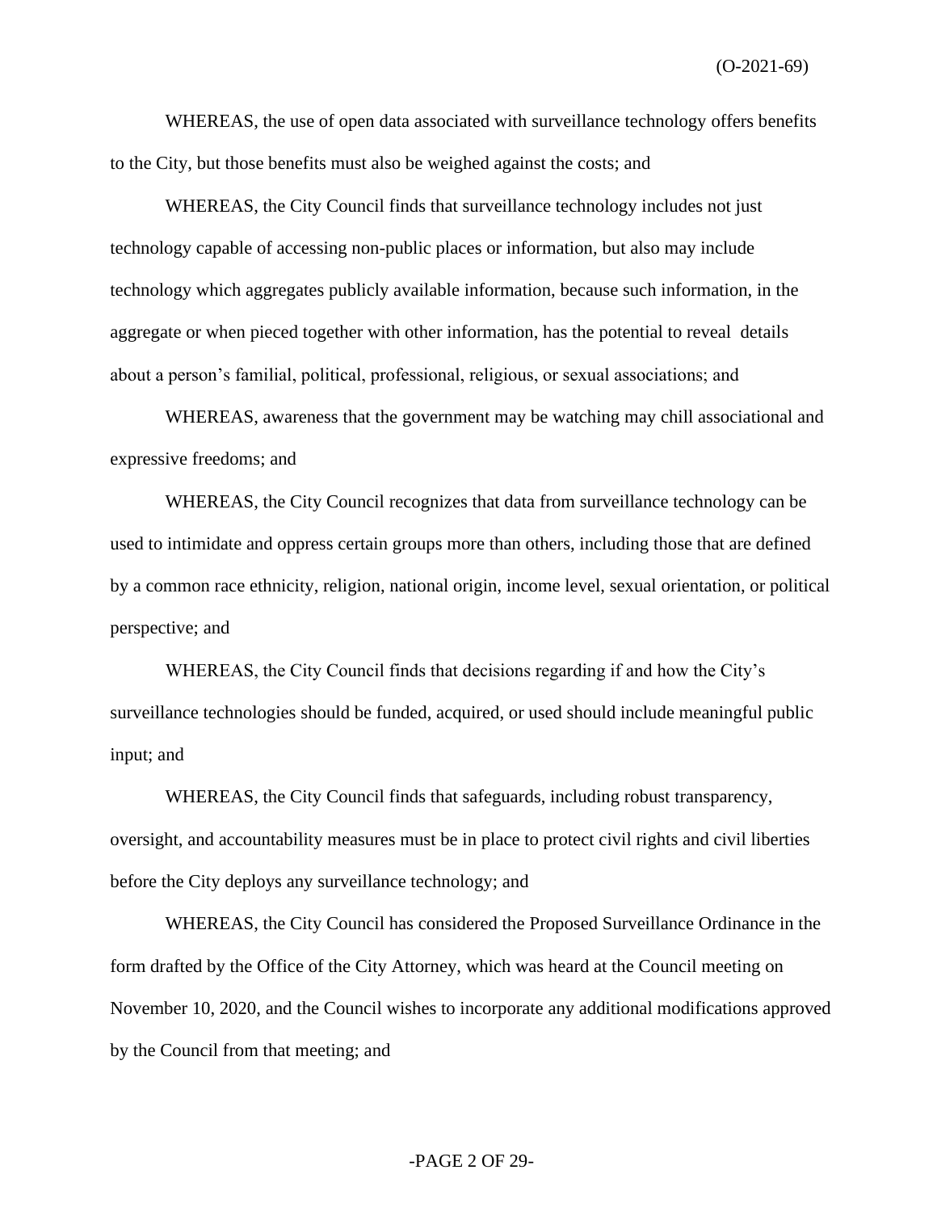WHEREAS, the use of open data associated with surveillance technology offers benefits to the City, but those benefits must also be weighed against the costs; and

WHEREAS, the City Council finds that surveillance technology includes not just technology capable of accessing non-public places or information, but also may include technology which aggregates publicly available information, because such information, in the aggregate or when pieced together with other information, has the potential to reveal details about a person's familial, political, professional, religious, or sexual associations; and

WHEREAS, awareness that the government may be watching may chill associational and expressive freedoms; and

WHEREAS, the City Council recognizes that data from surveillance technology can be used to intimidate and oppress certain groups more than others, including those that are defined by a common race ethnicity, religion, national origin, income level, sexual orientation, or political perspective; and

WHEREAS, the City Council finds that decisions regarding if and how the City's surveillance technologies should be funded, acquired, or used should include meaningful public input; and

WHEREAS, the City Council finds that safeguards, including robust transparency, oversight, and accountability measures must be in place to protect civil rights and civil liberties before the City deploys any surveillance technology; and

WHEREAS, the City Council has considered the Proposed Surveillance Ordinance in the form drafted by the Office of the City Attorney, which was heard at the Council meeting on November 10, 2020, and the Council wishes to incorporate any additional modifications approved by the Council from that meeting; and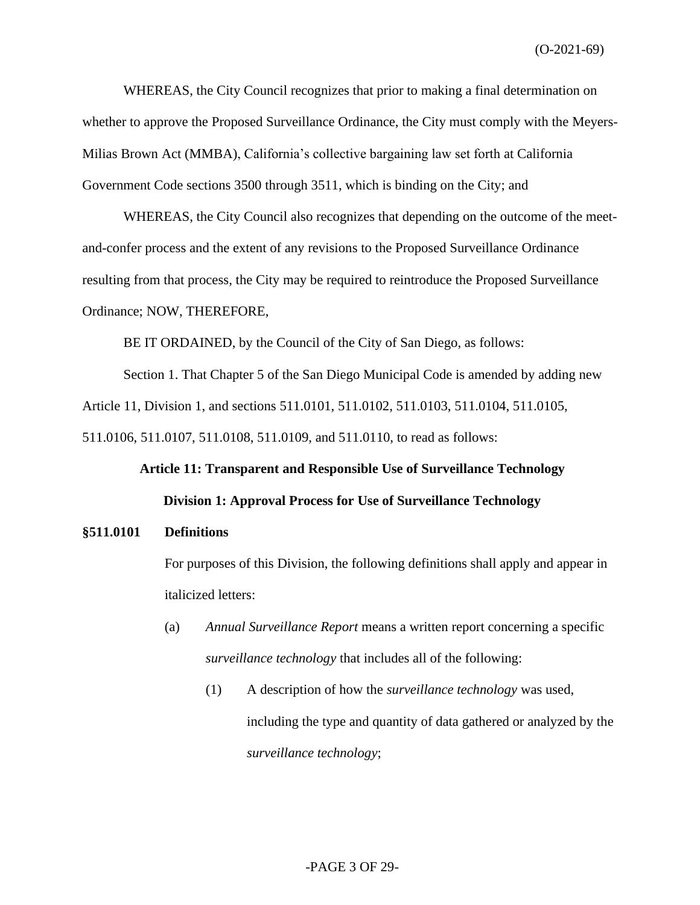WHEREAS, the City Council recognizes that prior to making a final determination on whether to approve the Proposed Surveillance Ordinance, the City must comply with the Meyers-Milias Brown Act (MMBA), California's collective bargaining law set forth at California Government Code sections 3500 through 3511, which is binding on the City; and

WHEREAS, the City Council also recognizes that depending on the outcome of the meet-and-confer process and the extent of any revisions to the Proposed Surveillance Ordinance resulting from that process, the City may be required to reintroduce the Proposed Surveillance Ordinance; NOW, THEREFORE,

BE IT ORDAINED, by the Council of the City of San Diego, as follows:

Section 1. That Chapter 5 of the San Diego Municipal Code is amended by adding new Article 11, Division 1, and sections 511.0101, 511.0102, 511.0103, 511.0104, 511.0105, 511.0106, 511.0107, 511.0108, 511.0109, and 511.0110, to read as follows:

## Article 11: Transparent and Responsible Use of Surveillance Technology

### Division 1: Approval Process for Use of Surveillance Technology

**§511.0101 Definitions**

For purposes of this Division, the following definitions shall apply and appear in italicized letters:

(a) *Annual Surveillance Report* means a written report concerning a specific *surveillance technology* that includes all of the following:

(1) A description of how the *surveillance technology* was used, including the type and quantity of data gathered or analyzed by the *surveillance technology*;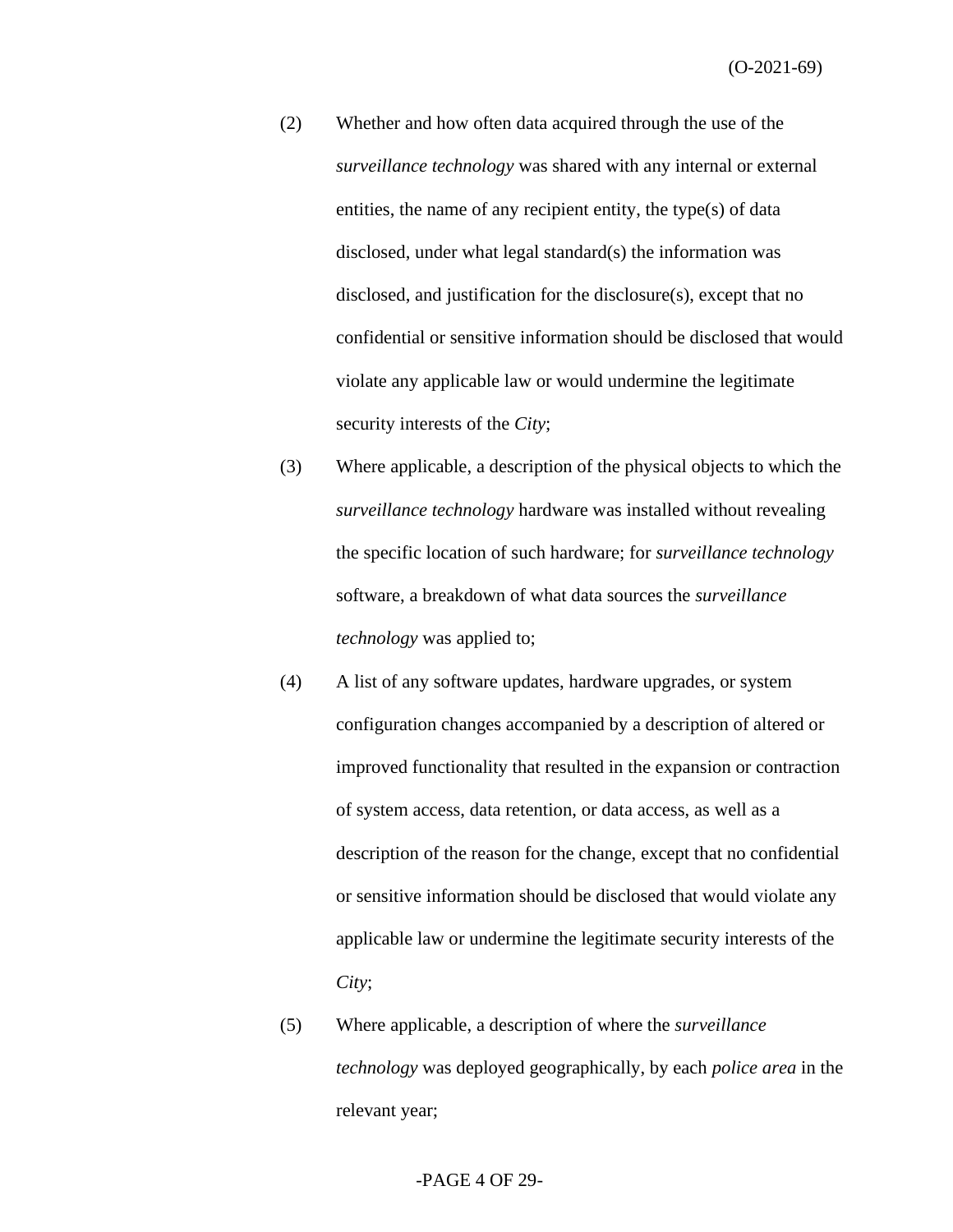(2) Whether and how often data acquired through the use of the *surveillance technology* was shared with any internal or external entities, the name of any recipient entity, the type(s) of data disclosed, under what legal standard(s) the information was disclosed, and justification for the disclosure(s), except that no confidential or sensitive information should be disclosed that would violate any applicable law or would undermine the legitimate security interests of the *City*;

(3) Where applicable, a description of the physical objects to which the *surveillance technology* hardware was installed without revealing the specific location of such hardware; for *surveillance technology* software, a breakdown of what data sources the *surveillance technology* was applied to;

(4) A list of any software updates, hardware upgrades, or system configuration changes accompanied by a description of altered or improved functionality that resulted in the expansion or contraction of system access, data retention, or data access, as well as a description of the reason for the change, except that no confidential or sensitive information should be disclosed that would violate any applicable law or undermine the legitimate security interests of the *City*;

(5) Where applicable, a description of where the *surveillance technology* was deployed geographically, by each *police area* in the relevant year;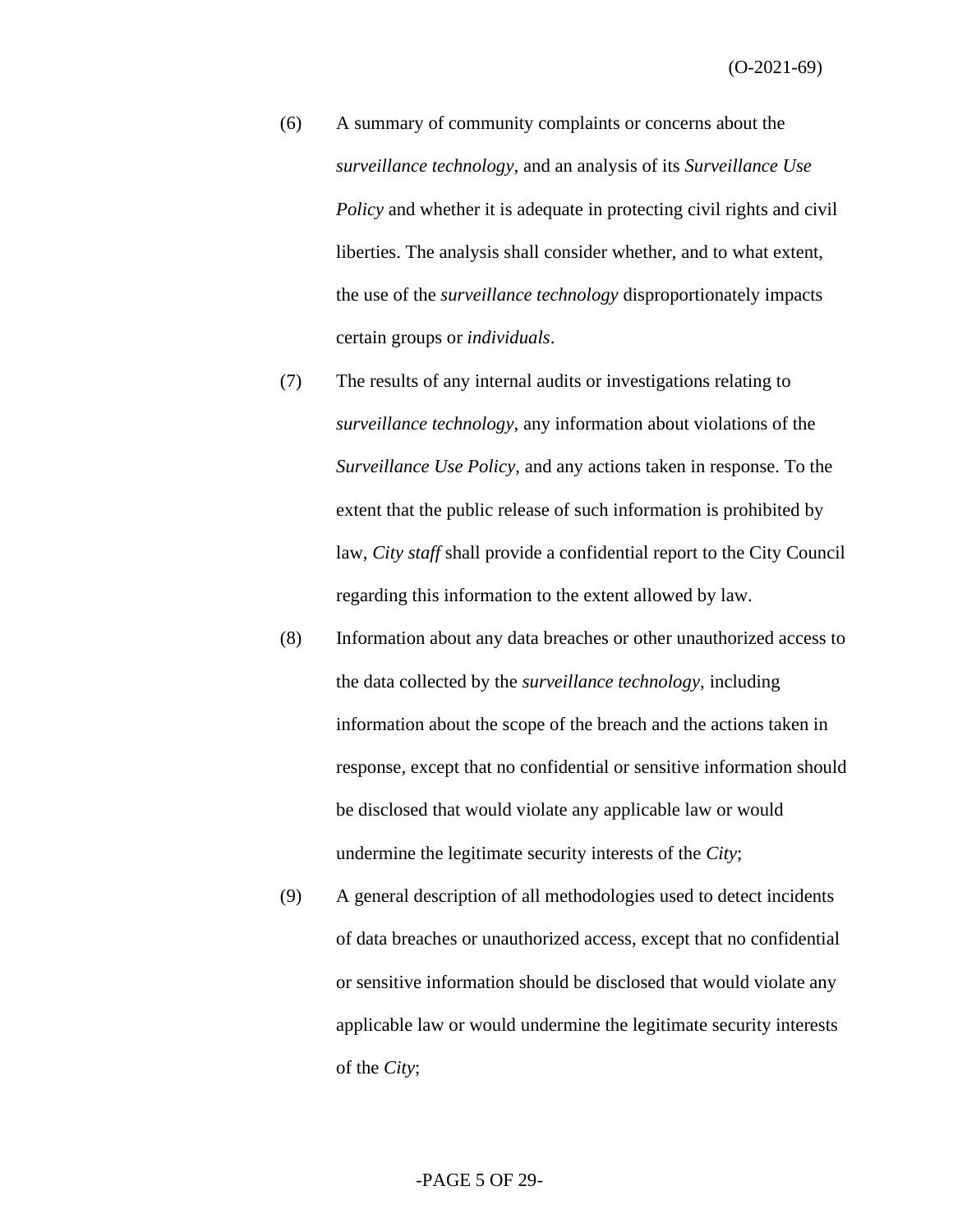(6) A summary of community complaints or concerns about the *surveillance technology*, and an analysis of its *Surveillance Use Policy* and whether it is adequate in protecting civil rights and civil liberties. The analysis shall consider whether, and to what extent, the use of the *surveillance technology* disproportionately impacts certain groups or *individuals*.

(7) The results of any internal audits or investigations relating to *surveillance technology*, any information about violations of the *Surveillance Use Policy*, and any actions taken in response. To the extent that the public release of such information is prohibited by law, *City staff* shall provide a confidential report to the City Council regarding this information to the extent allowed by law.

(8) Information about any data breaches or other unauthorized access to the data collected by the *surveillance technology*, including information about the scope of the breach and the actions taken in response, except that no confidential or sensitive information should be disclosed that would violate any applicable law or would undermine the legitimate security interests of the *City*;

(9) A general description of all methodologies used to detect incidents of data breaches or unauthorized access, except that no confidential or sensitive information should be disclosed that would violate any applicable law or would undermine the legitimate security interests of the *City*;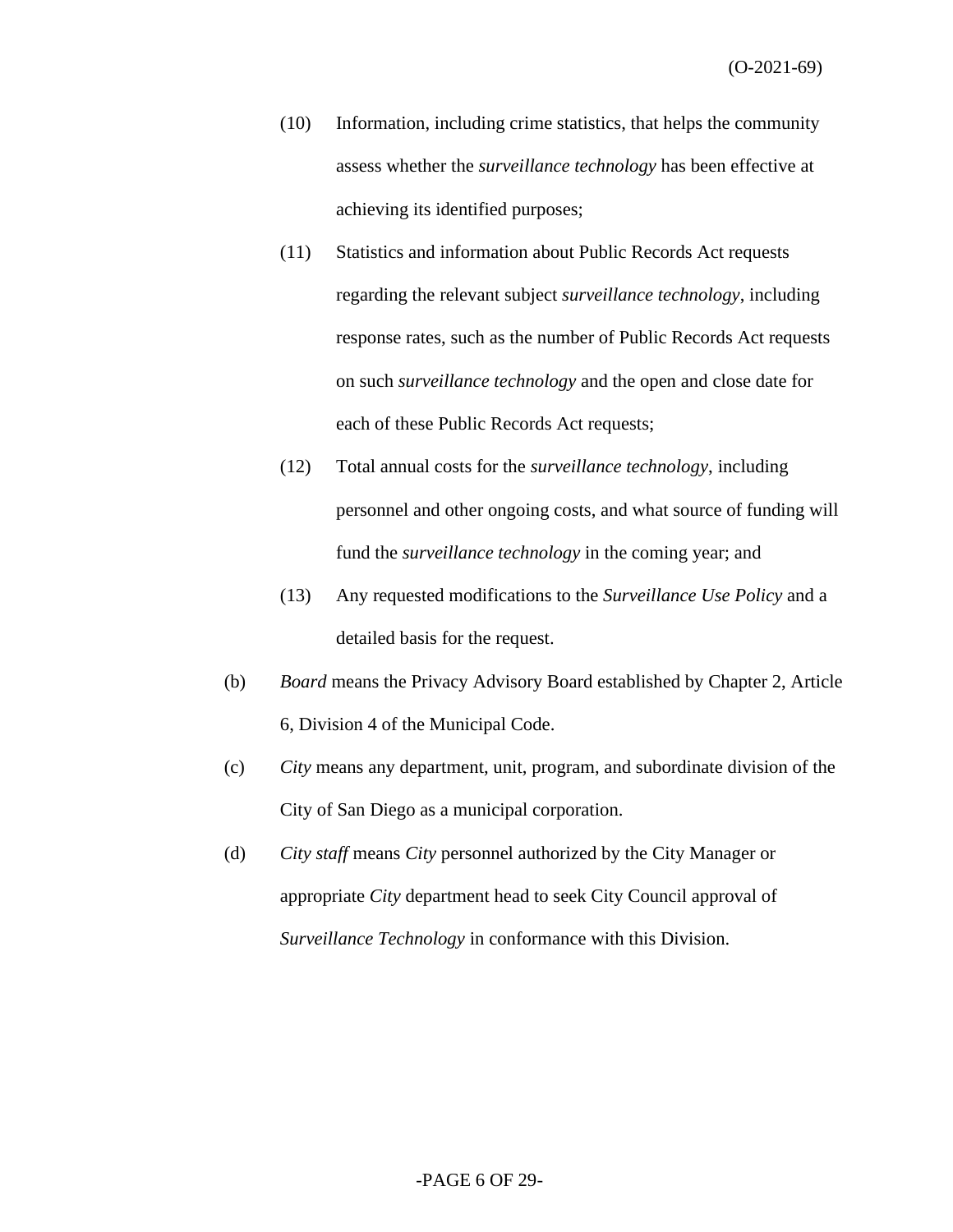(10) Information, including crime statistics, that helps the community assess whether the *surveillance technology* has been effective at achieving its identified purposes;

(11) Statistics and information about Public Records Act requests regarding the relevant subject *surveillance technology*, including response rates, such as the number of Public Records Act requests on such *surveillance technology* and the open and close date for each of these Public Records Act requests;

(12) Total annual costs for the *surveillance technology*, including personnel and other ongoing costs, and what source of funding will fund the *surveillance technology* in the coming year; and

(13) Any requested modifications to the *Surveillance Use Policy* and a detailed basis for the request.

(b) *Board* means the Privacy Advisory Board established by Chapter 2, Article 6, Division 4 of the Municipal Code.

(c) *City* means any department, unit, program, and subordinate division of the City of San Diego as a municipal corporation.

(d) *City staff* means *City* personnel authorized by the City Manager or appropriate *City* department head to seek City Council approval of *Surveillance Technology* in conformance with this Division.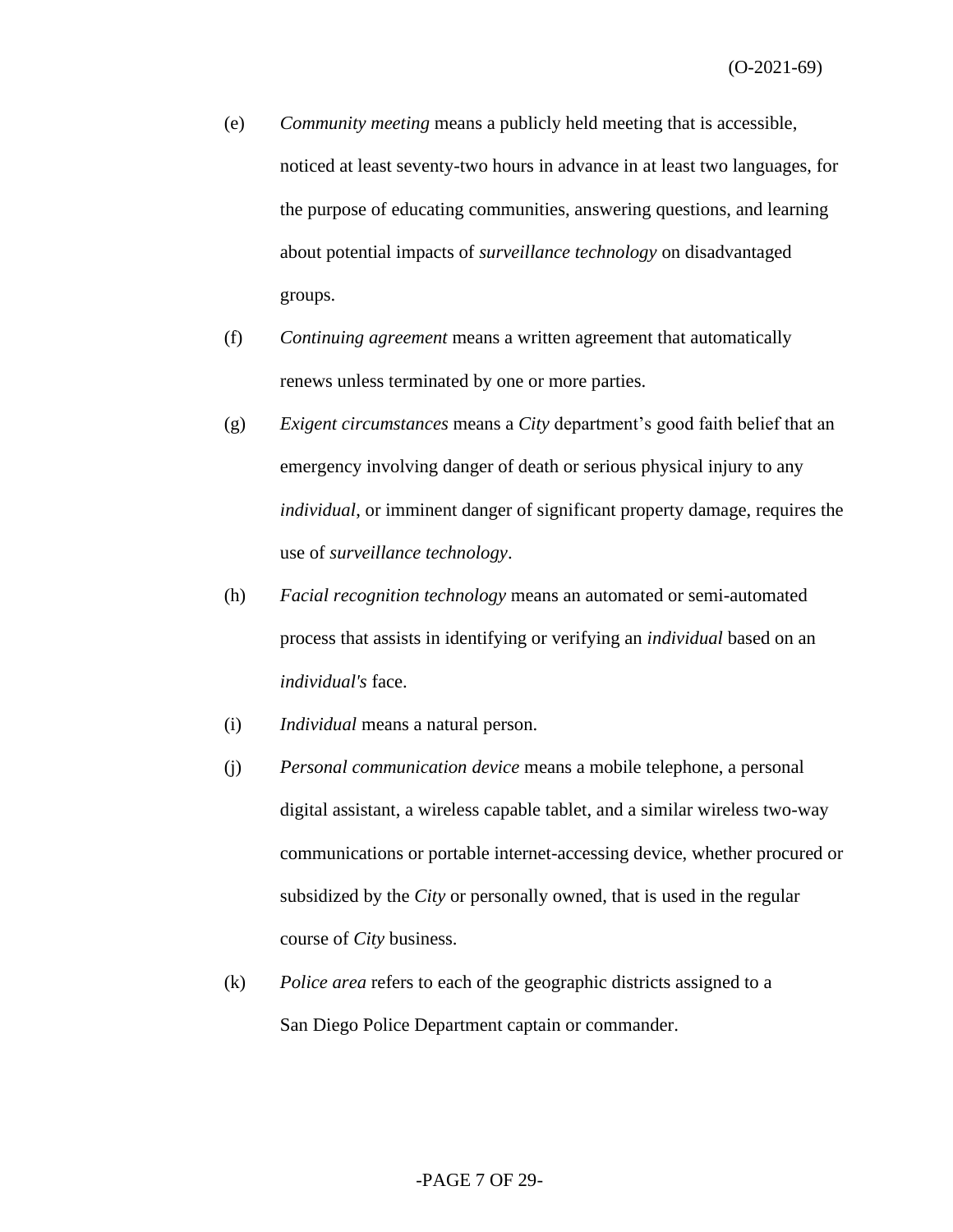(e) *Community meeting* means a publicly held meeting that is accessible, noticed at least seventy-two hours in advance in at least two languages, for the purpose of educating communities, answering questions, and learning about potential impacts of *surveillance technology* on disadvantaged groups.

(f) *Continuing agreement* means a written agreement that automatically renews unless terminated by one or more parties.

(g) *Exigent circumstances* means a *City* department's good faith belief that an emergency involving danger of death or serious physical injury to any *individual*, or imminent danger of significant property damage, requires the use of *surveillance technology*.

(h) *Facial recognition technology* means an automated or semi-automated process that assists in identifying or verifying an *individual* based on an *individual's* face.

(i) *Individual* means a natural person.

(j) *Personal communication device* means a mobile telephone, a personal digital assistant, a wireless capable tablet, and a similar wireless two-way communications or portable internet-accessing device, whether procured or subsidized by the *City* or personally owned, that is used in the regular course of *City* business.

(k) *Police area* refers to each of the geographic districts assigned to a San Diego Police Department captain or commander.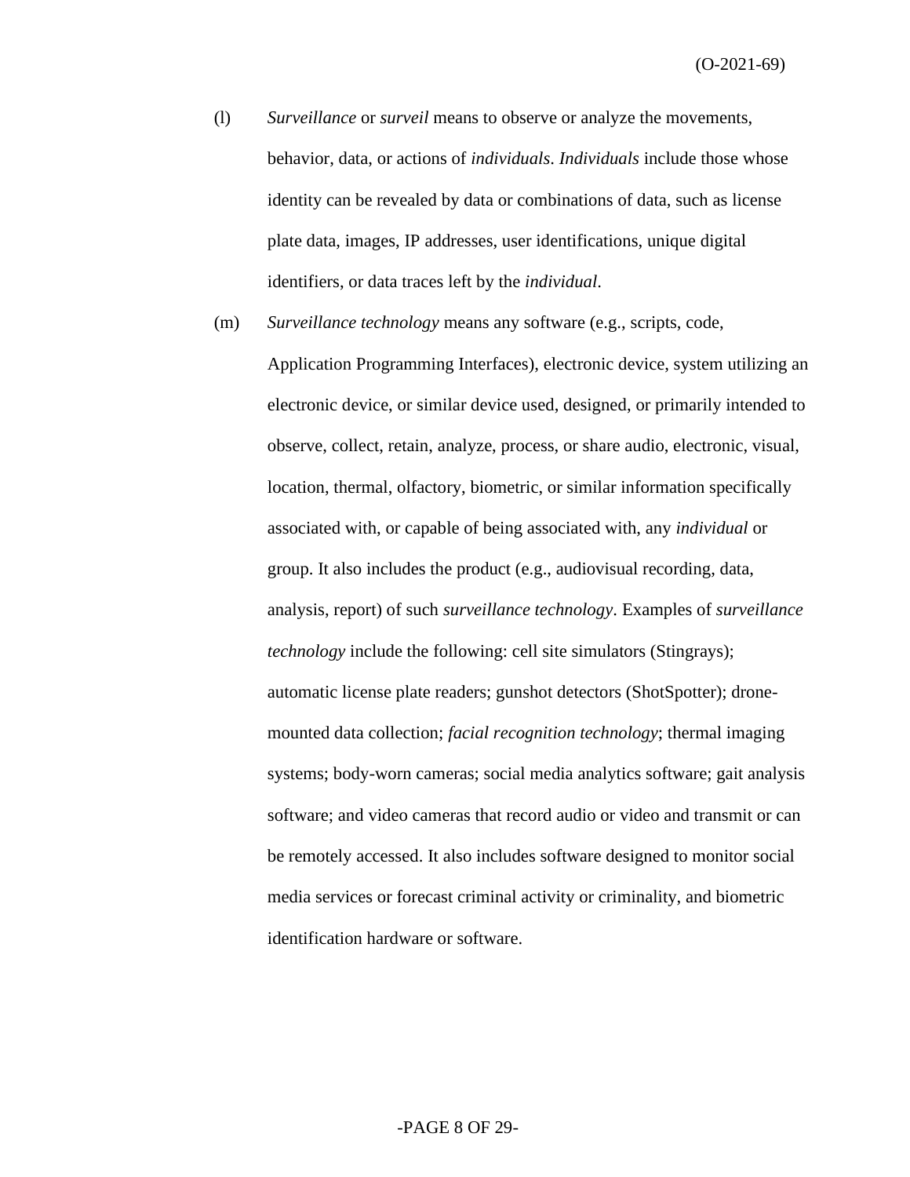(l) *Surveillance* or *surveil* means to observe or analyze the movements, behavior, data, or actions of *individuals*. *Individuals* include those whose identity can be revealed by data or combinations of data, such as license plate data, images, IP addresses, user identifications, unique digital identifiers, or data traces left by the *individual*.

(m) *Surveillance technology* means any software (e.g., scripts, code, Application Programming Interfaces), electronic device, system utilizing an electronic device, or similar device used, designed, or primarily intended to observe, collect, retain, analyze, process, or share audio, electronic, visual, location, thermal, olfactory, biometric, or similar information specifically associated with, or capable of being associated with, any *individual* or group. It also includes the product (e.g., audiovisual recording, data, analysis, report) of such *surveillance technology*. Examples of *surveillance technology* include the following: cell site simulators (Stingrays); automatic license plate readers; gunshot detectors (ShotSpotter); drone-mounted data collection; *facial recognition technology*; thermal imaging systems; body-worn cameras; social media analytics software; gait analysis software; and video cameras that record audio or video and transmit or can be remotely accessed. It also includes software designed to monitor social media services or forecast criminal activity or criminality, and biometric identification hardware or software.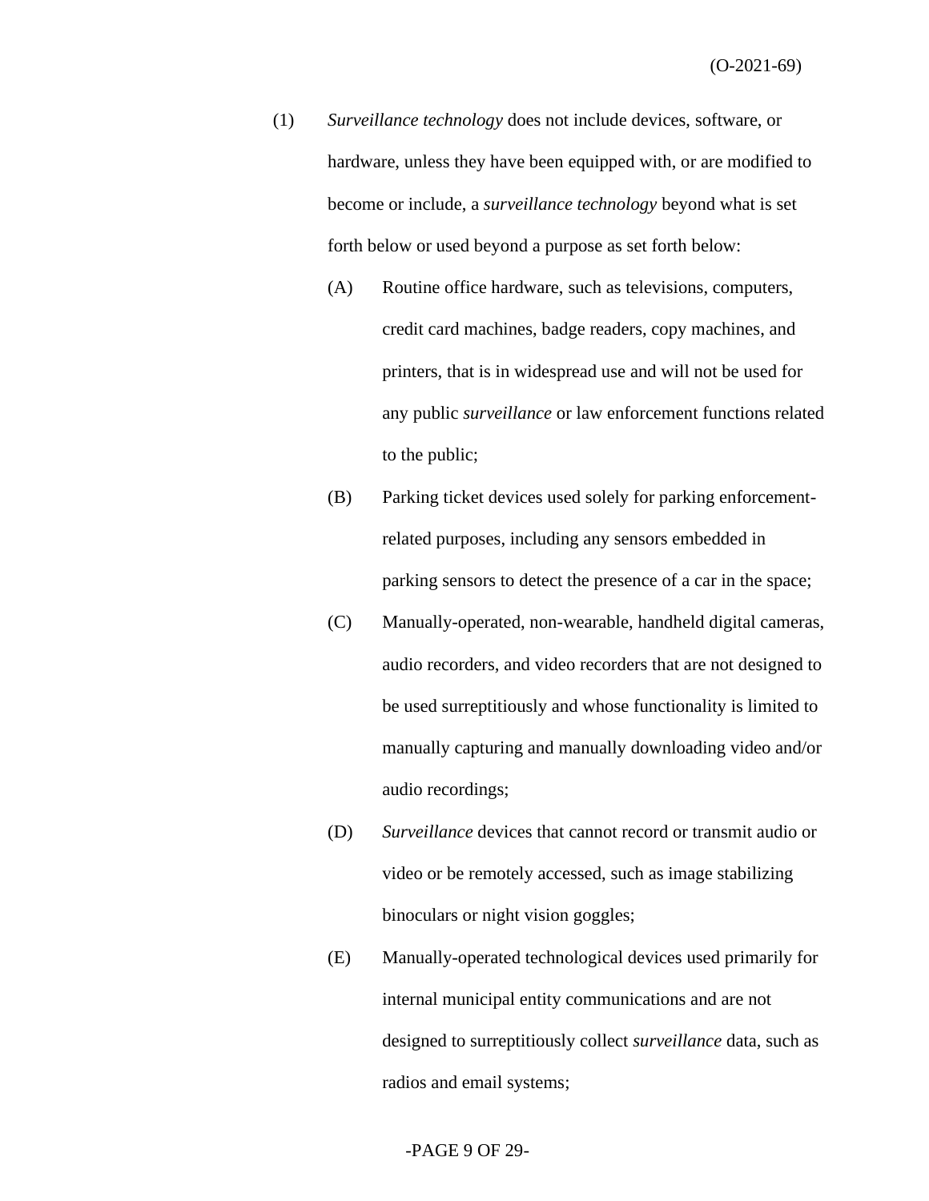(1) *Surveillance technology* does not include devices, software, or hardware, unless they have been equipped with, or are modified to become or include, a *surveillance technology* beyond what is set forth below or used beyond a purpose as set forth below:

(A) Routine office hardware, such as televisions, computers, credit card machines, badge readers, copy machines, and printers, that is in widespread use and will not be used for any public *surveillance* or law enforcement functions related to the public;

(B) Parking ticket devices used solely for parking enforcement-related purposes, including any sensors embedded in parking sensors to detect the presence of a car in the space;

(C) Manually-operated, non-wearable, handheld digital cameras, audio recorders, and video recorders that are not designed to be used surreptitiously and whose functionality is limited to manually capturing and manually downloading video and/or audio recordings;

(D) *Surveillance* devices that cannot record or transmit audio or video or be remotely accessed, such as image stabilizing binoculars or night vision goggles;

(E) Manually-operated technological devices used primarily for internal municipal entity communications and are not designed to surreptitiously collect *surveillance* data, such as radios and email systems;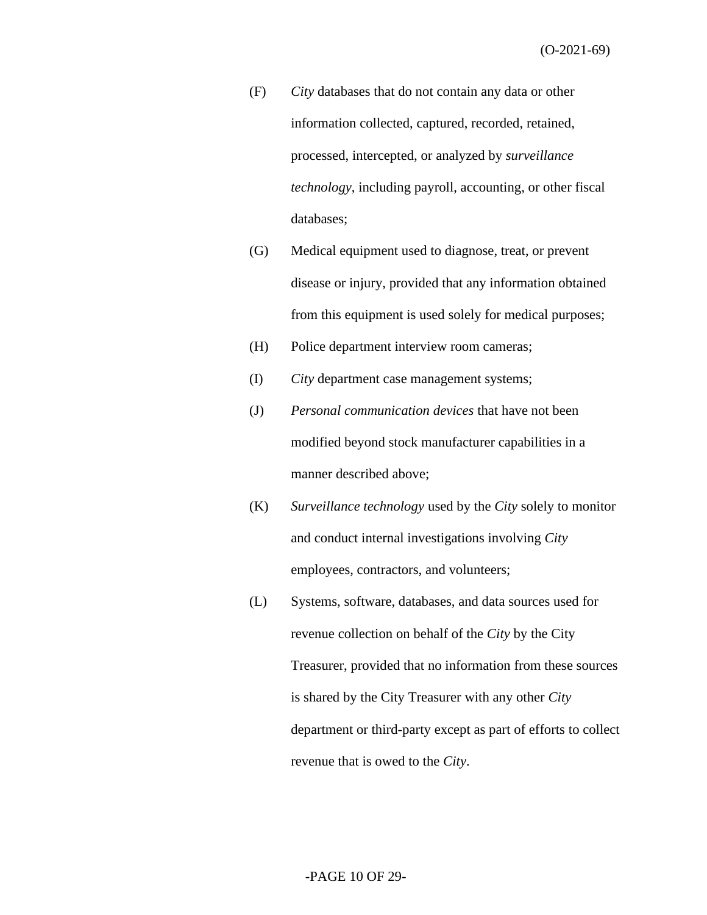(F) *City* databases that do not contain any data or other information collected, captured, recorded, retained, processed, intercepted, or analyzed by *surveillance technology*, including payroll, accounting, or other fiscal databases;

(G) Medical equipment used to diagnose, treat, or prevent disease or injury, provided that any information obtained from this equipment is used solely for medical purposes;

(H) Police department interview room cameras;

(I) *City* department case management systems;

(J) *Personal communication devices* that have not been modified beyond stock manufacturer capabilities in a manner described above;

(K) *Surveillance technology* used by the *City* solely to monitor and conduct internal investigations involving *City* employees, contractors, and volunteers;

(L) Systems, software, databases, and data sources used for revenue collection on behalf of the *City* by the City Treasurer, provided that no information from these sources is shared by the City Treasurer with any other *City* department or third-party except as part of efforts to collect revenue that is owed to the *City*.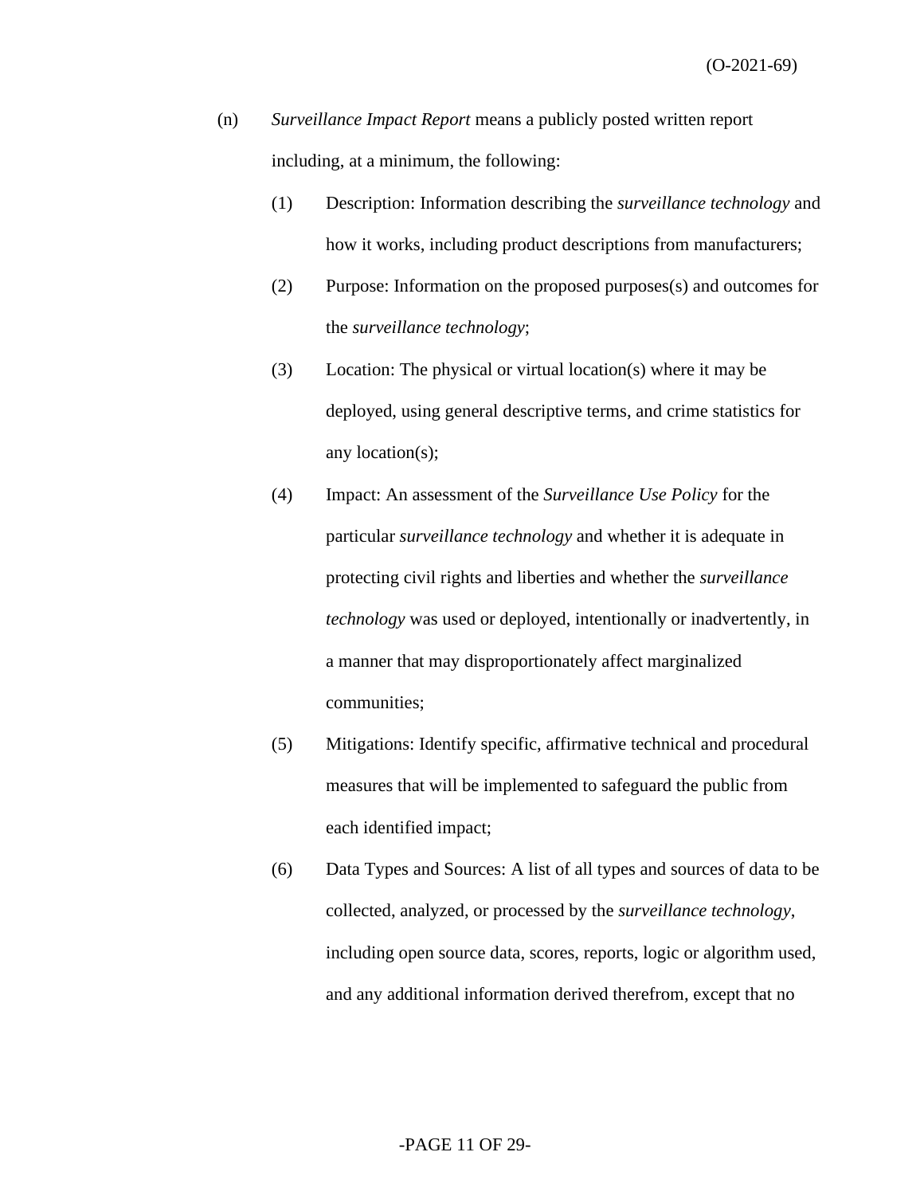(n) *Surveillance Impact Report* means a publicly posted written report including, at a minimum, the following:

(1) Description: Information describing the *surveillance technology* and how it works, including product descriptions from manufacturers;

(2) Purpose: Information on the proposed purposes(s) and outcomes for the *surveillance technology*;

(3) Location: The physical or virtual location(s) where it may be deployed, using general descriptive terms, and crime statistics for any location(s);

(4) Impact: An assessment of the *Surveillance Use Policy* for the particular *surveillance technology* and whether it is adequate in protecting civil rights and liberties and whether the *surveillance technology* was used or deployed, intentionally or inadvertently, in a manner that may disproportionately affect marginalized communities;

(5) Mitigations: Identify specific, affirmative technical and procedural measures that will be implemented to safeguard the public from each identified impact;

(6) Data Types and Sources: A list of all types and sources of data to be collected, analyzed, or processed by the *surveillance technology*, including open source data, scores, reports, logic or algorithm used, and any additional information derived therefrom, except that no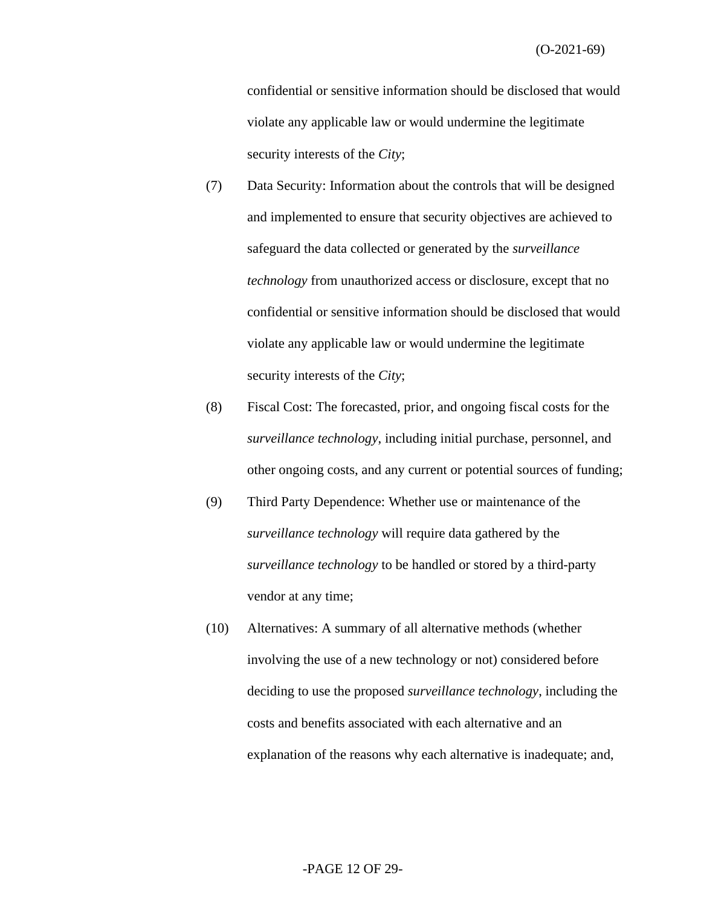confidential or sensitive information should be disclosed that would violate any applicable law or would undermine the legitimate security interests of the *City*;

(7) Data Security: Information about the controls that will be designed and implemented to ensure that security objectives are achieved to safeguard the data collected or generated by the *surveillance technology* from unauthorized access or disclosure, except that no confidential or sensitive information should be disclosed that would violate any applicable law or would undermine the legitimate security interests of the *City*;

(8) Fiscal Cost: The forecasted, prior, and ongoing fiscal costs for the *surveillance technology*, including initial purchase, personnel, and other ongoing costs, and any current or potential sources of funding;

(9) Third Party Dependence: Whether use or maintenance of the *surveillance technology* will require data gathered by the *surveillance technology* to be handled or stored by a third-party vendor at any time;

(10) Alternatives: A summary of all alternative methods (whether involving the use of a new technology or not) considered before deciding to use the proposed *surveillance technology*, including the costs and benefits associated with each alternative and an explanation of the reasons why each alternative is inadequate; and,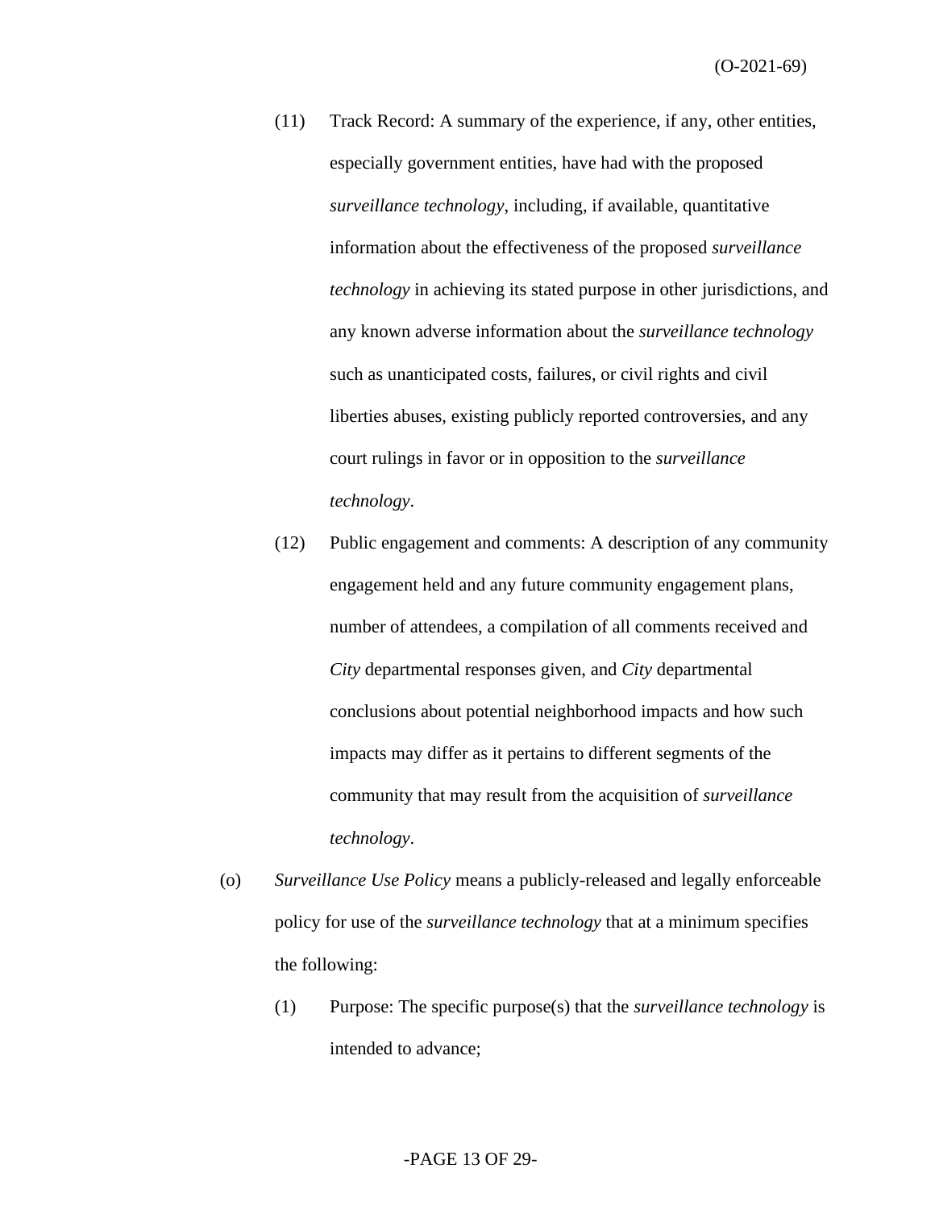(11) Track Record: A summary of the experience, if any, other entities, especially government entities, have had with the proposed *surveillance technology*, including, if available, quantitative information about the effectiveness of the proposed *surveillance technology* in achieving its stated purpose in other jurisdictions, and any known adverse information about the *surveillance technology* such as unanticipated costs, failures, or civil rights and civil liberties abuses, existing publicly reported controversies, and any court rulings in favor or in opposition to the *surveillance technology*.

(12) Public engagement and comments: A description of any community engagement held and any future community engagement plans, number of attendees, a compilation of all comments received and *City* departmental responses given, and *City* departmental conclusions about potential neighborhood impacts and how such impacts may differ as it pertains to different segments of the community that may result from the acquisition of *surveillance technology*.

(o) *Surveillance Use Policy* means a publicly-released and legally enforceable policy for use of the *surveillance technology* that at a minimum specifies the following:

(1) Purpose: The specific purpose(s) that the *surveillance technology* is intended to advance;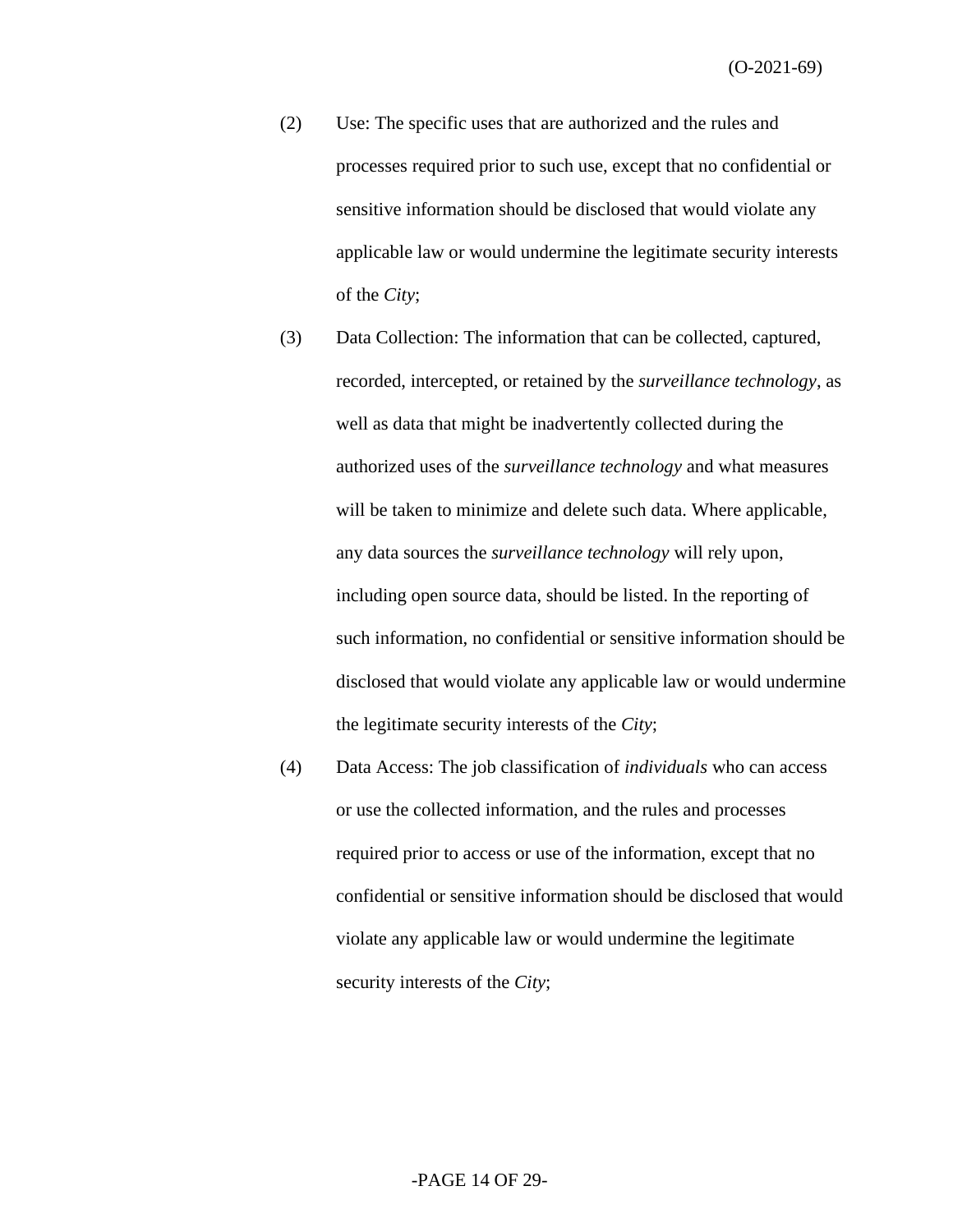(2) Use: The specific uses that are authorized and the rules and processes required prior to such use, except that no confidential or sensitive information should be disclosed that would violate any applicable law or would undermine the legitimate security interests of the *City*;

(3) Data Collection: The information that can be collected, captured, recorded, intercepted, or retained by the *surveillance technology*, as well as data that might be inadvertently collected during the authorized uses of the *surveillance technology* and what measures will be taken to minimize and delete such data. Where applicable, any data sources the *surveillance technology* will rely upon, including open source data, should be listed. In the reporting of such information, no confidential or sensitive information should be disclosed that would violate any applicable law or would undermine the legitimate security interests of the *City*;

(4) Data Access: The job classification of *individuals* who can access or use the collected information, and the rules and processes required prior to access or use of the information, except that no confidential or sensitive information should be disclosed that would violate any applicable law or would undermine the legitimate security interests of the *City*;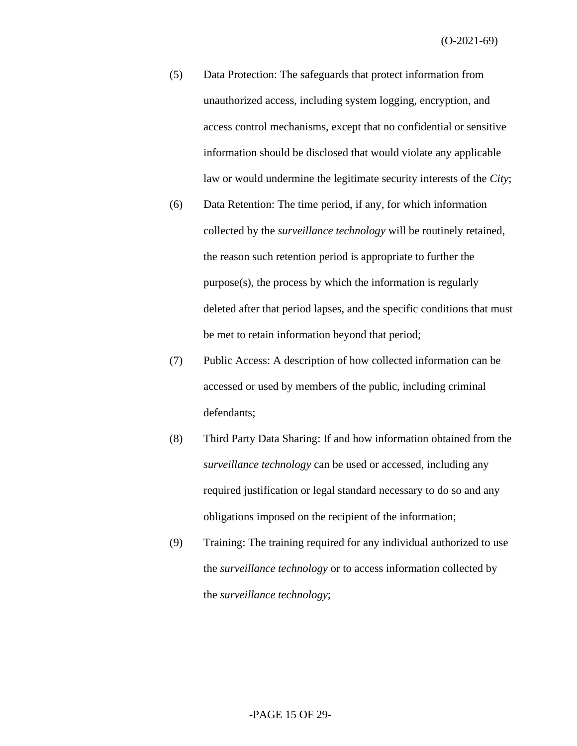(5) Data Protection: The safeguards that protect information from unauthorized access, including system logging, encryption, and access control mechanisms, except that no confidential or sensitive information should be disclosed that would violate any applicable law or would undermine the legitimate security interests of the *City*;

(6) Data Retention: The time period, if any, for which information collected by the *surveillance technology* will be routinely retained, the reason such retention period is appropriate to further the purpose(s), the process by which the information is regularly deleted after that period lapses, and the specific conditions that must be met to retain information beyond that period;

(7) Public Access: A description of how collected information can be accessed or used by members of the public, including criminal defendants;

(8) Third Party Data Sharing: If and how information obtained from the *surveillance technology* can be used or accessed, including any required justification or legal standard necessary to do so and any obligations imposed on the recipient of the information;

(9) Training: The training required for any individual authorized to use the *surveillance technology* or to access information collected by the *surveillance technology*;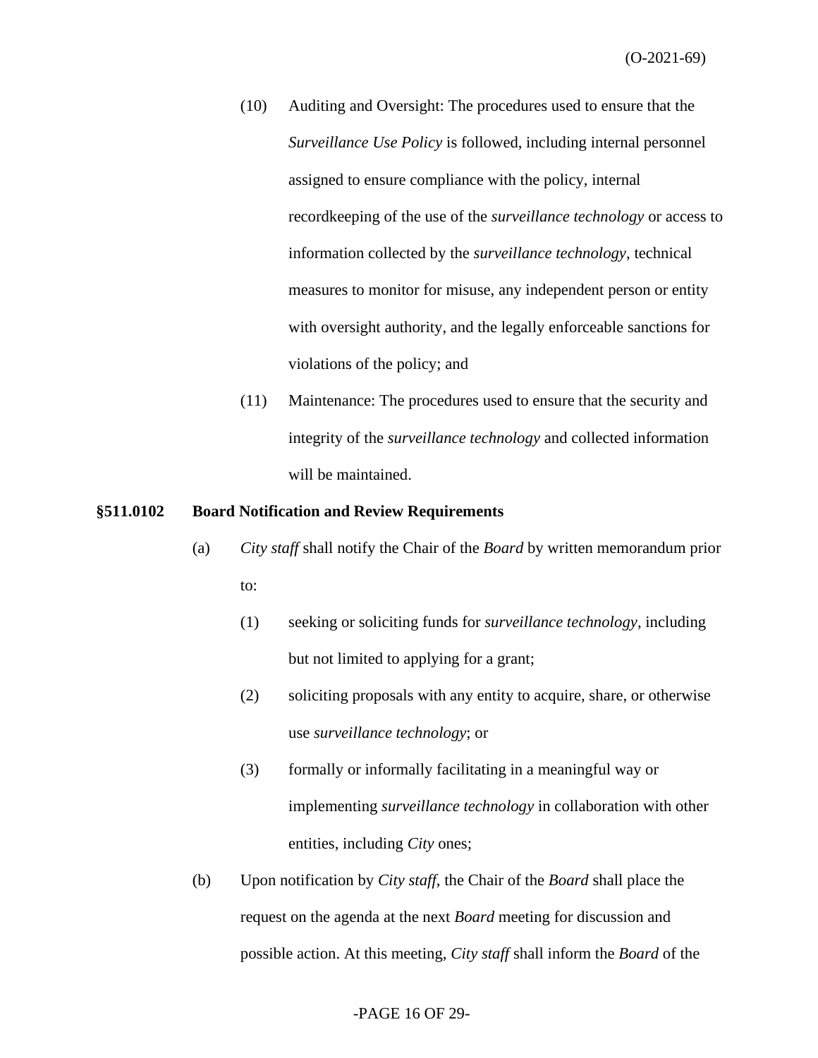(10) Auditing and Oversight: The procedures used to ensure that the *Surveillance Use Policy* is followed, including internal personnel assigned to ensure compliance with the policy, internal recordkeeping of the use of the *surveillance technology* or access to information collected by the *surveillance technology*, technical measures to monitor for misuse, any independent person or entity with oversight authority, and the legally enforceable sanctions for violations of the policy; and

(11) Maintenance: The procedures used to ensure that the security and integrity of the *surveillance technology* and collected information will be maintained.

**§511.0102 Board Notification and Review Requirements**

(a) *City staff* shall notify the Chair of the *Board* by written memorandum prior to:

(1) seeking or soliciting funds for *surveillance technology*, including but not limited to applying for a grant;

(2) soliciting proposals with any entity to acquire, share, or otherwise use *surveillance technology*; or

(3) formally or informally facilitating in a meaningful way or implementing *surveillance technology* in collaboration with other entities, including *City* ones;

(b) Upon notification by *City staff*, the Chair of the *Board* shall place the request on the agenda at the next *Board* meeting for discussion and possible action. At this meeting, *City staff* shall inform the *Board* of the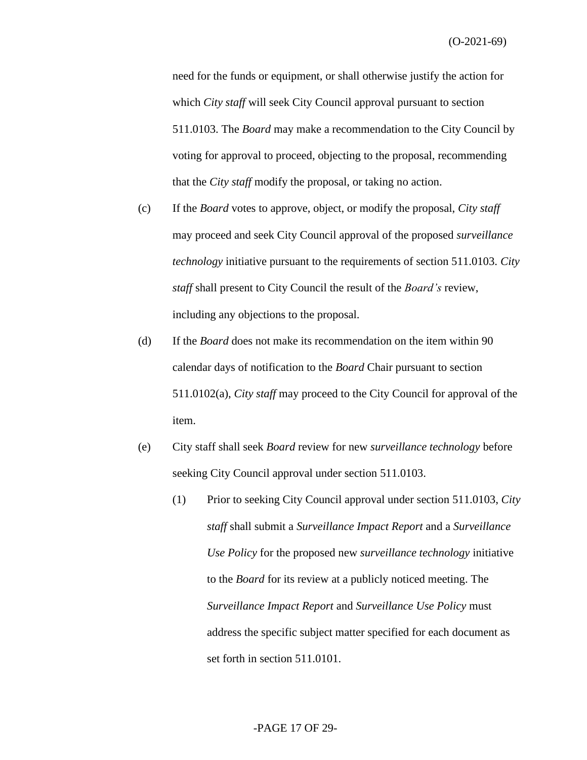need for the funds or equipment, or shall otherwise justify the action for which *City staff* will seek City Council approval pursuant to section 511.0103. The *Board* may make a recommendation to the City Council by voting for approval to proceed, objecting to the proposal, recommending that the *City staff* modify the proposal, or taking no action.

(c) If the *Board* votes to approve, object, or modify the proposal, *City staff* may proceed and seek City Council approval of the proposed *surveillance technology* initiative pursuant to the requirements of section 511.0103. *City staff* shall present to City Council the result of the *Board's* review, including any objections to the proposal.

(d) If the *Board* does not make its recommendation on the item within 90 calendar days of notification to the *Board* Chair pursuant to section 511.0102(a), *City staff* may proceed to the City Council for approval of the item.

(e) City staff shall seek *Board* review for new *surveillance technology* before seeking City Council approval under section 511.0103.

(1) Prior to seeking City Council approval under section 511.0103, *City staff* shall submit a *Surveillance Impact Report* and a *Surveillance Use Policy* for the proposed new *surveillance technology* initiative to the *Board* for its review at a publicly noticed meeting. The *Surveillance Impact Report* and *Surveillance Use Policy* must address the specific subject matter specified for each document as set forth in section 511.0101.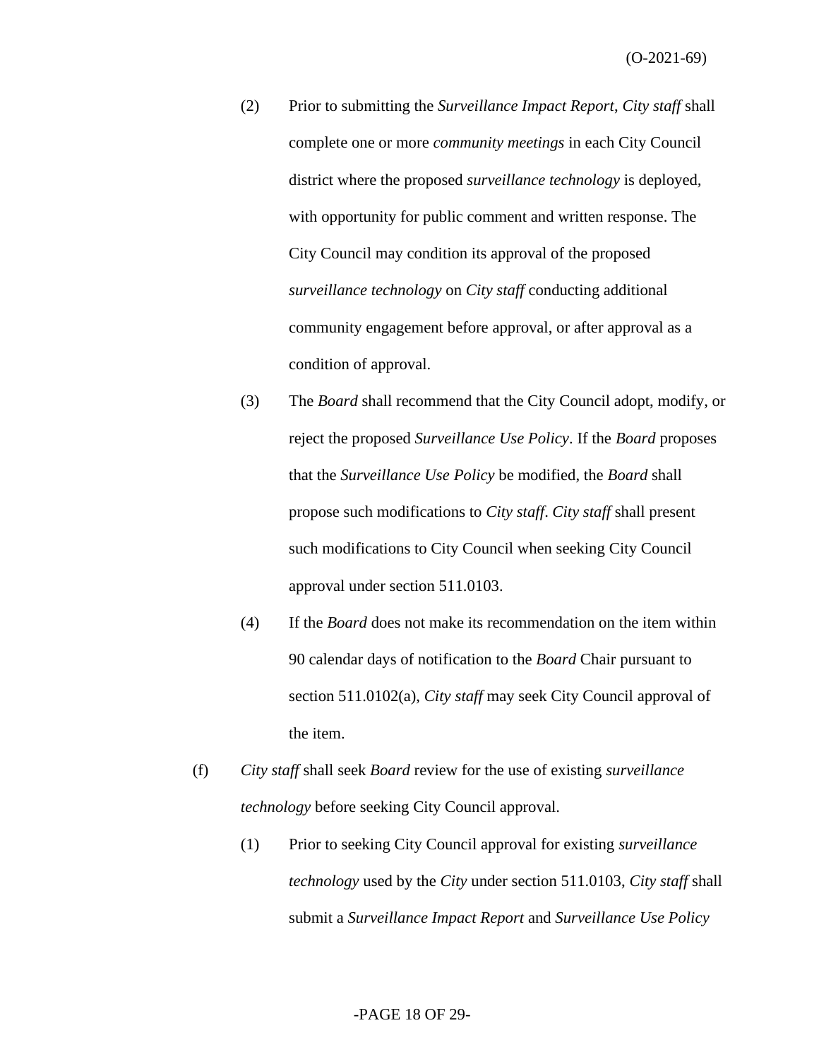(2) Prior to submitting the *Surveillance Impact Report*, *City staff* shall complete one or more *community meetings* in each City Council district where the proposed *surveillance technology* is deployed, with opportunity for public comment and written response. The City Council may condition its approval of the proposed *surveillance technology* on *City staff* conducting additional community engagement before approval, or after approval as a condition of approval.

(3) The *Board* shall recommend that the City Council adopt, modify, or reject the proposed *Surveillance Use Policy*. If the *Board* proposes that the *Surveillance Use Policy* be modified, the *Board* shall propose such modifications to *City staff*. *City staff* shall present such modifications to City Council when seeking City Council approval under section 511.0103.

(4) If the *Board* does not make its recommendation on the item within 90 calendar days of notification to the *Board* Chair pursuant to section 511.0102(a), *City staff* may seek City Council approval of the item.

(f) *City staff* shall seek *Board* review for the use of existing *surveillance technology* before seeking City Council approval.

(1) Prior to seeking City Council approval for existing *surveillance technology* used by the *City* under section 511.0103, *City staff* shall submit a *Surveillance Impact Report* and *Surveillance Use Policy*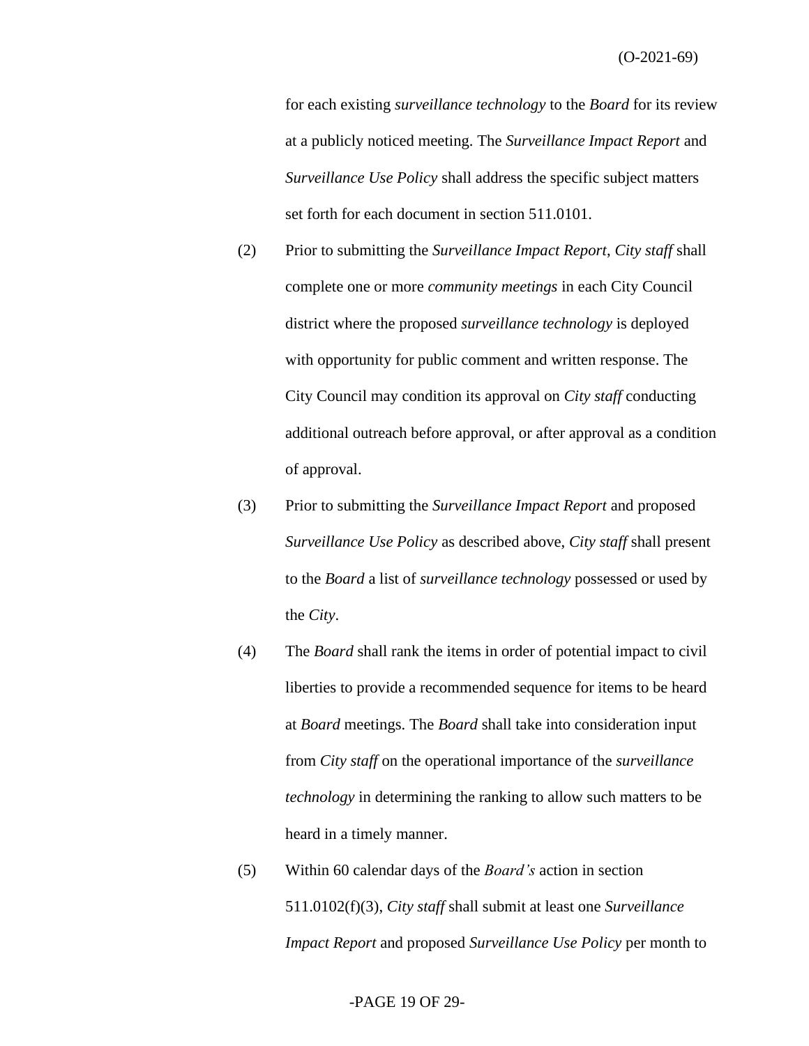for each existing *surveillance technology* to the *Board* for its review at a publicly noticed meeting. The *Surveillance Impact Report* and *Surveillance Use Policy* shall address the specific subject matters set forth for each document in section 511.0101.

(2) Prior to submitting the *Surveillance Impact Report*, *City staff* shall complete one or more *community meetings* in each City Council district where the proposed *surveillance technology* is deployed with opportunity for public comment and written response. The City Council may condition its approval on *City staff* conducting additional outreach before approval, or after approval as a condition of approval.

(3) Prior to submitting the *Surveillance Impact Report* and proposed *Surveillance Use Policy* as described above, *City staff* shall present to the *Board* a list of *surveillance technology* possessed or used by the *City*.

(4) The *Board* shall rank the items in order of potential impact to civil liberties to provide a recommended sequence for items to be heard at *Board* meetings. The *Board* shall take into consideration input from *City staff* on the operational importance of the *surveillance technology* in determining the ranking to allow such matters to be heard in a timely manner.

(5) Within 60 calendar days of the *Board's* action in section 511.0102(f)(3), *City staff* shall submit at least one *Surveillance Impact Report* and proposed *Surveillance Use Policy* per month to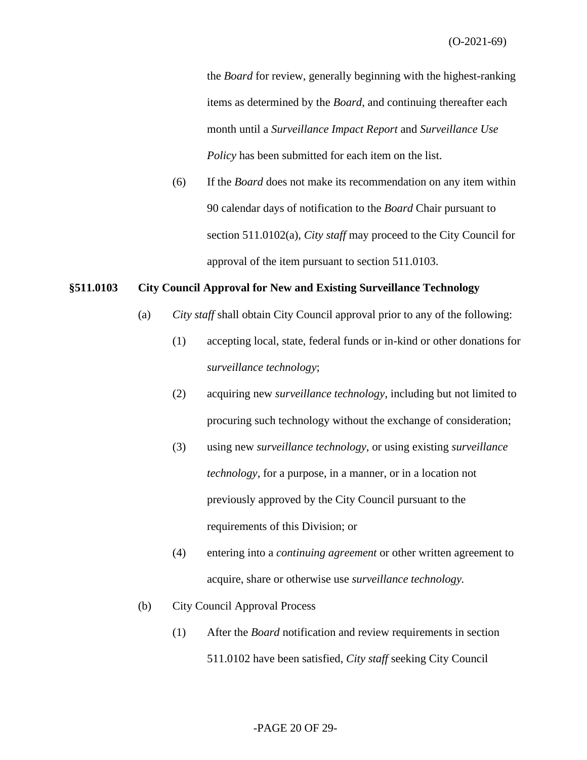the *Board* for review, generally beginning with the highest-ranking items as determined by the *Board*, and continuing thereafter each month until a *Surveillance Impact Report* and *Surveillance Use Policy* has been submitted for each item on the list.

(6) If the *Board* does not make its recommendation on any item within 90 calendar days of notification to the *Board* Chair pursuant to section 511.0102(a), *City staff* may proceed to the City Council for approval of the item pursuant to section 511.0103.

**§511.0103 City Council Approval for New and Existing Surveillance Technology**

(a) *City staff* shall obtain City Council approval prior to any of the following:

(1) accepting local, state, federal funds or in-kind or other donations for *surveillance technology*;

(2) acquiring new *surveillance technology*, including but not limited to procuring such technology without the exchange of consideration;

(3) using new *surveillance technology*, or using existing *surveillance technology,* for a purpose, in a manner, or in a location not previously approved by the City Council pursuant to the requirements of this Division; or

(4) entering into a *continuing agreement* or other written agreement to acquire, share or otherwise use *surveillance technology.*

(b) City Council Approval Process

(1) After the *Board* notification and review requirements in section 511.0102 have been satisfied, *City staff* seeking City Council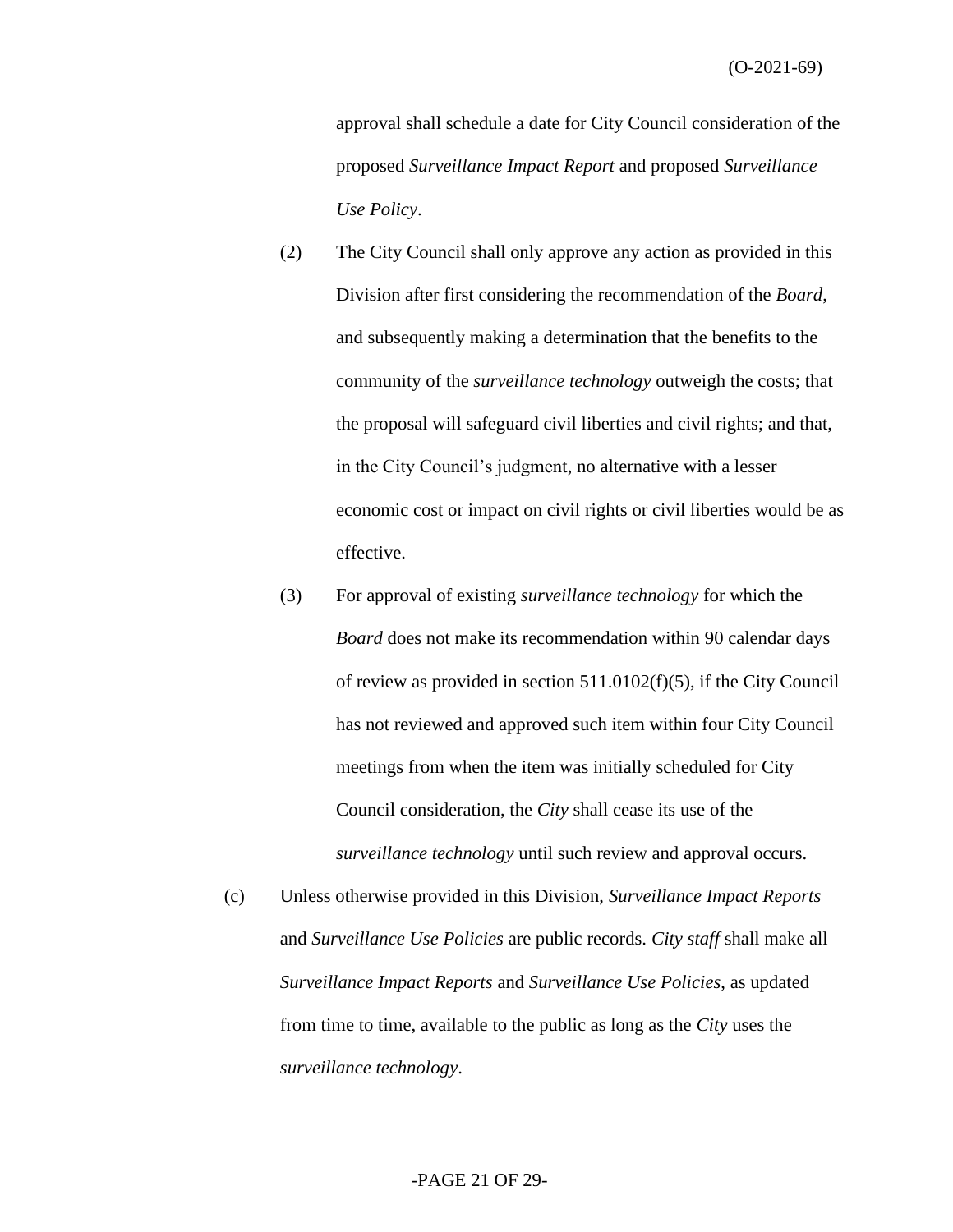approval shall schedule a date for City Council consideration of the proposed *Surveillance Impact Report* and proposed *Surveillance Use Policy*.

(2) The City Council shall only approve any action as provided in this Division after first considering the recommendation of the *Board*, and subsequently making a determination that the benefits to the community of the *surveillance technology* outweigh the costs; that the proposal will safeguard civil liberties and civil rights; and that, in the City Council's judgment, no alternative with a lesser economic cost or impact on civil rights or civil liberties would be as effective.

(3) For approval of existing *surveillance technology* for which the *Board* does not make its recommendation within 90 calendar days of review as provided in section 511.0102(f)(5), if the City Council has not reviewed and approved such item within four City Council meetings from when the item was initially scheduled for City Council consideration, the *City* shall cease its use of the *surveillance technology* until such review and approval occurs.

(c) Unless otherwise provided in this Division, *Surveillance Impact Reports* and *Surveillance Use Policies* are public records. *City staff* shall make all *Surveillance Impact Reports* and *Surveillance Use Policies*, as updated from time to time, available to the public as long as the *City* uses the *surveillance technology*.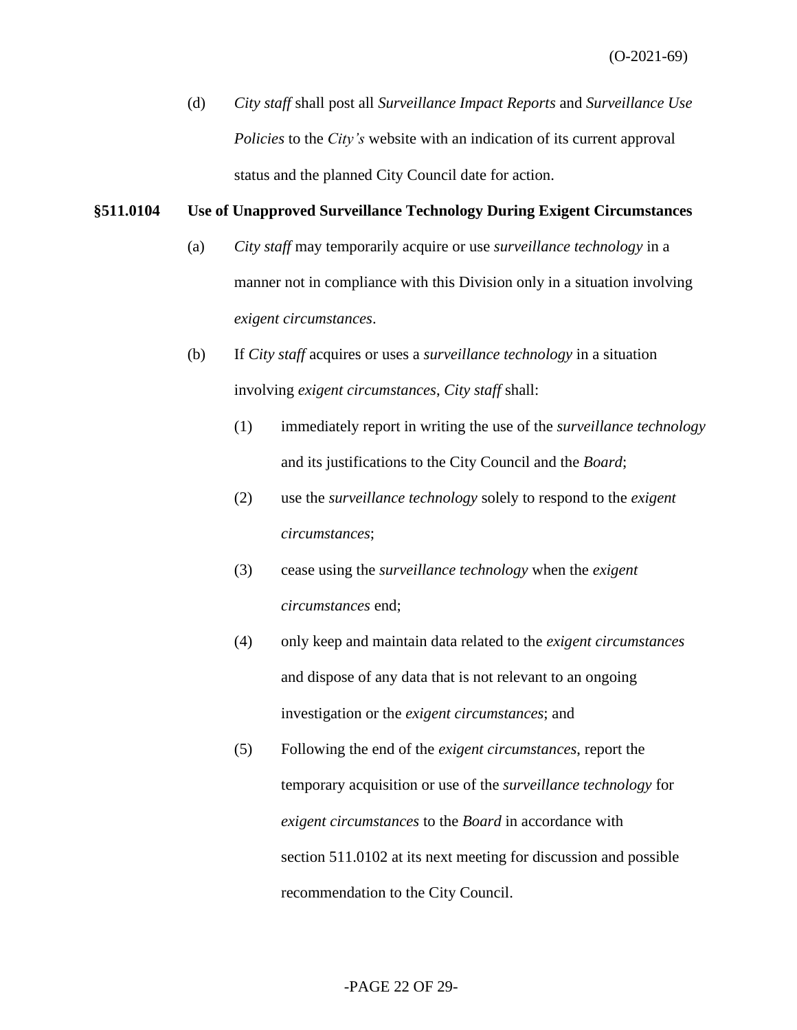(d) *City staff* shall post all *Surveillance Impact Reports* and *Surveillance Use Policies* to the *City's* website with an indication of its current approval status and the planned City Council date for action.

**§511.0104 Use of Unapproved Surveillance Technology During Exigent Circumstances**

(a) *City staff* may temporarily acquire or use *surveillance technology* in a manner not in compliance with this Division only in a situation involving *exigent circumstances*.

(b) If *City staff* acquires or uses a *surveillance technology* in a situation involving *exigent circumstances*, *City staff* shall:

(1) immediately report in writing the use of the *surveillance technology* and its justifications to the City Council and the *Board*;

(2) use the *surveillance technology* solely to respond to the *exigent circumstances*;

(3) cease using the *surveillance technology* when the *exigent circumstances* end;

(4) only keep and maintain data related to the *exigent circumstances* and dispose of any data that is not relevant to an ongoing investigation or the *exigent circumstances*; and

(5) Following the end of the *exigent circumstances*, report the temporary acquisition or use of the *surveillance technology* for *exigent circumstances* to the *Board* in accordance with section 511.0102 at its next meeting for discussion and possible recommendation to the City Council.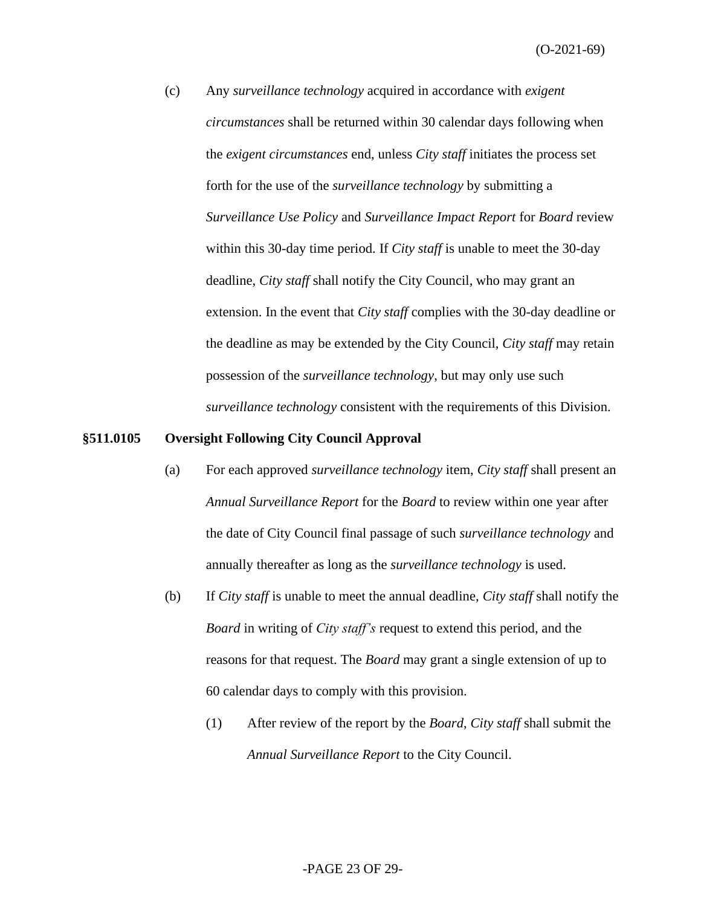(c) Any *surveillance technology* acquired in accordance with *exigent circumstances* shall be returned within 30 calendar days following when the *exigent circumstances* end, unless *City staff* initiates the process set forth for the use of the *surveillance technology* by submitting a *Surveillance Use Policy* and *Surveillance Impact Report* for *Board* review within this 30-day time period. If *City staff* is unable to meet the 30-day deadline, *City staff* shall notify the City Council, who may grant an extension. In the event that *City staff* complies with the 30-day deadline or the deadline as may be extended by the City Council, *City staff* may retain possession of the *surveillance technology*, but may only use such *surveillance technology* consistent with the requirements of this Division.

**§511.0105 Oversight Following City Council Approval**

(a) For each approved *surveillance technology* item, *City staff* shall present an *Annual Surveillance Report* for the *Board* to review within one year after the date of City Council final passage of such *surveillance technology* and annually thereafter as long as the *surveillance technology* is used.

(b) If *City staff* is unable to meet the annual deadline, *City staff* shall notify the *Board* in writing of *City staff's* request to extend this period, and the reasons for that request. The *Board* may grant a single extension of up to 60 calendar days to comply with this provision.

(1) After review of the report by the *Board*, *City staff* shall submit the *Annual Surveillance Report* to the City Council.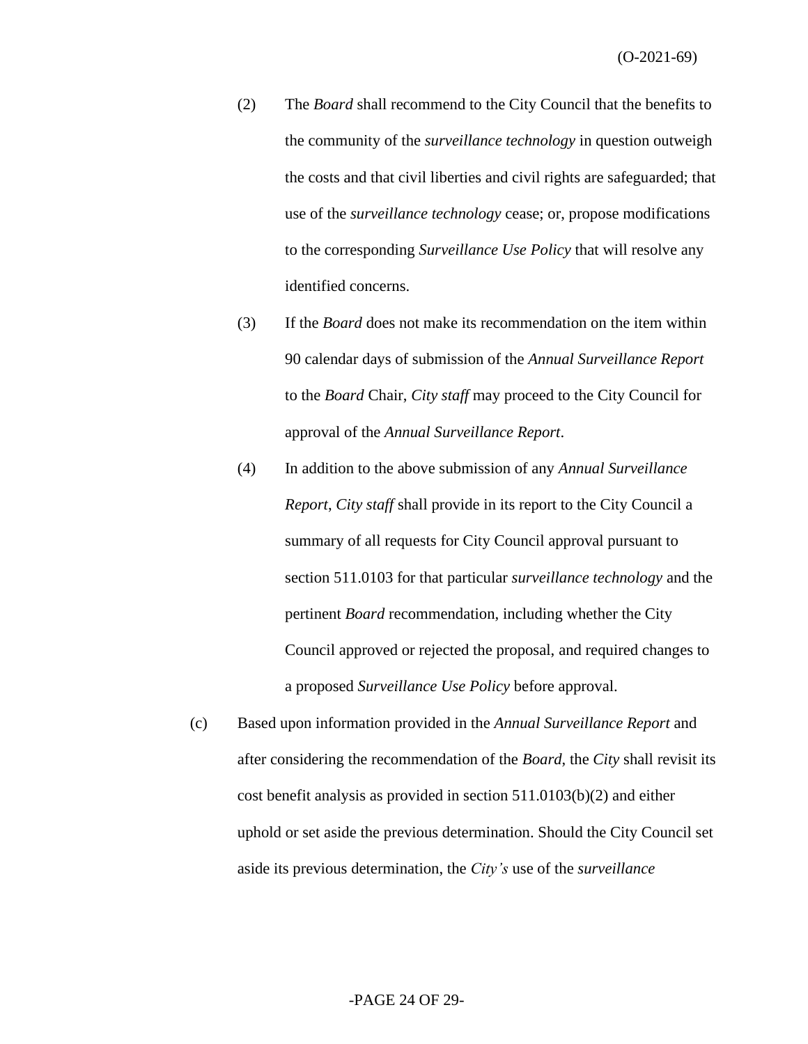(2) The *Board* shall recommend to the City Council that the benefits to the community of the *surveillance technology* in question outweigh the costs and that civil liberties and civil rights are safeguarded; that use of the *surveillance technology* cease; or, propose modifications to the corresponding *Surveillance Use Policy* that will resolve any identified concerns.

(3) If the *Board* does not make its recommendation on the item within 90 calendar days of submission of the *Annual Surveillance Report* to the *Board* Chair, *City staff* may proceed to the City Council for approval of the *Annual Surveillance Report*.

(4) In addition to the above submission of any *Annual Surveillance Report*, *City staff* shall provide in its report to the City Council a summary of all requests for City Council approval pursuant to section 511.0103 for that particular *surveillance technology* and the pertinent *Board* recommendation, including whether the City Council approved or rejected the proposal, and required changes to a proposed *Surveillance Use Policy* before approval.

(c) Based upon information provided in the *Annual Surveillance Report* and after considering the recommendation of the *Board*, the *City* shall revisit its cost benefit analysis as provided in section 511.0103(b)(2) and either uphold or set aside the previous determination. Should the City Council set aside its previous determination, the *City's* use of the *surveillance*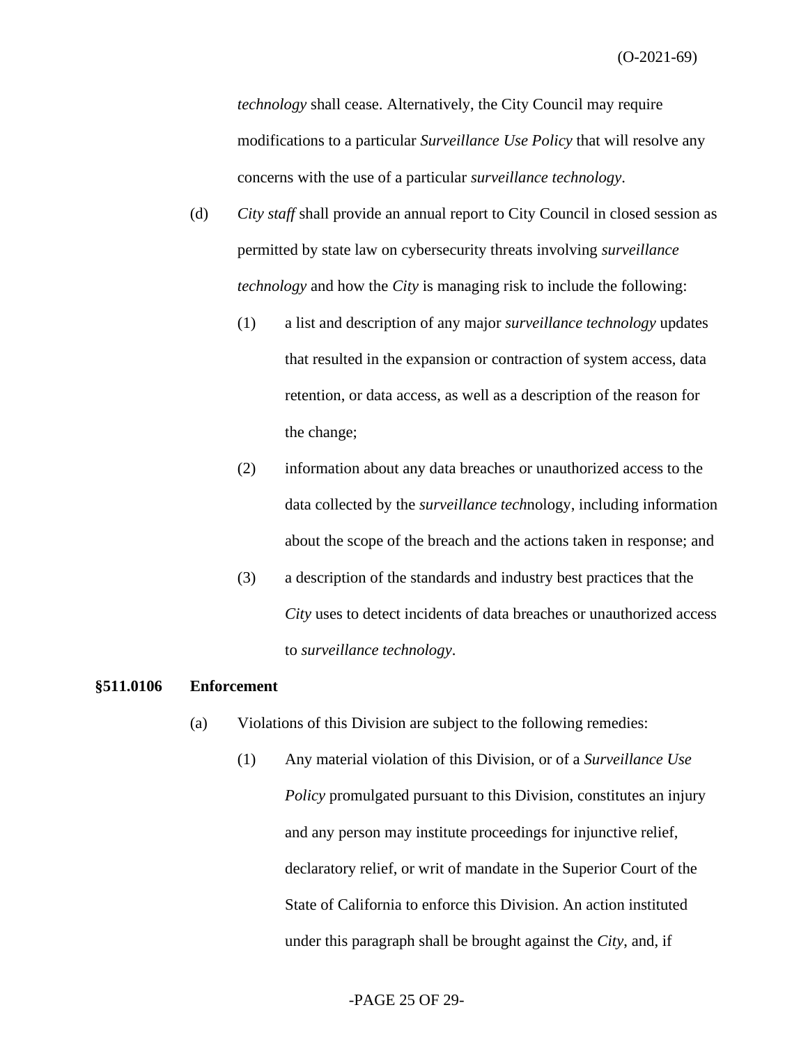*technology* shall cease. Alternatively, the City Council may require modifications to a particular *Surveillance Use Policy* that will resolve any concerns with the use of a particular *surveillance technology*.

(d) *City staff* shall provide an annual report to City Council in closed session as permitted by state law on cybersecurity threats involving *surveillance technology* and how the *City* is managing risk to include the following:

(1) a list and description of any major *surveillance technology* updates that resulted in the expansion or contraction of system access, data retention, or data access, as well as a description of the reason for the change;

(2) information about any data breaches or unauthorized access to the data collected by the *surveillance tech*nology, including information about the scope of the breach and the actions taken in response; and

(3) a description of the standards and industry best practices that the *City* uses to detect incidents of data breaches or unauthorized access to *surveillance technology*.

**§511.0106 Enforcement**

(a) Violations of this Division are subject to the following remedies:

(1) Any material violation of this Division, or of a *Surveillance Use Policy* promulgated pursuant to this Division, constitutes an injury and any person may institute proceedings for injunctive relief, declaratory relief, or writ of mandate in the Superior Court of the State of California to enforce this Division. An action instituted under this paragraph shall be brought against the *City*, and, if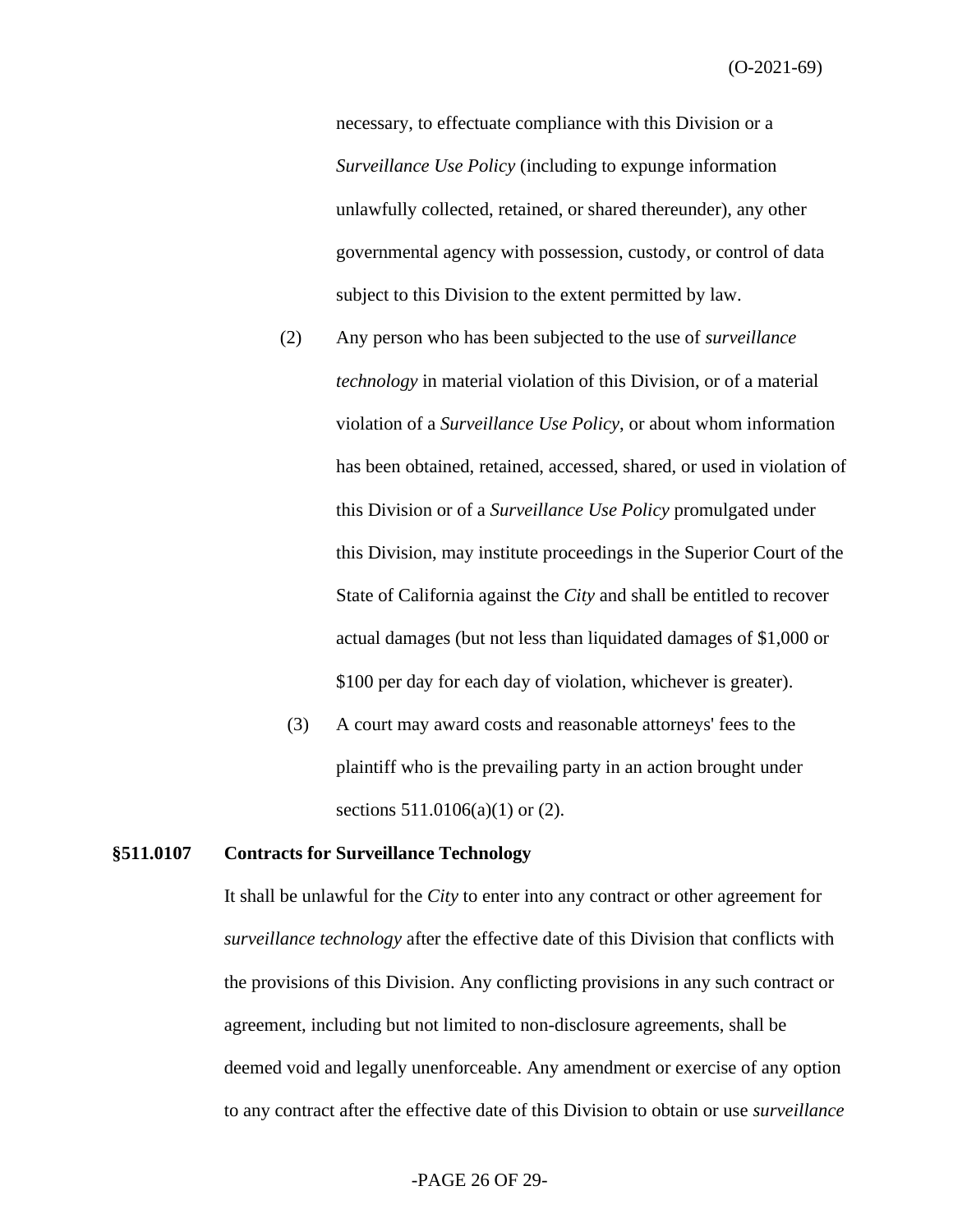necessary, to effectuate compliance with this Division or a *Surveillance Use Policy* (including to expunge information unlawfully collected, retained, or shared thereunder), any other governmental agency with possession, custody, or control of data subject to this Division to the extent permitted by law.

(2) Any person who has been subjected to the use of *surveillance technology* in material violation of this Division, or of a material violation of a *Surveillance Use Policy*, or about whom information has been obtained, retained, accessed, shared, or used in violation of this Division or of a *Surveillance Use Policy* promulgated under this Division, may institute proceedings in the Superior Court of the State of California against the *City* and shall be entitled to recover actual damages (but not less than liquidated damages of $1,000 or $100 per day for each day of violation, whichever is greater).

(3) A court may award costs and reasonable attorneys' fees to the plaintiff who is the prevailing party in an action brought under sections 511.0106(a)(1) or (2).

**§511.0107 Contracts for Surveillance Technology**

It shall be unlawful for the *City* to enter into any contract or other agreement for *surveillance technology* after the effective date of this Division that conflicts with the provisions of this Division. Any conflicting provisions in any such contract or agreement, including but not limited to non-disclosure agreements, shall be deemed void and legally unenforceable. Any amendment or exercise of any option to any contract after the effective date of this Division to obtain or use *surveillance*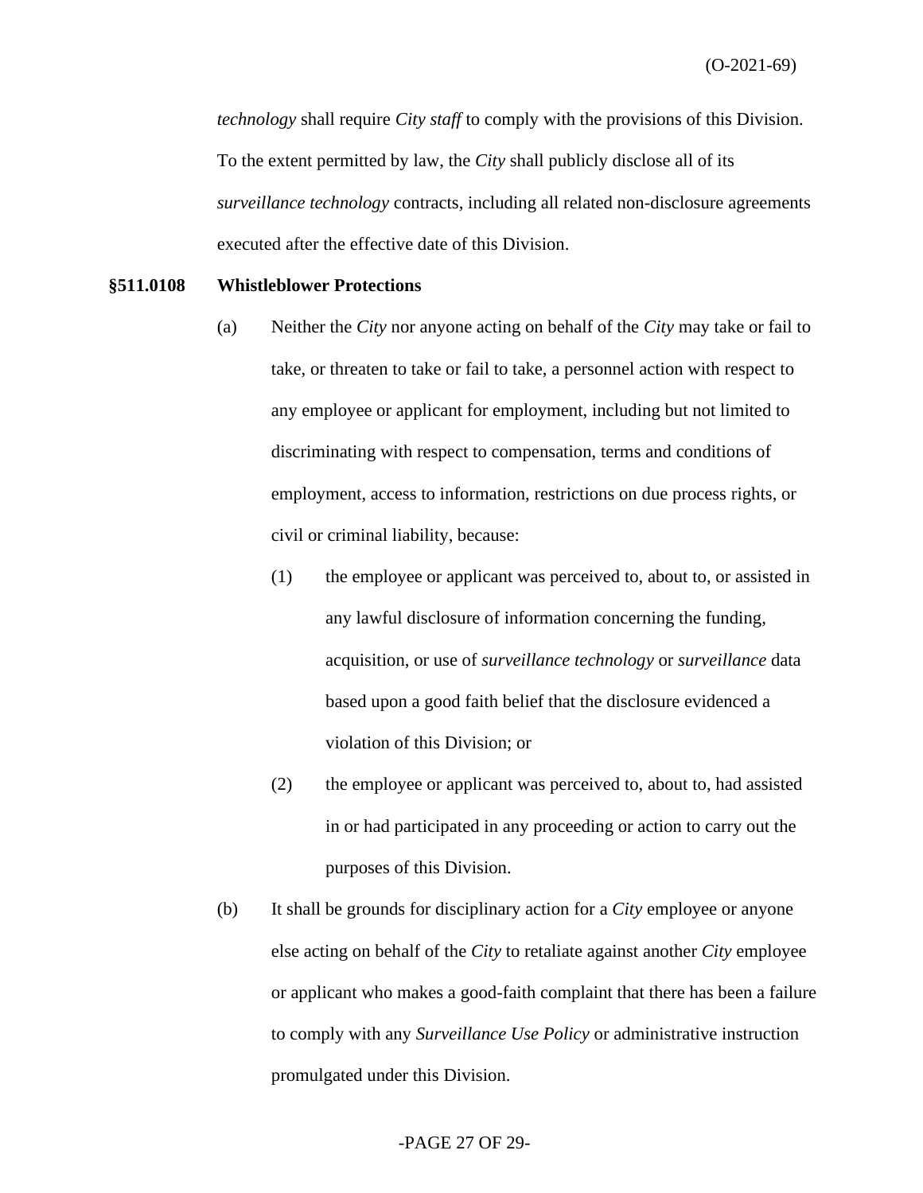*technology* shall require *City staff* to comply with the provisions of this Division. To the extent permitted by law, the *City* shall publicly disclose all of its *surveillance technology* contracts, including all related non-disclosure agreements executed after the effective date of this Division.

**§511.0108 Whistleblower Protections**

(a) Neither the *City* nor anyone acting on behalf of the *City* may take or fail to take, or threaten to take or fail to take, a personnel action with respect to any employee or applicant for employment, including but not limited to discriminating with respect to compensation, terms and conditions of employment, access to information, restrictions on due process rights, or civil or criminal liability, because:

(1) the employee or applicant was perceived to, about to, or assisted in any lawful disclosure of information concerning the funding, acquisition, or use of *surveillance technology* or *surveillance* data based upon a good faith belief that the disclosure evidenced a violation of this Division; or

(2) the employee or applicant was perceived to, about to, had assisted in or had participated in any proceeding or action to carry out the purposes of this Division.

(b) It shall be grounds for disciplinary action for a *City* employee or anyone else acting on behalf of the *City* to retaliate against another *City* employee or applicant who makes a good-faith complaint that there has been a failure to comply with any *Surveillance Use Policy* or administrative instruction promulgated under this Division.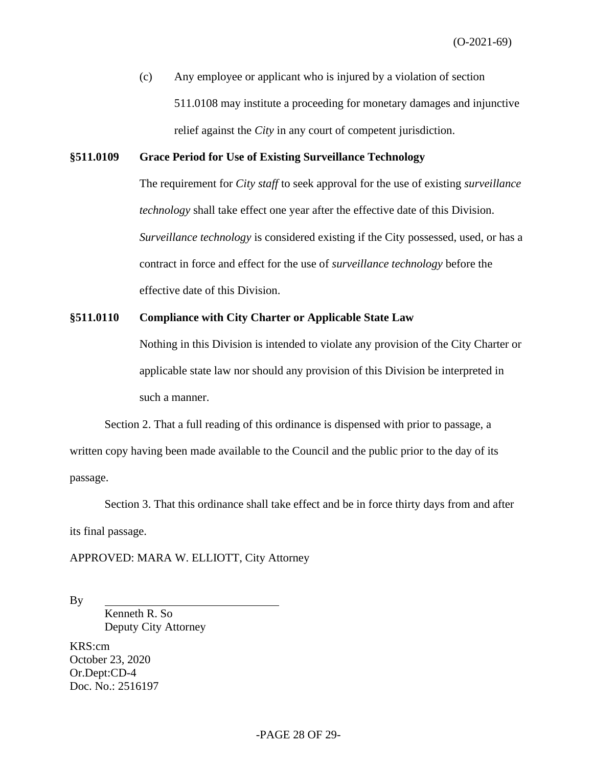(c) Any employee or applicant who is injured by a violation of section 511.0108 may institute a proceeding for monetary damages and injunctive relief against the *City* in any court of competent jurisdiction.

**§511.0109 Grace Period for Use of Existing Surveillance Technology**

The requirement for *City staff* to seek approval for the use of existing *surveillance technology* shall take effect one year after the effective date of this Division. *Surveillance technology* is considered existing if the City possessed, used, or has a contract in force and effect for the use of *surveillance technology* before the effective date of this Division.

**§511.0110 Compliance with City Charter or Applicable State Law**

Nothing in this Division is intended to violate any provision of the City Charter or applicable state law nor should any provision of this Division be interpreted in such a manner.

Section 2. That a full reading of this ordinance is dispensed with prior to passage, a written copy having been made available to the Council and the public prior to the day of its passage.

Section 3. That this ordinance shall take effect and be in force thirty days from and after its final passage.

APPROVED: MARA W. ELLIOTT, City Attorney

By \_\_\_\_\_\_\_\_\_\_\_\_\_\_\_\_\_\_\_\_\_\_\_\_\_\_\_\_\_\_
Kenneth R. So
Deputy City Attorney

KRS:cm
October 23, 2020
Or.Dept:CD-4
Doc. No.: 2516197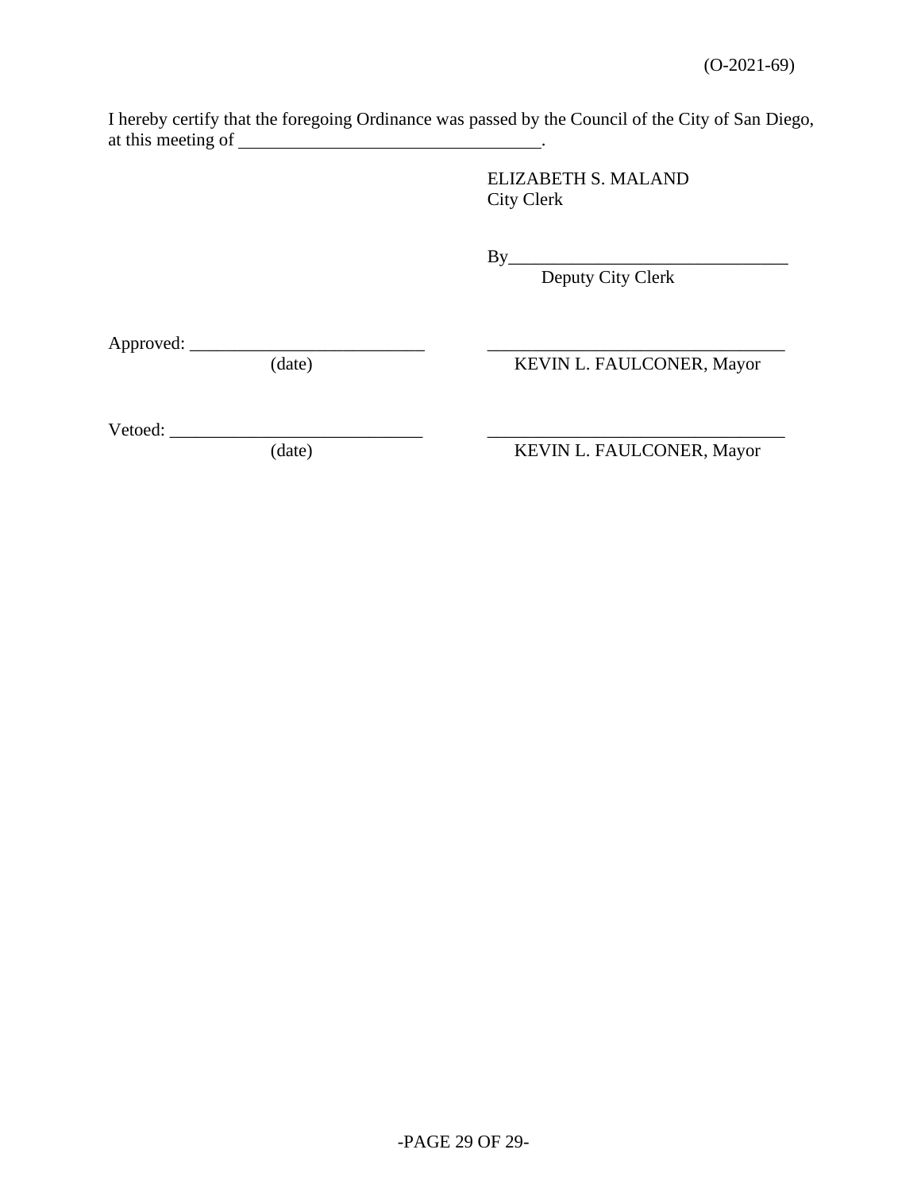(O-2021-69)

I hereby certify that the foregoing Ordinance was passed by the Council of the City of San Diego, at this meeting of ________________________________.

ELIZABETH S. MALAND
City Clerk

By_______________________________
Deputy City Clerk

Approved: __________________________ (date)

_________________________________
KEVIN L. FAULCONER, Mayor

Vetoed: ____________________________ (date)

_________________________________
KEVIN L. FAULCONER, Mayor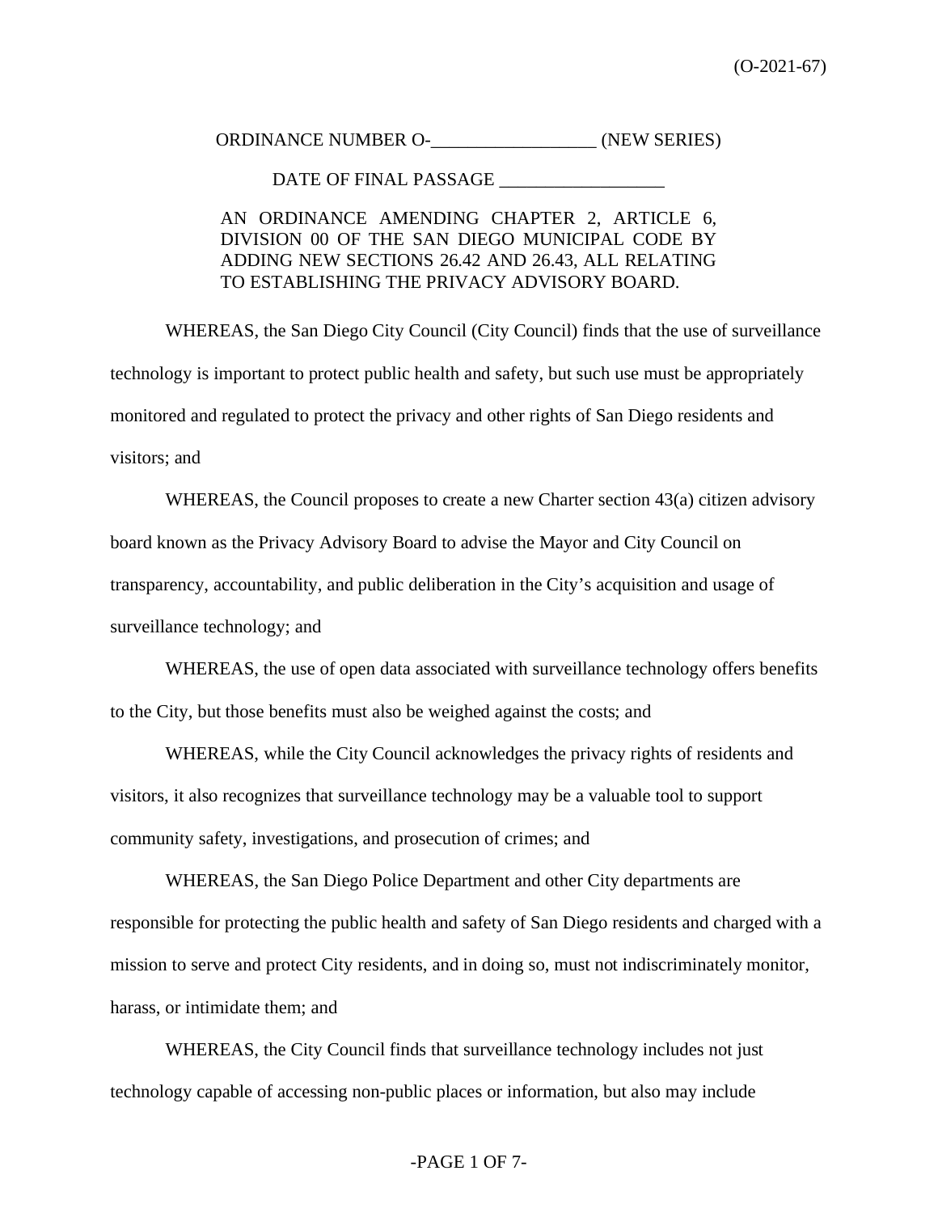(O-2021-67)

ORDINANCE NUMBER O-__________________ (NEW SERIES)

DATE OF FINAL PASSAGE __________________

AN ORDINANCE AMENDING CHAPTER 2, ARTICLE 6, DIVISION 00 OF THE SAN DIEGO MUNICIPAL CODE BY ADDING NEW SECTIONS 26.42 AND 26.43, ALL RELATING TO ESTABLISHING THE PRIVACY ADVISORY BOARD.

WHEREAS, the San Diego City Council (City Council) finds that the use of surveillance technology is important to protect public health and safety, but such use must be appropriately monitored and regulated to protect the privacy and other rights of San Diego residents and visitors; and

WHEREAS, the Council proposes to create a new Charter section 43(a) citizen advisory board known as the Privacy Advisory Board to advise the Mayor and City Council on transparency, accountability, and public deliberation in the City's acquisition and usage of surveillance technology; and

WHEREAS, the use of open data associated with surveillance technology offers benefits to the City, but those benefits must also be weighed against the costs; and

WHEREAS, while the City Council acknowledges the privacy rights of residents and visitors, it also recognizes that surveillance technology may be a valuable tool to support community safety, investigations, and prosecution of crimes; and

WHEREAS, the San Diego Police Department and other City departments are responsible for protecting the public health and safety of San Diego residents and charged with a mission to serve and protect City residents, and in doing so, must not indiscriminately monitor, harass, or intimidate them; and

WHEREAS, the City Council finds that surveillance technology includes not just technology capable of accessing non-public places or information, but also may include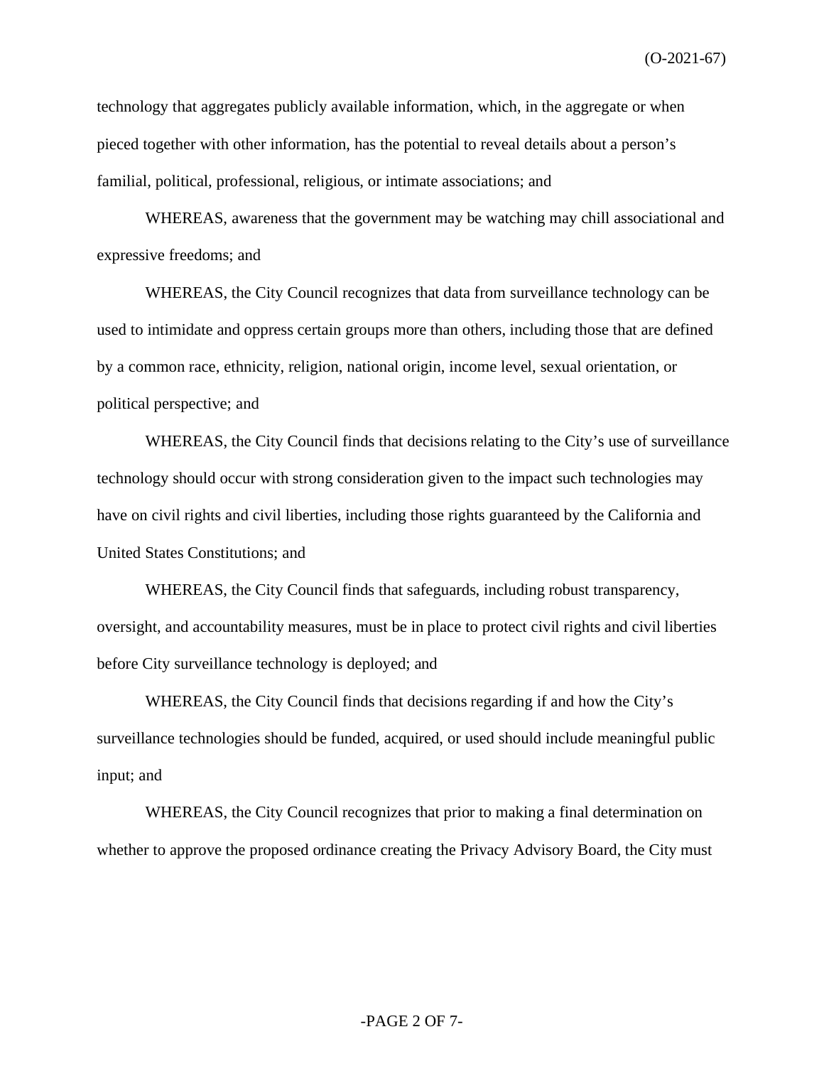technology that aggregates publicly available information, which, in the aggregate or when pieced together with other information, has the potential to reveal details about a person's familial, political, professional, religious, or intimate associations; and

WHEREAS, awareness that the government may be watching may chill associational and expressive freedoms; and

WHEREAS, the City Council recognizes that data from surveillance technology can be used to intimidate and oppress certain groups more than others, including those that are defined by a common race, ethnicity, religion, national origin, income level, sexual orientation, or political perspective; and

WHEREAS, the City Council finds that decisions relating to the City's use of surveillance technology should occur with strong consideration given to the impact such technologies may have on civil rights and civil liberties, including those rights guaranteed by the California and United States Constitutions; and

WHEREAS, the City Council finds that safeguards, including robust transparency, oversight, and accountability measures, must be in place to protect civil rights and civil liberties before City surveillance technology is deployed; and

WHEREAS, the City Council finds that decisions regarding if and how the City's surveillance technologies should be funded, acquired, or used should include meaningful public input; and

WHEREAS, the City Council recognizes that prior to making a final determination on whether to approve the proposed ordinance creating the Privacy Advisory Board, the City must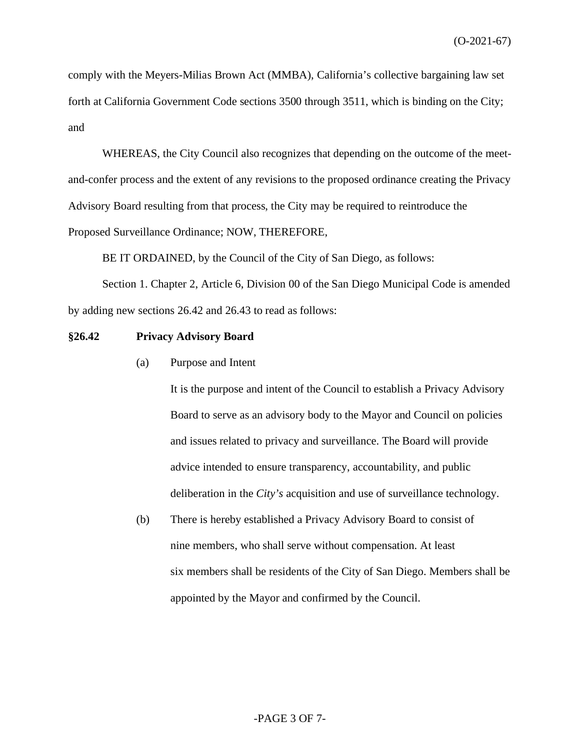comply with the Meyers-Milias Brown Act (MMBA), California's collective bargaining law set forth at California Government Code sections 3500 through 3511, which is binding on the City; and

WHEREAS, the City Council also recognizes that depending on the outcome of the meet-and-confer process and the extent of any revisions to the proposed ordinance creating the Privacy Advisory Board resulting from that process, the City may be required to reintroduce the Proposed Surveillance Ordinance; NOW, THEREFORE,

BE IT ORDAINED, by the Council of the City of San Diego, as follows:

Section 1. Chapter 2, Article 6, Division 00 of the San Diego Municipal Code is amended by adding new sections 26.42 and 26.43 to read as follows:

**§26.42 Privacy Advisory Board**

(a) Purpose and Intent

It is the purpose and intent of the Council to establish a Privacy Advisory Board to serve as an advisory body to the Mayor and Council on policies and issues related to privacy and surveillance. The Board will provide advice intended to ensure transparency, accountability, and public deliberation in the *City's* acquisition and use of surveillance technology.

(b) There is hereby established a Privacy Advisory Board to consist of nine members, who shall serve without compensation. At least six members shall be residents of the City of San Diego. Members shall be appointed by the Mayor and confirmed by the Council.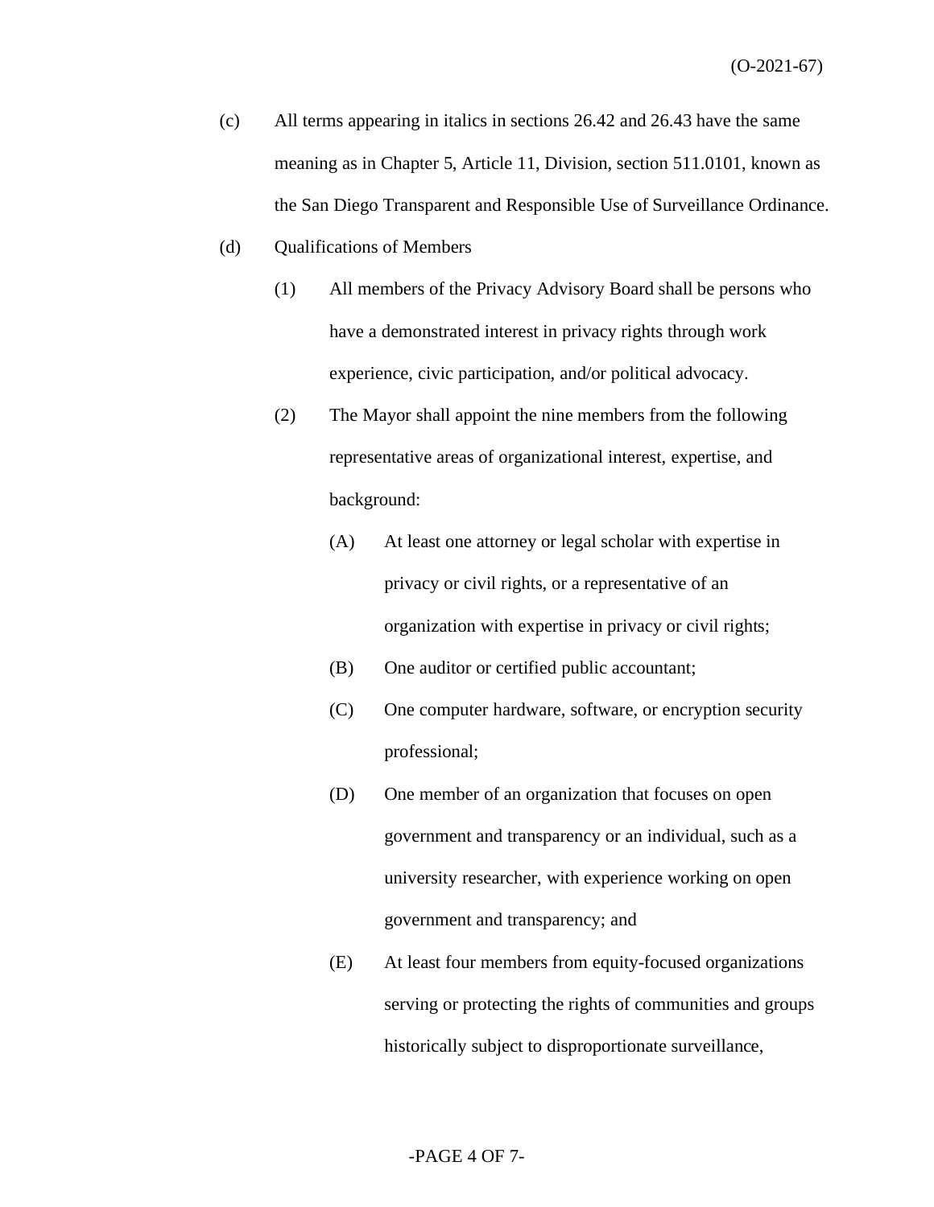(c) All terms appearing in italics in sections 26.42 and 26.43 have the same meaning as in Chapter 5, Article 11, Division, section 511.0101, known as the San Diego Transparent and Responsible Use of Surveillance Ordinance.

(d) Qualifications of Members

(1) All members of the Privacy Advisory Board shall be persons who have a demonstrated interest in privacy rights through work experience, civic participation, and/or political advocacy.

(2) The Mayor shall appoint the nine members from the following representative areas of organizational interest, expertise, and background:

(A) At least one attorney or legal scholar with expertise in privacy or civil rights, or a representative of an organization with expertise in privacy or civil rights;

(B) One auditor or certified public accountant;

(C) One computer hardware, software, or encryption security professional;

(D) One member of an organization that focuses on open government and transparency or an individual, such as a university researcher, with experience working on open government and transparency; and

(E) At least four members from equity-focused organizations serving or protecting the rights of communities and groups historically subject to disproportionate surveillance,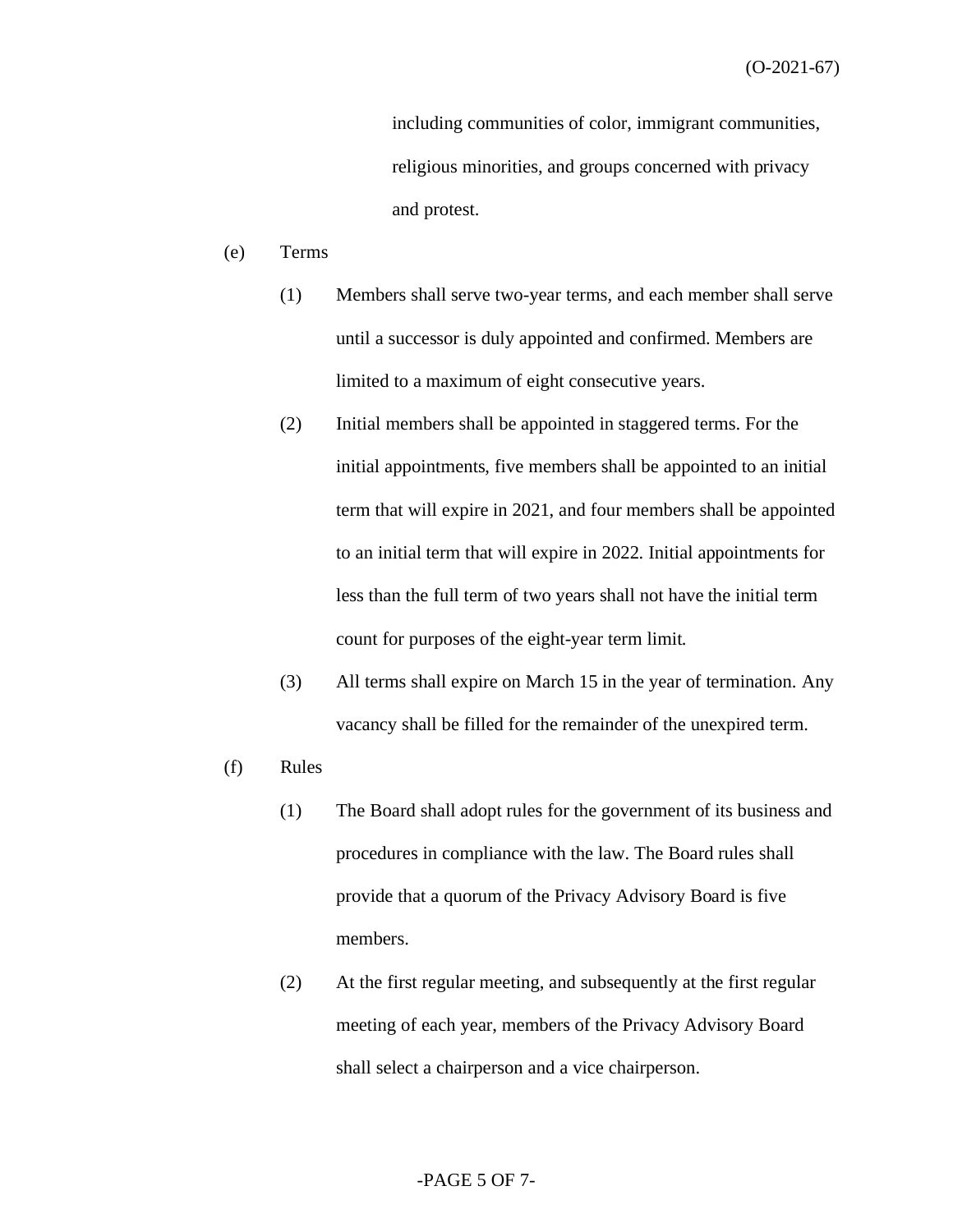including communities of color, immigrant communities, religious minorities, and groups concerned with privacy and protest.

(e) Terms

(1) Members shall serve two-year terms, and each member shall serve until a successor is duly appointed and confirmed. Members are limited to a maximum of eight consecutive years.

(2) Initial members shall be appointed in staggered terms. For the initial appointments, five members shall be appointed to an initial term that will expire in 2021, and four members shall be appointed to an initial term that will expire in 2022. Initial appointments for less than the full term of two years shall not have the initial term count for purposes of the eight-year term limit.

(3) All terms shall expire on March 15 in the year of termination. Any vacancy shall be filled for the remainder of the unexpired term.

(f) Rules

(1) The Board shall adopt rules for the government of its business and procedures in compliance with the law. The Board rules shall provide that a quorum of the Privacy Advisory Board is five members.

(2) At the first regular meeting, and subsequently at the first regular meeting of each year, members of the Privacy Advisory Board shall select a chairperson and a vice chairperson.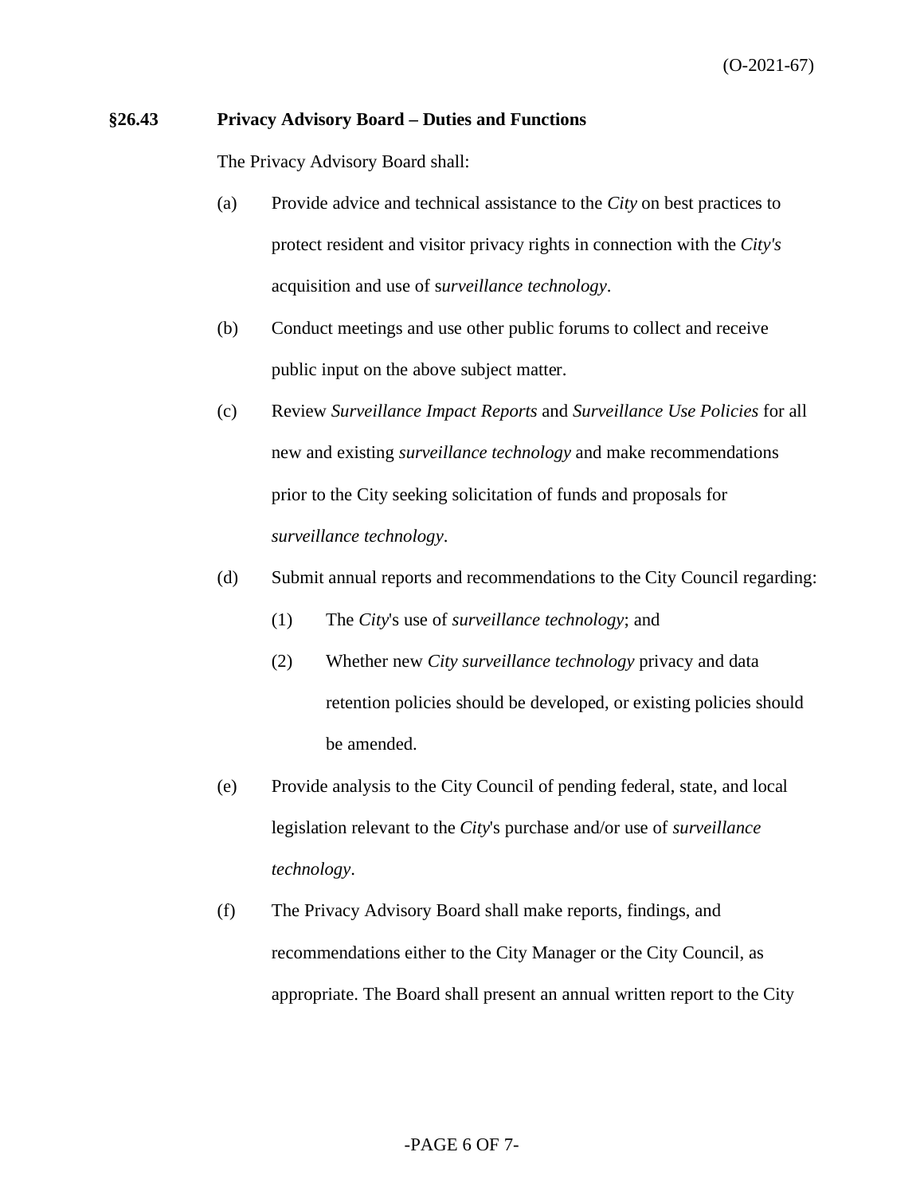## §26.43 Privacy Advisory Board – Duties and Functions

The Privacy Advisory Board shall:

(a) Provide advice and technical assistance to the *City* on best practices to protect resident and visitor privacy rights in connection with the *City's* acquisition and use of s*urveillance technology*.

(b) Conduct meetings and use other public forums to collect and receive public input on the above subject matter.

(c) Review *Surveillance Impact Reports* and *Surveillance Use Policies* for all new and existing *surveillance technology* and make recommendations prior to the City seeking solicitation of funds and proposals for *surveillance technology*.

(d) Submit annual reports and recommendations to the City Council regarding:

   (1) The *City*'s use of *surveillance technology*; and

   (2) Whether new *City surveillance technology* privacy and data retention policies should be developed, or existing policies should be amended.

(e) Provide analysis to the City Council of pending federal, state, and local legislation relevant to the *City*'s purchase and/or use of *surveillance technology*.

(f) The Privacy Advisory Board shall make reports, findings, and recommendations either to the City Manager or the City Council, as appropriate. The Board shall present an annual written report to the City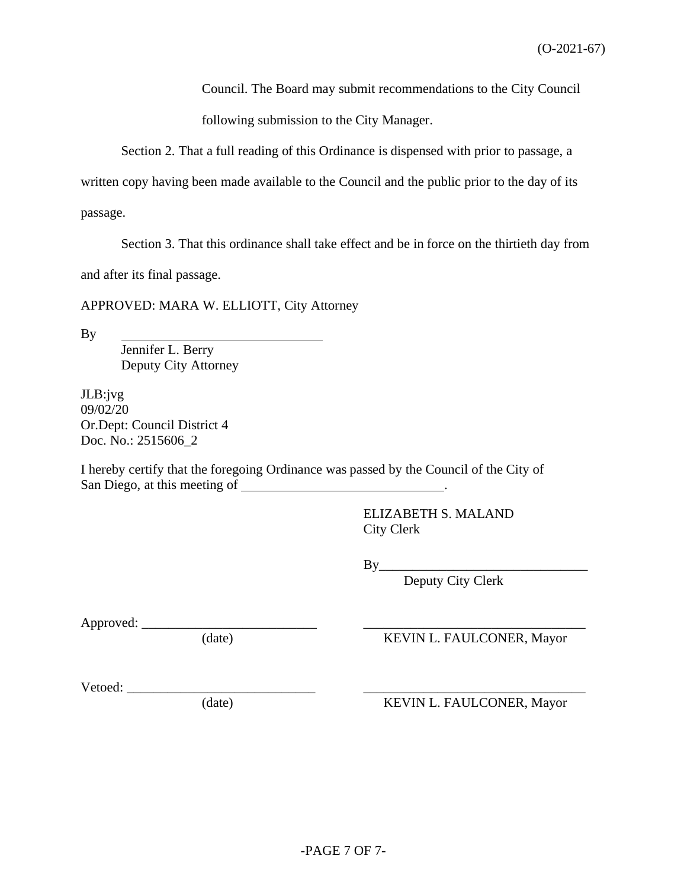Council. The Board may submit recommendations to the City Council following submission to the City Manager.

Section 2. That a full reading of this Ordinance is dispensed with prior to passage, a written copy having been made available to the Council and the public prior to the day of its passage.

Section 3. That this ordinance shall take effect and be in force on the thirtieth day from and after its final passage.

APPROVED: MARA W. ELLIOTT, City Attorney

By \_\_\_\_\_\_\_\_\_\_\_\_\_\_\_\_\_\_\_\_\_\_\_\_\_\_\_\_\_\_
Jennifer L. Berry
Deputy City Attorney

JLB:jvg
09/02/20
Or.Dept: Council District 4
Doc. No.: 2515606_2

I hereby certify that the foregoing Ordinance was passed by the Council of the City of San Diego, at this meeting of \_\_\_\_\_\_\_\_\_\_\_\_\_\_\_\_\_\_\_\_\_\_\_\_\_\_\_\_\_\_.

ELIZABETH S. MALAND
City Clerk

By\_\_\_\_\_\_\_\_\_\_\_\_\_\_\_\_\_\_\_\_\_\_\_\_\_\_\_\_\_\_
Deputy City Clerk

Approved: \_\_\_\_\_\_\_\_\_\_\_\_\_\_\_\_\_\_\_\_\_\_\_\_\_\_ (date) \_\_\_\_\_\_\_\_\_\_\_\_\_\_\_\_\_\_\_\_\_\_\_\_\_\_\_\_\_\_ KEVIN L. FAULCONER, Mayor

Vetoed: \_\_\_\_\_\_\_\_\_\_\_\_\_\_\_\_\_\_\_\_\_\_\_\_\_\_ (date) \_\_\_\_\_\_\_\_\_\_\_\_\_\_\_\_\_\_\_\_\_\_\_\_\_\_\_\_\_\_ KEVIN L. FAULCONER, Mayor